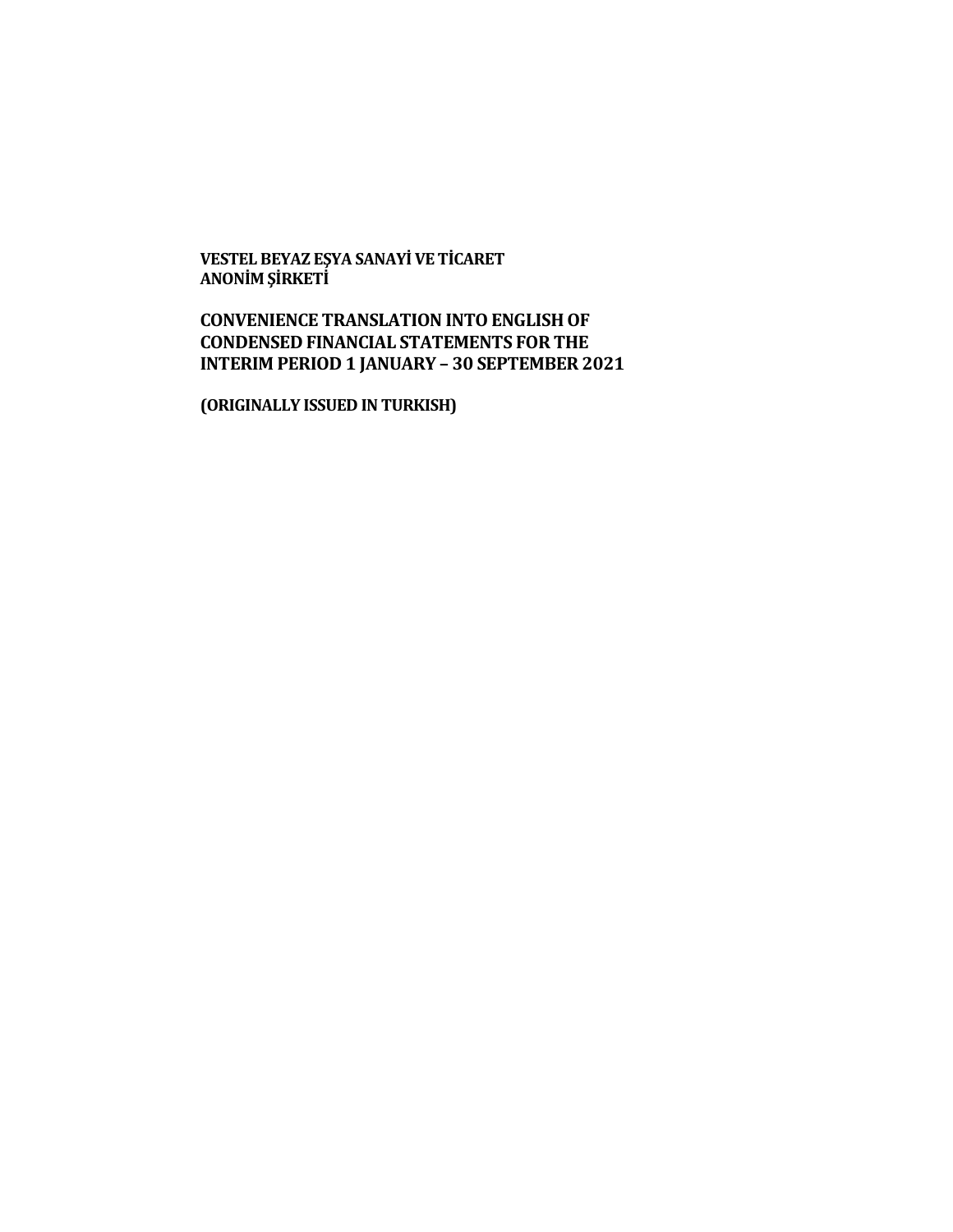**VESTEL BEYAZ EŞYA SANAYİ VE TİCARET ANONİM ŞİRKETİ**

**CONVENIENCE TRANSLATION INTO ENGLISH OF CONDENSED FINANCIAL STATEMENTS FOR THE INTERIM PERIOD 1 JANUARY – 30 SEPTEMBER 2021**

**(ORIGINALLY ISSUED IN TURKISH)**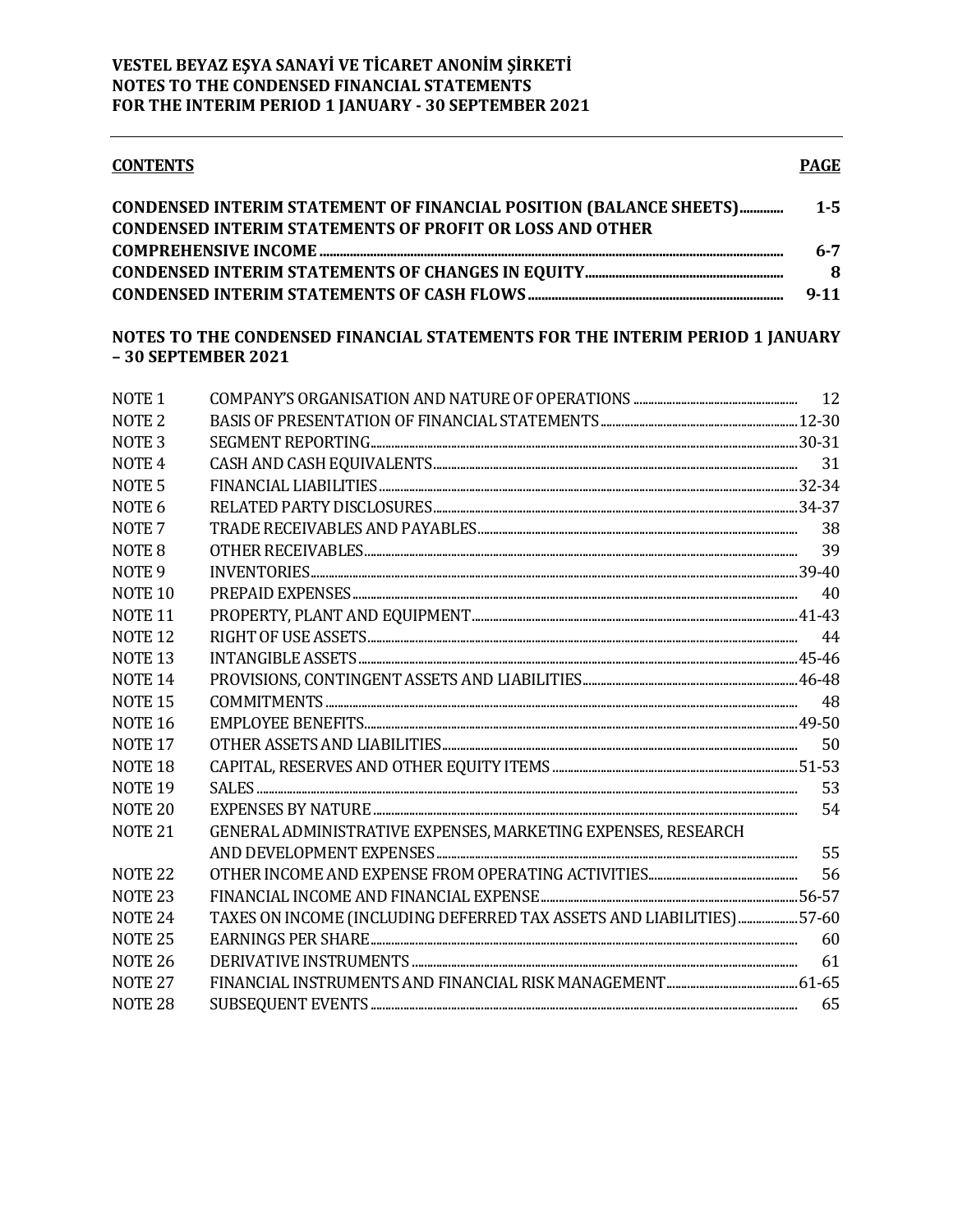**VESTEL BEYAZ EŞYA SANAYİ VE TİCARET ANONİM ŞİRKETİ**
**NOTES TO THE CONDENSED FINANCIAL STATEMENTS**
**FOR THE INTERIM PERIOD 1 JANUARY - 30 SEPTEMBER 2021**

| **CONTENTS** | **PAGE** |
|---|---|
| **CONDENSED INTERIM STATEMENT OF FINANCIAL POSITION (BALANCE SHEETS)** | **1-5** |
| **CONDENSED INTERIM STATEMENTS OF PROFIT OR LOSS AND OTHER COMPREHENSIVE INCOME** | **6-7** |
| **CONDENSED INTERIM STATEMENTS OF CHANGES IN EQUITY** | **8** |
| **CONDENSED INTERIM STATEMENTS OF CASH FLOWS** | **9-11** |

**NOTES TO THE CONDENSED FINANCIAL STATEMENTS FOR THE INTERIM PERIOD 1 JANUARY – 30 SEPTEMBER 2021**

| | | |
|---|---|---|
| NOTE 1 | COMPANY'S ORGANISATION AND NATURE OF OPERATIONS | 12 |
| NOTE 2 | BASIS OF PRESENTATION OF FINANCIAL STATEMENTS | 12-30 |
| NOTE 3 | SEGMENT REPORTING | 30-31 |
| NOTE 4 | CASH AND CASH EQUIVALENTS | 31 |
| NOTE 5 | FINANCIAL LIABILITIES | 32-34 |
| NOTE 6 | RELATED PARTY DISCLOSURES | 34-37 |
| NOTE 7 | TRADE RECEIVABLES AND PAYABLES | 38 |
| NOTE 8 | OTHER RECEIVABLES | 39 |
| NOTE 9 | INVENTORIES | 39-40 |
| NOTE 10 | PREPAID EXPENSES | 40 |
| NOTE 11 | PROPERTY, PLANT AND EQUIPMENT | 41-43 |
| NOTE 12 | RIGHT OF USE ASSETS | 44 |
| NOTE 13 | INTANGIBLE ASSETS | 45-46 |
| NOTE 14 | PROVISIONS, CONTINGENT ASSETS AND LIABILITIES | 46-48 |
| NOTE 15 | COMMITMENTS | 48 |
| NOTE 16 | EMPLOYEE BENEFITS | 49-50 |
| NOTE 17 | OTHER ASSETS AND LIABILITIES | 50 |
| NOTE 18 | CAPITAL, RESERVES AND OTHER EQUITY ITEMS | 51-53 |
| NOTE 19 | SALES | 53 |
| NOTE 20 | EXPENSES BY NATURE | 54 |
| NOTE 21 | GENERAL ADMINISTRATIVE EXPENSES, MARKETING EXPENSES, RESEARCH AND DEVELOPMENT EXPENSES | 55 |
| NOTE 22 | OTHER INCOME AND EXPENSE FROM OPERATING ACTIVITIES | 56 |
| NOTE 23 | FINANCIAL INCOME AND FINANCIAL EXPENSE | 56-57 |
| NOTE 24 | TAXES ON INCOME (INCLUDING DEFERRED TAX ASSETS AND LIABILITIES) | 57-60 |
| NOTE 25 | EARNINGS PER SHARE | 60 |
| NOTE 26 | DERIVATIVE INSTRUMENTS | 61 |
| NOTE 27 | FINANCIAL INSTRUMENTS AND FINANCIAL RISK MANAGEMENT | 61-65 |
| NOTE 28 | SUBSEQUENT EVENTS | 65 |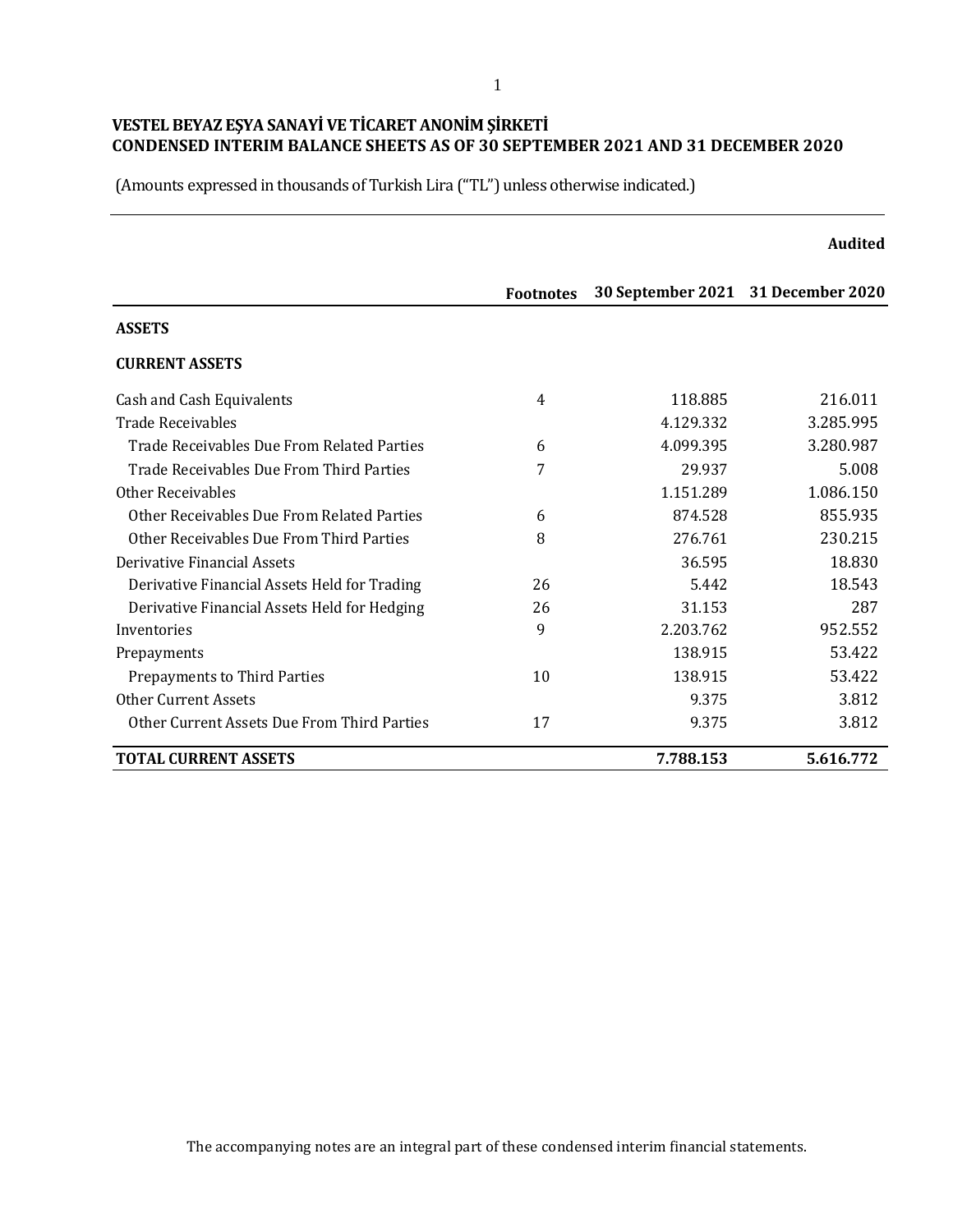**VESTEL BEYAZ EŞYA SANAYİ VE TİCARET ANONİM ŞİRKETİ**
**CONDENSED INTERIM BALANCE SHEETS AS OF 30 SEPTEMBER 2021 AND 31 DECEMBER 2020**

(Amounts expressed in thousands of Turkish Lira ("TL") unless otherwise indicated.)

| | | | Audited |
|---|---|---|---|
| | **Footnotes** | **30 September 2021** | **31 December 2020** |
| **ASSETS** | | | |
| **CURRENT ASSETS** | | | |
| Cash and Cash Equivalents | 4 | 118.885 | 216.011 |
| Trade Receivables | | 4.129.332 | 3.285.995 |
| Trade Receivables Due From Related Parties | 6 | 4.099.395 | 3.280.987 |
| Trade Receivables Due From Third Parties | 7 | 29.937 | 5.008 |
| Other Receivables | | 1.151.289 | 1.086.150 |
| Other Receivables Due From Related Parties | 6 | 874.528 | 855.935 |
| Other Receivables Due From Third Parties | 8 | 276.761 | 230.215 |
| Derivative Financial Assets | | 36.595 | 18.830 |
| Derivative Financial Assets Held for Trading | 26 | 5.442 | 18.543 |
| Derivative Financial Assets Held for Hedging | 26 | 31.153 | 287 |
| Inventories | 9 | 2.203.762 | 952.552 |
| Prepayments | | 138.915 | 53.422 |
| Prepayments to Third Parties | 10 | 138.915 | 53.422 |
| Other Current Assets | | 9.375 | 3.812 |
| Other Current Assets Due From Third Parties | 17 | 9.375 | 3.812 |
| **TOTAL CURRENT ASSETS** | | **7.788.153** | **5.616.772** |

The accompanying notes are an integral part of these condensed interim financial statements.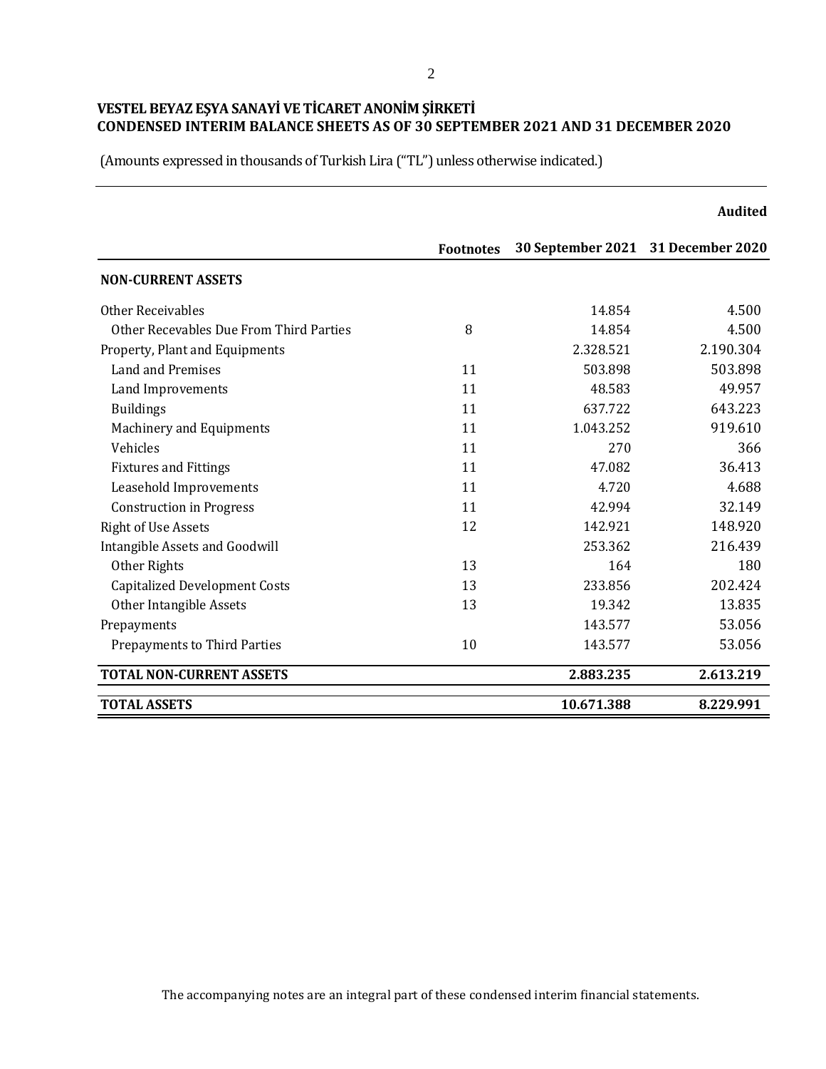**VESTEL BEYAZ EŞYA SANAYİ VE TİCARET ANONİM ŞİRKETİ**
**CONDENSED INTERIM BALANCE SHEETS AS OF 30 SEPTEMBER 2021 AND 31 DECEMBER 2020**

(Amounts expressed in thousands of Turkish Lira ("TL") unless otherwise indicated.)

| | Footnotes | 30 September 2021 | Audited<br>31 December 2020 |
|---|---|---|---|
| **NON-CURRENT ASSETS** | | | |
| Other Receivables | | 14.854 | 4.500 |
| Other Recevables Due From Third Parties | 8 | 14.854 | 4.500 |
| Property, Plant and Equipments | | 2.328.521 | 2.190.304 |
| Land and Premises | 11 | 503.898 | 503.898 |
| Land Improvements | 11 | 48.583 | 49.957 |
| Buildings | 11 | 637.722 | 643.223 |
| Machinery and Equipments | 11 | 1.043.252 | 919.610 |
| Vehicles | 11 | 270 | 366 |
| Fixtures and Fittings | 11 | 47.082 | 36.413 |
| Leasehold Improvements | 11 | 4.720 | 4.688 |
| Construction in Progress | 11 | 42.994 | 32.149 |
| Right of Use Assets | 12 | 142.921 | 148.920 |
| Intangible Assets and Goodwill | | 253.362 | 216.439 |
| Other Rights | 13 | 164 | 180 |
| Capitalized Development Costs | 13 | 233.856 | 202.424 |
| Other Intangible Assets | 13 | 19.342 | 13.835 |
| Prepayments | | 143.577 | 53.056 |
| Prepayments to Third Parties | 10 | 143.577 | 53.056 |
| **TOTAL NON-CURRENT ASSETS** | | **2.883.235** | **2.613.219** |
| **TOTAL ASSETS** | | **10.671.388** | **8.229.991** |

The accompanying notes are an integral part of these condensed interim financial statements.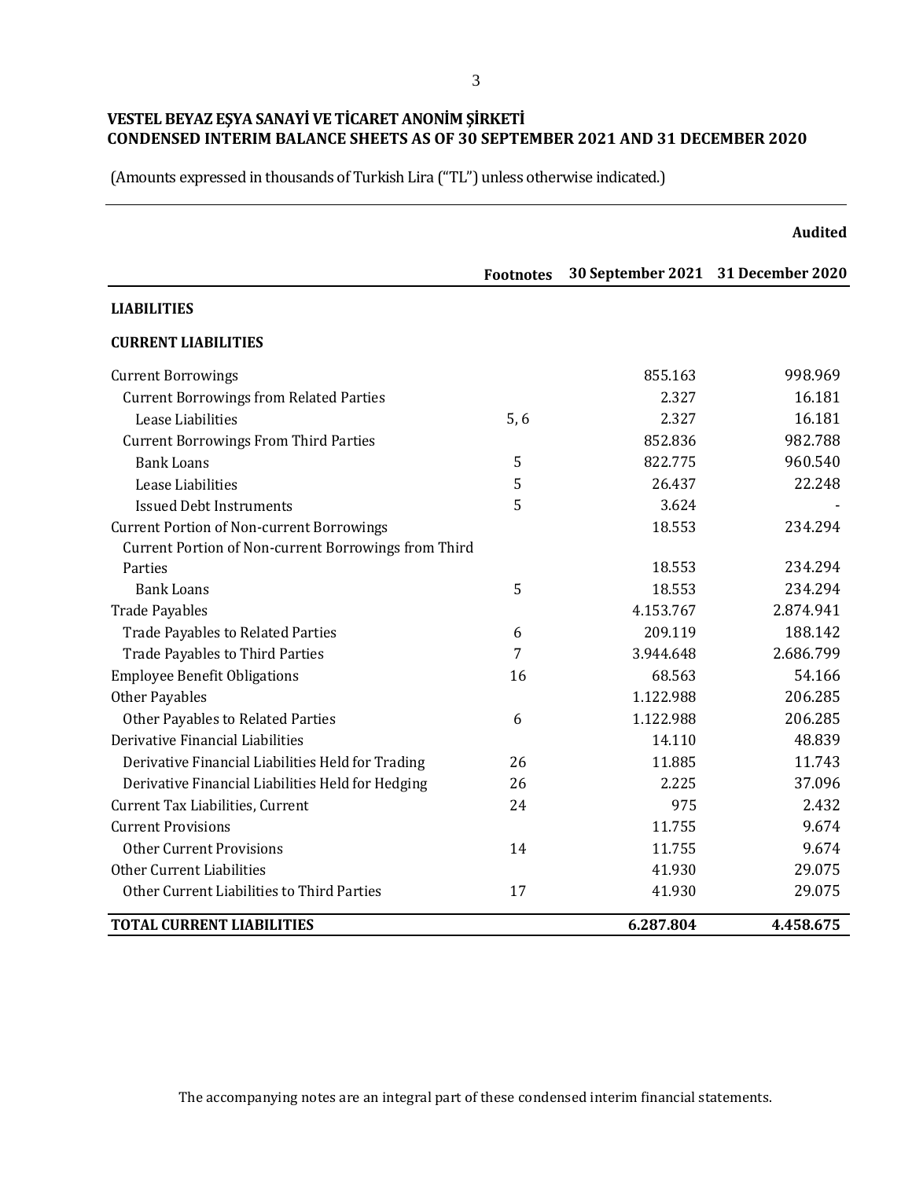**VESTEL BEYAZ EŞYA SANAYİ VE TİCARET ANONİM ŞİRKETİ**
**CONDENSED INTERIM BALANCE SHEETS AS OF 30 SEPTEMBER 2021 AND 31 DECEMBER 2020**

(Amounts expressed in thousands of Turkish Lira ("TL") unless otherwise indicated.)

| | Footnotes | 30 September 2021 | Audited<br>31 December 2020 |
|---|---|---|---|
| **LIABILITIES** | | | |
| **CURRENT LIABILITIES** | | | |
| Current Borrowings | | 855.163 | 998.969 |
| Current Borrowings from Related Parties | | 2.327 | 16.181 |
| Lease Liabilities | 5, 6 | 2.327 | 16.181 |
| Current Borrowings From Third Parties | | 852.836 | 982.788 |
| Bank Loans | 5 | 822.775 | 960.540 |
| Lease Liabilities | 5 | 26.437 | 22.248 |
| Issued Debt Instruments | 5 | 3.624 | - |
| Current Portion of Non-current Borrowings | | 18.553 | 234.294 |
| Current Portion of Non-current Borrowings from Third Parties | | 18.553 | 234.294 |
| Bank Loans | 5 | 18.553 | 234.294 |
| Trade Payables | | 4.153.767 | 2.874.941 |
| Trade Payables to Related Parties | 6 | 209.119 | 188.142 |
| Trade Payables to Third Parties | 7 | 3.944.648 | 2.686.799 |
| Employee Benefit Obligations | 16 | 68.563 | 54.166 |
| Other Payables | | 1.122.988 | 206.285 |
| Other Payables to Related Parties | 6 | 1.122.988 | 206.285 |
| Derivative Financial Liabilities | | 14.110 | 48.839 |
| Derivative Financial Liabilities Held for Trading | 26 | 11.885 | 11.743 |
| Derivative Financial Liabilities Held for Hedging | 26 | 2.225 | 37.096 |
| Current Tax Liabilities, Current | 24 | 975 | 2.432 |
| Current Provisions | | 11.755 | 9.674 |
| Other Current Provisions | 14 | 11.755 | 9.674 |
| Other Current Liabilities | | 41.930 | 29.075 |
| Other Current Liabilities to Third Parties | 17 | 41.930 | 29.075 |
| **TOTAL CURRENT LIABILITIES** | | **6.287.804** | **4.458.675** |

The accompanying notes are an integral part of these condensed interim financial statements.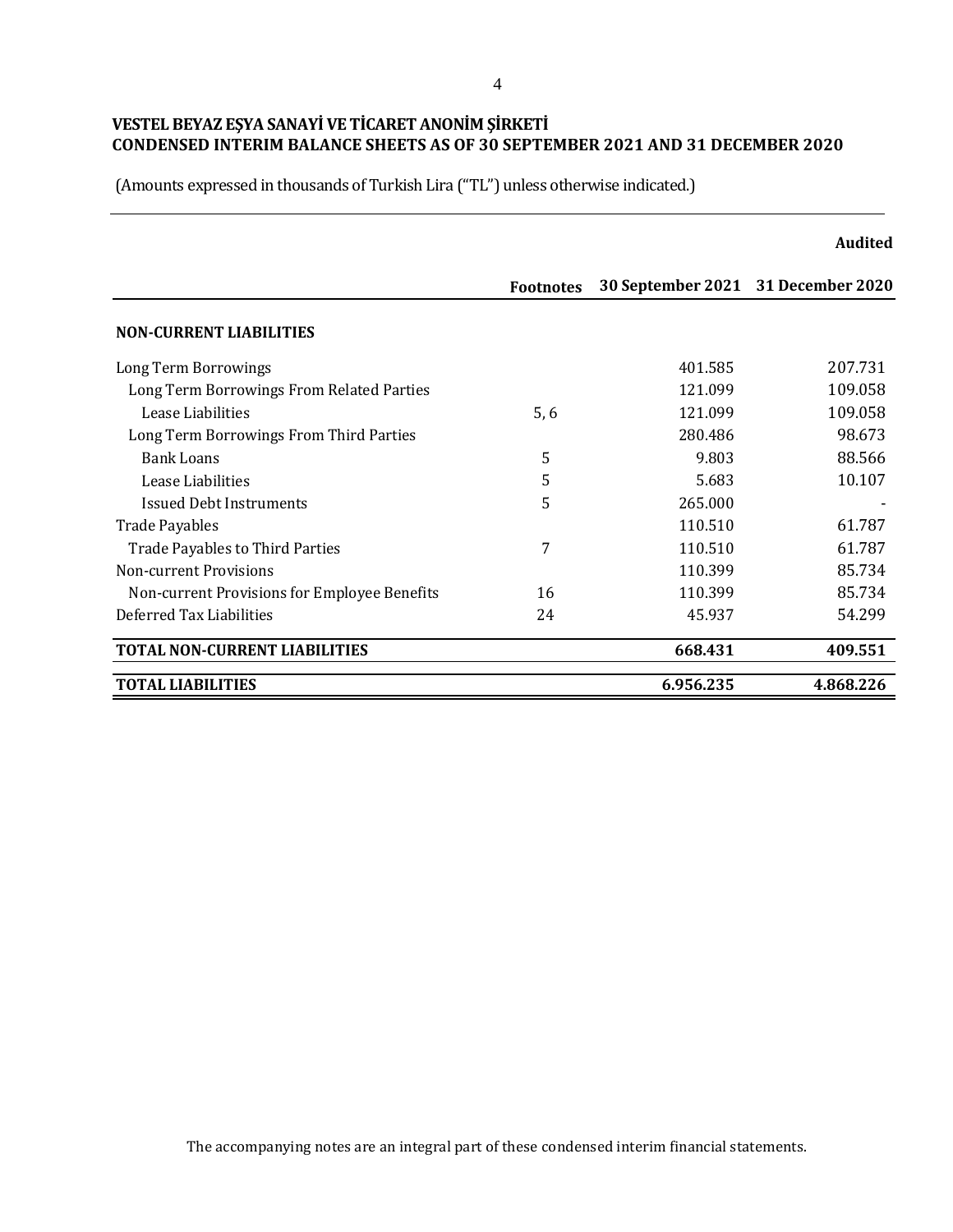**VESTEL BEYAZ EŞYA SANAYİ VE TİCARET ANONİM ŞİRKETİ**
**CONDENSED INTERIM BALANCE SHEETS AS OF 30 SEPTEMBER 2021 AND 31 DECEMBER 2020**

(Amounts expressed in thousands of Turkish Lira ("TL") unless otherwise indicated.)

| | Footnotes | 30 September 2021 | Audited<br>31 December 2020 |
|---|---|---|---|
| **NON-CURRENT LIABILITIES** | | | |
| Long Term Borrowings | | 401.585 | 207.731 |
| Long Term Borrowings From Related Parties | | 121.099 | 109.058 |
| Lease Liabilities | 5, 6 | 121.099 | 109.058 |
| Long Term Borrowings From Third Parties | | 280.486 | 98.673 |
| Bank Loans | 5 | 9.803 | 88.566 |
| Lease Liabilities | 5 | 5.683 | 10.107 |
| Issued Debt Instruments | 5 | 265.000 | - |
| Trade Payables | | 110.510 | 61.787 |
| Trade Payables to Third Parties | 7 | 110.510 | 61.787 |
| Non-current Provisions | | 110.399 | 85.734 |
| Non-current Provisions for Employee Benefits | 16 | 110.399 | 85.734 |
| Deferred Tax Liabilities | 24 | 45.937 | 54.299 |
| **TOTAL NON-CURRENT LIABILITIES** | | **668.431** | **409.551** |
| **TOTAL LIABILITIES** | | **6.956.235** | **4.868.226** |

The accompanying notes are an integral part of these condensed interim financial statements.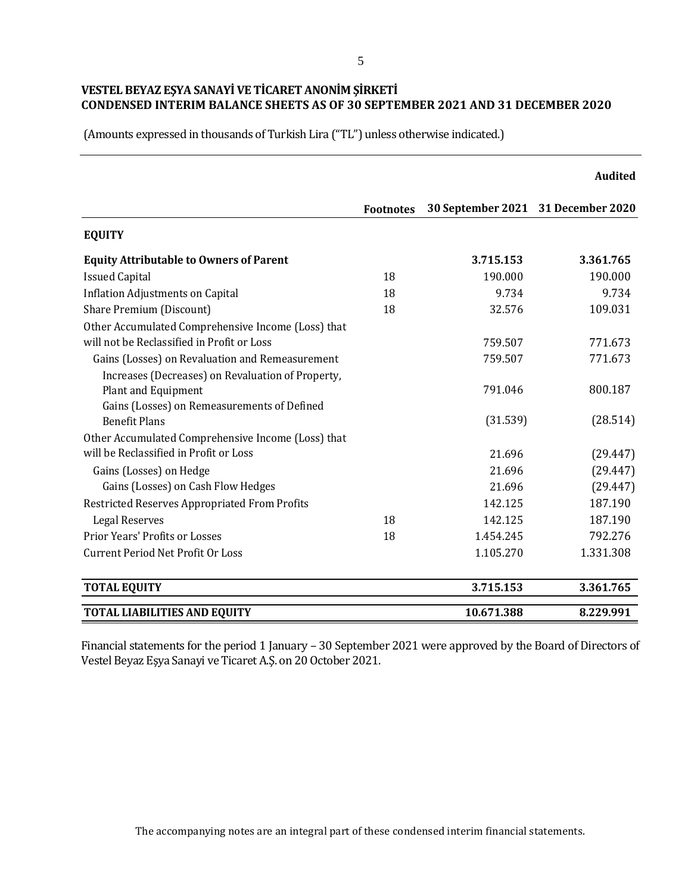**VESTEL BEYAZ EŞYA SANAYİ VE TİCARET ANONİM ŞİRKETİ**
**CONDENSED INTERIM BALANCE SHEETS AS OF 30 SEPTEMBER 2021 AND 31 DECEMBER 2020**

(Amounts expressed in thousands of Turkish Lira ("TL") unless otherwise indicated.)

| | Footnotes | 30 September 2021 | Audited<br>31 December 2020 |
|---|---|---|---|
| **EQUITY** | | | |
| **Equity Attributable to Owners of Parent** | | **3.715.153** | **3.361.765** |
| Issued Capital | 18 | 190.000 | 190.000 |
| Inflation Adjustments on Capital | 18 | 9.734 | 9.734 |
| Share Premium (Discount) | 18 | 32.576 | 109.031 |
| Other Accumulated Comprehensive Income (Loss) that will not be Reclassified in Profit or Loss | | 759.507 | 771.673 |
| Gains (Losses) on Revaluation and Remeasurement | | 759.507 | 771.673 |
| Increases (Decreases) on Revaluation of Property, Plant and Equipment | | 791.046 | 800.187 |
| Gains (Losses) on Remeasurements of Defined Benefit Plans | | (31.539) | (28.514) |
| Other Accumulated Comprehensive Income (Loss) that will be Reclassified in Profit or Loss | | 21.696 | (29.447) |
| Gains (Losses) on Hedge | | 21.696 | (29.447) |
| Gains (Losses) on Cash Flow Hedges | | 21.696 | (29.447) |
| Restricted Reserves Appropriated From Profits | | 142.125 | 187.190 |
| Legal Reserves | 18 | 142.125 | 187.190 |
| Prior Years' Profits or Losses | 18 | 1.454.245 | 792.276 |
| Current Period Net Profit Or Loss | | 1.105.270 | 1.331.308 |
| **TOTAL EQUITY** | | **3.715.153** | **3.361.765** |
| **TOTAL LIABILITIES AND EQUITY** | | **10.671.388** | **8.229.991** |

Financial statements for the period 1 January – 30 September 2021 were approved by the Board of Directors of Vestel Beyaz Eşya Sanayi ve Ticaret A.Ş. on 20 October 2021.

The accompanying notes are an integral part of these condensed interim financial statements.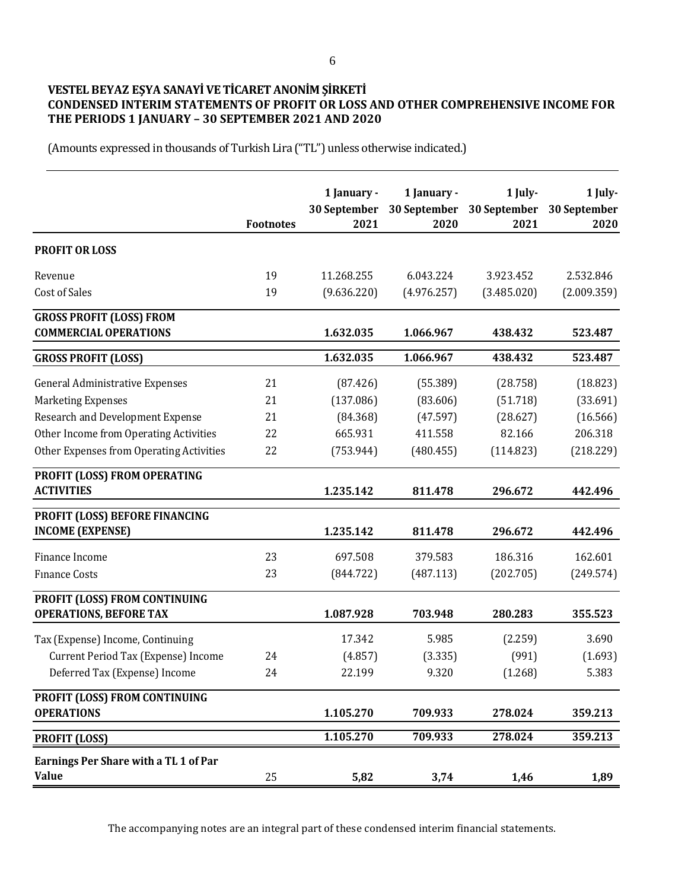**VESTEL BEYAZ EŞYA SANAYİ VE TİCARET ANONİM ŞİRKETİ**
**CONDENSED INTERIM STATEMENTS OF PROFIT OR LOSS AND OTHER COMPREHENSIVE INCOME FOR THE PERIODS 1 JANUARY – 30 SEPTEMBER 2021 AND 2020**

(Amounts expressed in thousands of Turkish Lira ("TL") unless otherwise indicated.)

| | Footnotes | 1 January - 30 September 2021 | 1 January - 30 September 2020 | 1 July- 30 September 2021 | 1 July- 30 September 2020 |
|---|---|---|---|---|---|
| **PROFIT OR LOSS** | | | | | |
| Revenue | 19 | 11.268.255 | 6.043.224 | 3.923.452 | 2.532.846 |
| Cost of Sales | 19 | (9.636.220) | (4.976.257) | (3.485.020) | (2.009.359) |
| **GROSS PROFIT (LOSS) FROM COMMERCIAL OPERATIONS** | | **1.632.035** | **1.066.967** | **438.432** | **523.487** |
| **GROSS PROFIT (LOSS)** | | **1.632.035** | **1.066.967** | **438.432** | **523.487** |
| General Administrative Expenses | 21 | (87.426) | (55.389) | (28.758) | (18.823) |
| Marketing Expenses | 21 | (137.086) | (83.606) | (51.718) | (33.691) |
| Research and Development Expense | 21 | (84.368) | (47.597) | (28.627) | (16.566) |
| Other Income from Operating Activities | 22 | 665.931 | 411.558 | 82.166 | 206.318 |
| Other Expenses from Operating Activities | 22 | (753.944) | (480.455) | (114.823) | (218.229) |
| **PROFIT (LOSS) FROM OPERATING ACTIVITIES** | | **1.235.142** | **811.478** | **296.672** | **442.496** |
| **PROFIT (LOSS) BEFORE FINANCING INCOME (EXPENSE)** | | **1.235.142** | **811.478** | **296.672** | **442.496** |
| Finance Income | 23 | 697.508 | 379.583 | 186.316 | 162.601 |
| Finance Costs | 23 | (844.722) | (487.113) | (202.705) | (249.574) |
| **PROFIT (LOSS) FROM CONTINUING OPERATIONS, BEFORE TAX** | | **1.087.928** | **703.948** | **280.283** | **355.523** |
| Tax (Expense) Income, Continuing | | 17.342 | 5.985 | (2.259) | 3.690 |
| Current Period Tax (Expense) Income | 24 | (4.857) | (3.335) | (991) | (1.693) |
| Deferred Tax (Expense) Income | 24 | 22.199 | 9.320 | (1.268) | 5.383 |
| **PROFIT (LOSS) FROM CONTINUING OPERATIONS** | | **1.105.270** | **709.933** | **278.024** | **359.213** |
| **PROFIT (LOSS)** | | **1.105.270** | **709.933** | **278.024** | **359.213** |
| **Earnings Per Share with a TL 1 of Par Value** | 25 | **5,82** | **3,74** | **1,46** | **1,89** |

The accompanying notes are an integral part of these condensed interim financial statements.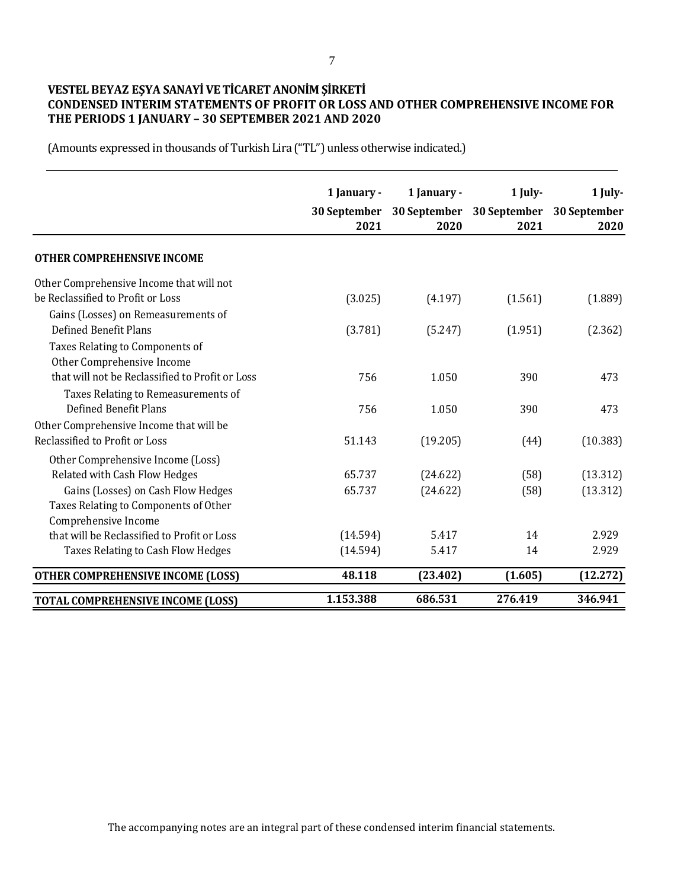**VESTEL BEYAZ EŞYA SANAYİ VE TİCARET ANONİM ŞİRKETİ**
**CONDENSED INTERIM STATEMENTS OF PROFIT OR LOSS AND OTHER COMPREHENSIVE INCOME FOR THE PERIODS 1 JANUARY – 30 SEPTEMBER 2021 AND 2020**

(Amounts expressed in thousands of Turkish Lira ("TL") unless otherwise indicated.)

| | 1 January - 30 September 2021 | 1 January - 30 September 2020 | 1 July- 30 September 2021 | 1 July- 30 September 2020 |
|---|---|---|---|---|
| **OTHER COMPREHENSIVE INCOME** | | | | |
| Other Comprehensive Income that will not be Reclassified to Profit or Loss | (3.025) | (4.197) | (1.561) | (1.889) |
| Gains (Losses) on Remeasurements of Defined Benefit Plans | (3.781) | (5.247) | (1.951) | (2.362) |
| Taxes Relating to Components of Other Comprehensive Income that will not be Reclassified to Profit or Loss | 756 | 1.050 | 390 | 473 |
| Taxes Relating to Remeasurements of Defined Benefit Plans | 756 | 1.050 | 390 | 473 |
| Other Comprehensive Income that will be Reclassified to Profit or Loss | 51.143 | (19.205) | (44) | (10.383) |
| Other Comprehensive Income (Loss) Related with Cash Flow Hedges | 65.737 | (24.622) | (58) | (13.312) |
| Gains (Losses) on Cash Flow Hedges | 65.737 | (24.622) | (58) | (13.312) |
| Taxes Relating to Components of Other Comprehensive Income that will be Reclassified to Profit or Loss | (14.594) | 5.417 | 14 | 2.929 |
| Taxes Relating to Cash Flow Hedges | (14.594) | 5.417 | 14 | 2.929 |
| **OTHER COMPREHENSIVE INCOME (LOSS)** | **48.118** | **(23.402)** | **(1.605)** | **(12.272)** |
| **TOTAL COMPREHENSIVE INCOME (LOSS)** | **1.153.388** | **686.531** | **276.419** | **346.941** |

The accompanying notes are an integral part of these condensed interim financial statements.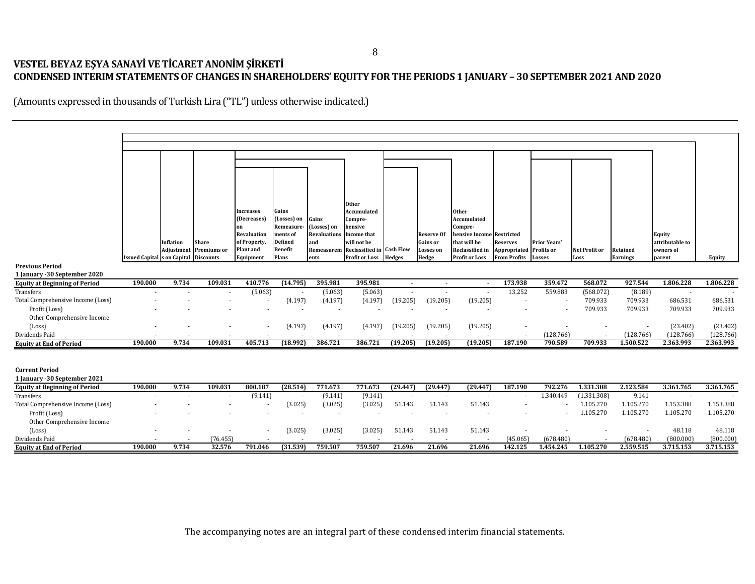# VESTEL BEYAZ EŞYA SANAYİ VE TİCARET ANONİM ŞİRKETİ
## CONDENSED INTERIM STATEMENTS OF CHANGES IN SHAREHOLDERS' EQUITY FOR THE PERIODS 1 JANUARY – 30 SEPTEMBER 2021 AND 2020

(Amounts expressed in thousands of Turkish Lira ("TL") unless otherwise indicated.)

| | Issued Capital | Inflation Adjustments on Capital | Share Premiums or Discounts | Increases (Decreases) on Revaluation of Property, Plant and Equipment | Gains (Losses) on Remeasurements of Defined Benefit Plans | Gains (Losses) on Revaluations and Remeasurements | Other Accumulated Comprehensive Income that will not be Reclassified in Profit or Loss | Cash Flow Hedges | Reserve Of Gains or Losses on Hedge | Other Accumulated Comprehensive Income that will be Reclassified in Profit or Loss | Restricted Reserves Appropriated From Profits | Prior Years' Profits or Losses | Net Profit or Loss | Retained Earnings | Equity attributable to owners of parent | Equity |
|---|---|---|---|---|---|---|---|---|---|---|---|---|---|---|---|---|
| **Previous Period** | | | | | | | | | | | | | | | | |
| **1 January -30 September 2020** | | | | | | | | | | | | | | | | |
| **Equity at Beginning of Period** | **190.000** | **9.734** | **109.031** | **410.776** | **(14.795)** | **395.981** | **395.981** | **-** | **-** | **-** | **173.938** | **359.472** | **568.072** | **927.544** | **1.806.228** | **1.806.228** |
| Transfers | - | - | - | (5.063) | - | (5.063) | (5.063) | - | - | - | 13.252 | 559.883 | (568.072) | (8.189) | - | - |
| Total Comprehensive Income (Loss) | - | - | - | - | (4.197) | (4.197) | (4.197) | (19.205) | (19.205) | (19.205) | - | - | 709.933 | 709.933 | 686.531 | 686.531 |
| Profit (Loss) | - | - | - | - | - | - | - | - | - | - | - | - | 709.933 | 709.933 | 709.933 | 709.933 |
| Other Comprehensive Income (Loss) | - | - | - | - | (4.197) | (4.197) | (4.197) | (19.205) | (19.205) | (19.205) | - | - | - | - | (23.402) | (23.402) |
| Dividends Paid | - | - | - | - | - | - | - | - | - | - | - | (128.766) | - | (128.766) | (128.766) | (128.766) |
| **Equity at End of Period** | **190.000** | **9.734** | **109.031** | **405.713** | **(18.992)** | **386.721** | **386.721** | **(19.205)** | **(19.205)** | **(19.205)** | **187.190** | **790.589** | **709.933** | **1.500.522** | **2.363.993** | **2.363.993** |
| | | | | | | | | | | | | | | | | |
| **Current Period** | | | | | | | | | | | | | | | | |
| **1 January -30 September 2021** | | | | | | | | | | | | | | | | |
| **Equity at Beginning of Period** | **190.000** | **9.734** | **109.031** | **800.187** | **(28.514)** | **771.673** | **771.673** | **(29.447)** | **(29.447)** | **(29.447)** | **187.190** | **792.276** | **1.331.308** | **2.123.584** | **3.361.765** | **3.361.765** |
| Transfers | - | - | - | (9.141) | - | (9.141) | (9.141) | - | - | - | - | 1.340.449 | (1.331.308) | 9.141 | - | - |
| Total Comprehensive Income (Loss) | - | - | - | - | (3.025) | (3.025) | (3.025) | 51.143 | 51.143 | 51.143 | - | - | 1.105.270 | 1.105.270 | 1.153.388 | 1.153.388 |
| Profit (Loss) | - | - | - | - | - | - | - | - | - | - | - | - | 1.105.270 | 1.105.270 | 1.105.270 | 1.105.270 |
| Other Comprehensive Income (Loss) | - | - | - | - | (3.025) | (3.025) | (3.025) | 51.143 | 51.143 | 51.143 | - | - | - | - | 48.118 | 48.118 |
| Dividends Paid | - | - | (76.455) | - | - | - | - | - | - | - | (45.065) | (678.480) | - | (678.480) | (800.000) | (800.000) |
| **Equity at End of Period** | **190.000** | **9.734** | **32.576** | **791.046** | **(31.539)** | **759.507** | **759.507** | **21.696** | **21.696** | **21.696** | **142.125** | **1.454.245** | **1.105.270** | **2.559.515** | **3.715.153** | **3.715.153** |

The accompanying notes are an integral part of these condensed interim financial statements.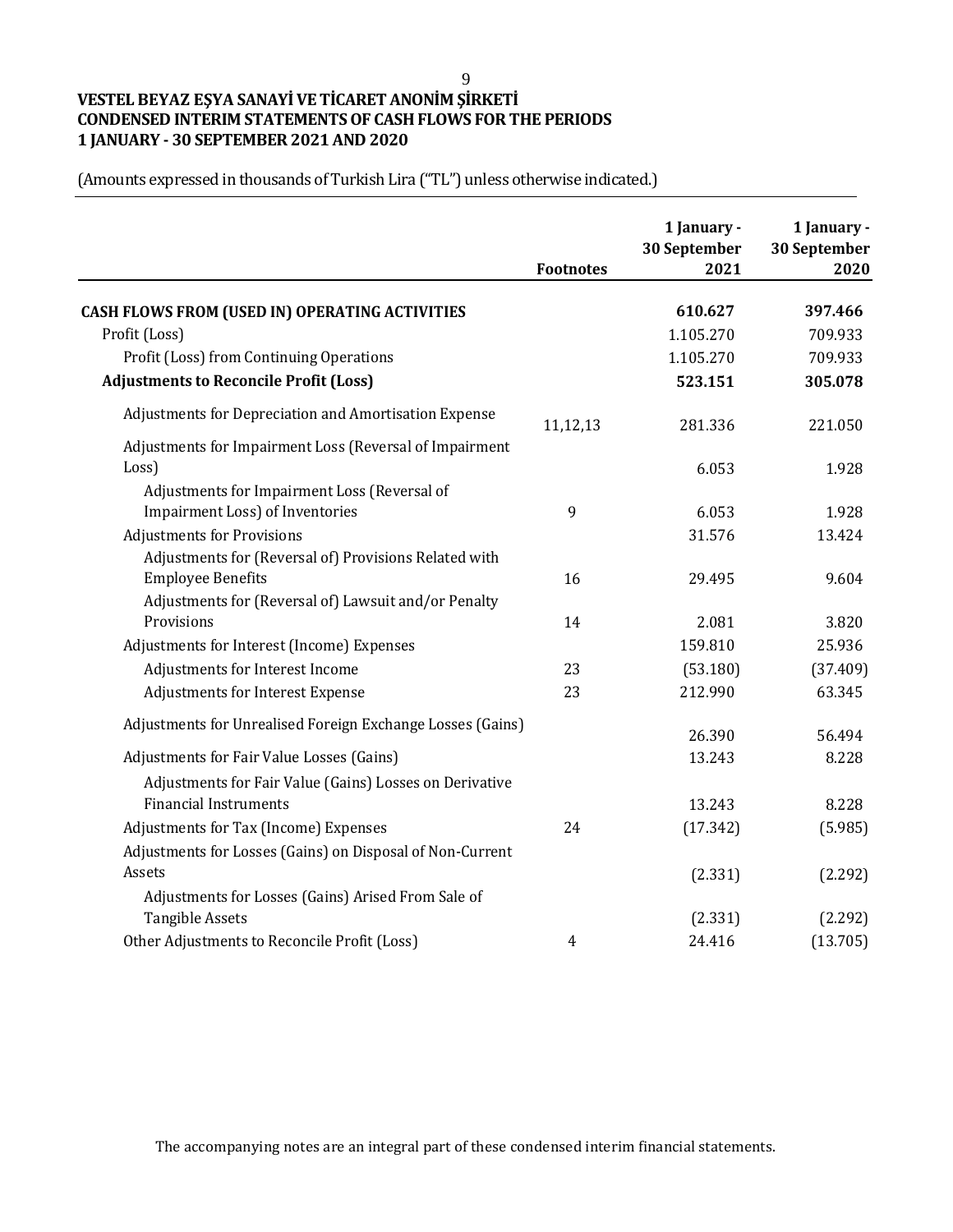**VESTEL BEYAZ EŞYA SANAYİ VE TİCARET ANONİM ŞİRKETİ**
**CONDENSED INTERIM STATEMENTS OF CASH FLOWS FOR THE PERIODS**
**1 JANUARY - 30 SEPTEMBER 2021 AND 2020**

(Amounts expressed in thousands of Turkish Lira ("TL") unless otherwise indicated.)

| | Footnotes | 1 January - 30 September 2021 | 1 January - 30 September 2020 |
|---|---|---|---|
| **CASH FLOWS FROM (USED IN) OPERATING ACTIVITIES** | | **610.627** | **397.466** |
| Profit (Loss) | | 1.105.270 | 709.933 |
| Profit (Loss) from Continuing Operations | | 1.105.270 | 709.933 |
| **Adjustments to Reconcile Profit (Loss)** | | **523.151** | **305.078** |
| Adjustments for Depreciation and Amortisation Expense | 11,12,13 | 281.336 | 221.050 |
| Adjustments for Impairment Loss (Reversal of Impairment Loss) | | 6.053 | 1.928 |
| Adjustments for Impairment Loss (Reversal of Impairment Loss) of Inventories | 9 | 6.053 | 1.928 |
| Adjustments for Provisions | | 31.576 | 13.424 |
| Adjustments for (Reversal of) Provisions Related with Employee Benefits | 16 | 29.495 | 9.604 |
| Adjustments for (Reversal of) Lawsuit and/or Penalty Provisions | 14 | 2.081 | 3.820 |
| Adjustments for Interest (Income) Expenses | | 159.810 | 25.936 |
| Adjustments for Interest Income | 23 | (53.180) | (37.409) |
| Adjustments for Interest Expense | 23 | 212.990 | 63.345 |
| Adjustments for Unrealised Foreign Exchange Losses (Gains) | | 26.390 | 56.494 |
| Adjustments for Fair Value Losses (Gains) | | 13.243 | 8.228 |
| Adjustments for Fair Value (Gains) Losses on Derivative Financial Instruments | | 13.243 | 8.228 |
| Adjustments for Tax (Income) Expenses | 24 | (17.342) | (5.985) |
| Adjustments for Losses (Gains) on Disposal of Non-Current Assets | | (2.331) | (2.292) |
| Adjustments for Losses (Gains) Arised From Sale of Tangible Assets | | (2.331) | (2.292) |
| Other Adjustments to Reconcile Profit (Loss) | 4 | 24.416 | (13.705) |

The accompanying notes are an integral part of these condensed interim financial statements.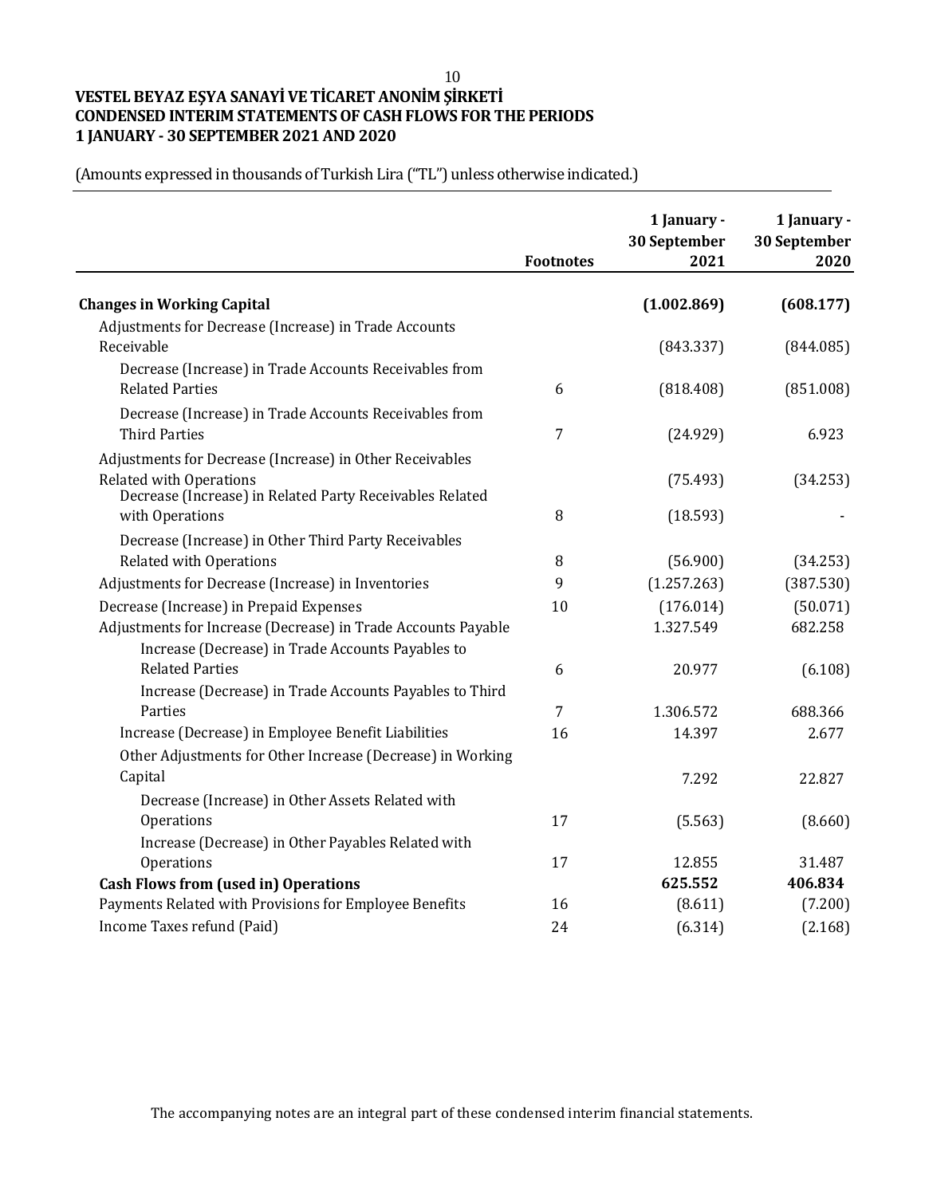**VESTEL BEYAZ EŞYA SANAYİ VE TİCARET ANONİM ŞİRKETİ**
**CONDENSED INTERIM STATEMENTS OF CASH FLOWS FOR THE PERIODS**
**1 JANUARY - 30 SEPTEMBER 2021 AND 2020**

(Amounts expressed in thousands of Turkish Lira ("TL") unless otherwise indicated.)

| | Footnotes | 1 January - 30 September 2021 | 1 January - 30 September 2020 |
|---|---|---|---|
| **Changes in Working Capital** | | **(1.002.869)** | **(608.177)** |
| Adjustments for Decrease (Increase) in Trade Accounts Receivable | | (843.337) | (844.085) |
| Decrease (Increase) in Trade Accounts Receivables from Related Parties | 6 | (818.408) | (851.008) |
| Decrease (Increase) in Trade Accounts Receivables from Third Parties | 7 | (24.929) | 6.923 |
| Adjustments for Decrease (Increase) in Other Receivables Related with Operations | | (75.493) | (34.253) |
| Decrease (Increase) in Related Party Receivables Related with Operations | 8 | (18.593) | - |
| Decrease (Increase) in Other Third Party Receivables Related with Operations | 8 | (56.900) | (34.253) |
| Adjustments for Decrease (Increase) in Inventories | 9 | (1.257.263) | (387.530) |
| Decrease (Increase) in Prepaid Expenses | 10 | (176.014) | (50.071) |
| Adjustments for Increase (Decrease) in Trade Accounts Payable | | 1.327.549 | 682.258 |
| Increase (Decrease) in Trade Accounts Payables to Related Parties | 6 | 20.977 | (6.108) |
| Increase (Decrease) in Trade Accounts Payables to Third Parties | 7 | 1.306.572 | 688.366 |
| Increase (Decrease) in Employee Benefit Liabilities | 16 | 14.397 | 2.677 |
| Other Adjustments for Other Increase (Decrease) in Working Capital | | 7.292 | 22.827 |
| Decrease (Increase) in Other Assets Related with Operations | 17 | (5.563) | (8.660) |
| Increase (Decrease) in Other Payables Related with Operations | 17 | 12.855 | 31.487 |
| **Cash Flows from (used in) Operations** | | **625.552** | **406.834** |
| Payments Related with Provisions for Employee Benefits | 16 | (8.611) | (7.200) |
| Income Taxes refund (Paid) | 24 | (6.314) | (2.168) |

The accompanying notes are an integral part of these condensed interim financial statements.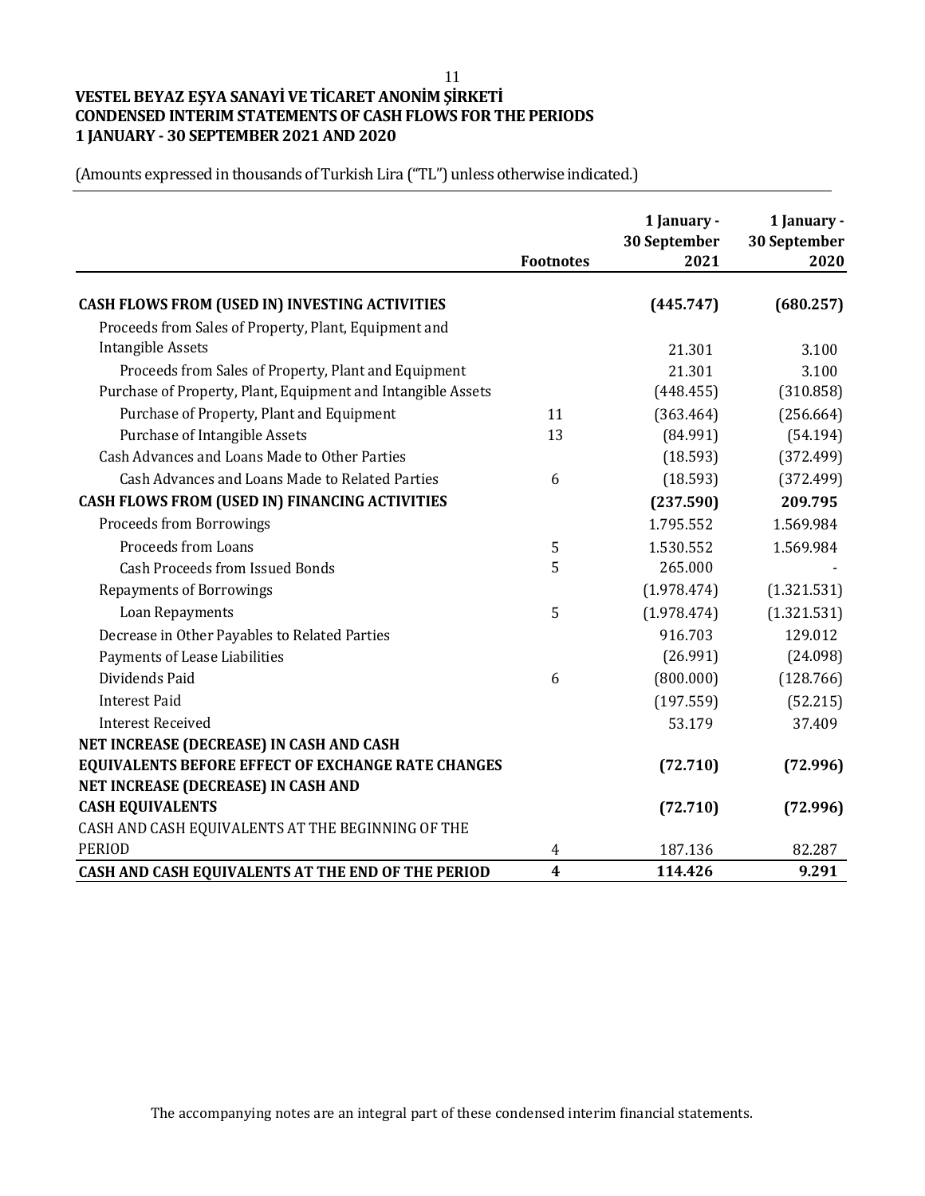**VESTEL BEYAZ EŞYA SANAYİ VE TİCARET ANONİM ŞİRKETİ**
**CONDENSED INTERIM STATEMENTS OF CASH FLOWS FOR THE PERIODS**
**1 JANUARY - 30 SEPTEMBER 2021 AND 2020**

(Amounts expressed in thousands of Turkish Lira ("TL") unless otherwise indicated.)

| | Footnotes | 1 January - 30 September 2021 | 1 January - 30 September 2020 |
|---|---|---|---|
| **CASH FLOWS FROM (USED IN) INVESTING ACTIVITIES** | | **(445.747)** | **(680.257)** |
| Proceeds from Sales of Property, Plant, Equipment and Intangible Assets | | 21.301 | 3.100 |
| Proceeds from Sales of Property, Plant and Equipment | | 21.301 | 3.100 |
| Purchase of Property, Plant, Equipment and Intangible Assets | | (448.455) | (310.858) |
| Purchase of Property, Plant and Equipment | 11 | (363.464) | (256.664) |
| Purchase of Intangible Assets | 13 | (84.991) | (54.194) |
| Cash Advances and Loans Made to Other Parties | | (18.593) | (372.499) |
| Cash Advances and Loans Made to Related Parties | 6 | (18.593) | (372.499) |
| **CASH FLOWS FROM (USED IN) FINANCING ACTIVITIES** | | **(237.590)** | **209.795** |
| Proceeds from Borrowings | | 1.795.552 | 1.569.984 |
| Proceeds from Loans | 5 | 1.530.552 | 1.569.984 |
| Cash Proceeds from Issued Bonds | 5 | 265.000 | - |
| Repayments of Borrowings | | (1.978.474) | (1.321.531) |
| Loan Repayments | 5 | (1.978.474) | (1.321.531) |
| Decrease in Other Payables to Related Parties | | 916.703 | 129.012 |
| Payments of Lease Liabilities | | (26.991) | (24.098) |
| Dividends Paid | 6 | (800.000) | (128.766) |
| Interest Paid | | (197.559) | (52.215) |
| Interest Received | | 53.179 | 37.409 |
| **NET INCREASE (DECREASE) IN CASH AND CASH EQUIVALENTS BEFORE EFFECT OF EXCHANGE RATE CHANGES** | | **(72.710)** | **(72.996)** |
| **NET INCREASE (DECREASE) IN CASH AND CASH EQUIVALENTS** | | **(72.710)** | **(72.996)** |
| CASH AND CASH EQUIVALENTS AT THE BEGINNING OF THE PERIOD | 4 | 187.136 | 82.287 |
| **CASH AND CASH EQUIVALENTS AT THE END OF THE PERIOD** | **4** | **114.426** | **9.291** |

The accompanying notes are an integral part of these condensed interim financial statements.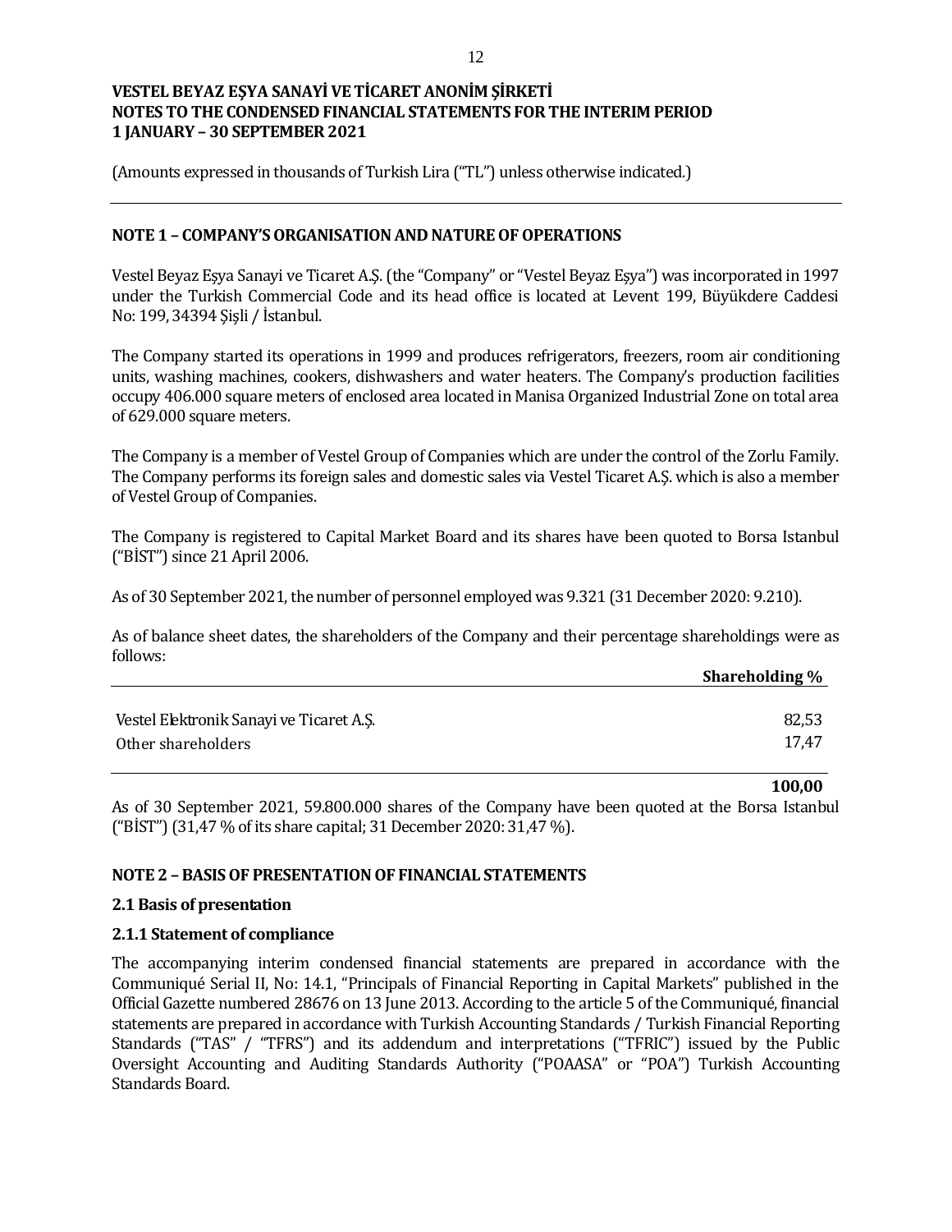# VESTEL BEYAZ EŞYA SANAYİ VE TİCARET ANONİM ŞİRKETİ
# NOTES TO THE CONDENSED FINANCIAL STATEMENTS FOR THE INTERIM PERIOD
# 1 JANUARY – 30 SEPTEMBER 2021

(Amounts expressed in thousands of Turkish Lira ("TL") unless otherwise indicated.)

---

## NOTE 1 – COMPANY'S ORGANISATION AND NATURE OF OPERATIONS

Vestel Beyaz Eşya Sanayi ve Ticaret A.Ş. (the "Company" or "Vestel Beyaz Eşya") was incorporated in 1997 under the Turkish Commercial Code and its head office is located at Levent 199, Büyükdere Caddesi No: 199, 34394 Şişli / İstanbul.

The Company started its operations in 1999 and produces refrigerators, freezers, room air conditioning units, washing machines, cookers, dishwashers and water heaters. The Company's production facilities occupy 406.000 square meters of enclosed area located in Manisa Organized Industrial Zone on total area of 629.000 square meters.

The Company is a member of Vestel Group of Companies which are under the control of the Zorlu Family. The Company performs its foreign sales and domestic sales via Vestel Ticaret A.Ş. which is also a member of Vestel Group of Companies.

The Company is registered to Capital Market Board and its shares have been quoted to Borsa Istanbul ("BİST") since 21 April 2006.

As of 30 September 2021, the number of personnel employed was 9.321 (31 December 2020: 9.210).

As of balance sheet dates, the shareholders of the Company and their percentage shareholdings were as follows:

| | Shareholding % |
|---|---|
| Vestel Elektronik Sanayi ve Ticaret A.Ş. | 82,53 |
| Other shareholders | 17,47 |
| | **100,00** |

As of 30 September 2021, 59.800.000 shares of the Company have been quoted at the Borsa Istanbul ("BİST") (31,47 % of its share capital; 31 December 2020: 31,47 %).

## NOTE 2 – BASIS OF PRESENTATION OF FINANCIAL STATEMENTS

### 2.1 Basis of presentation

### 2.1.1 Statement of compliance

The accompanying interim condensed financial statements are prepared in accordance with the Communiqué Serial II, No: 14.1, "Principals of Financial Reporting in Capital Markets" published in the Official Gazette numbered 28676 on 13 June 2013. According to the article 5 of the Communiqué, financial statements are prepared in accordance with Turkish Accounting Standards / Turkish Financial Reporting Standards ("TAS" / "TFRS") and its addendum and interpretations ("TFRIC") issued by the Public Oversight Accounting and Auditing Standards Authority ("POAASA" or "POA") Turkish Accounting Standards Board.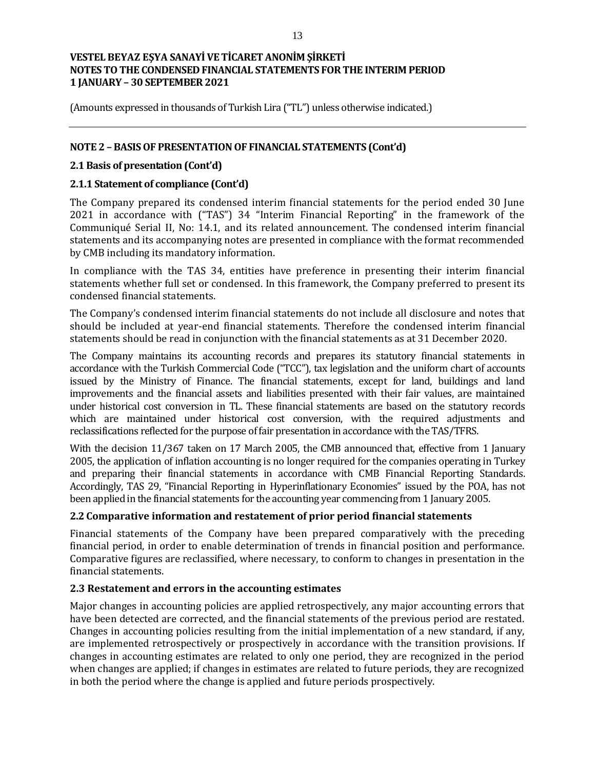# VESTEL BEYAZ EŞYA SANAYİ VE TİCARET ANONİM ŞİRKETİ
# NOTES TO THE CONDENSED FINANCIAL STATEMENTS FOR THE INTERIM PERIOD
# 1 JANUARY – 30 SEPTEMBER 2021

(Amounts expressed in thousands of Turkish Lira ("TL") unless otherwise indicated.)

---

## NOTE 2 – BASIS OF PRESENTATION OF FINANCIAL STATEMENTS (Cont'd)

### 2.1 Basis of presentation (Cont'd)

### 2.1.1 Statement of compliance (Cont'd)

The Company prepared its condensed interim financial statements for the period ended 30 June 2021 in accordance with ("TAS") 34 "Interim Financial Reporting" in the framework of the Communiqué Serial II, No: 14.1, and its related announcement. The condensed interim financial statements and its accompanying notes are presented in compliance with the format recommended by CMB including its mandatory information.

In compliance with the TAS 34, entities have preference in presenting their interim financial statements whether full set or condensed. In this framework, the Company preferred to present its condensed financial statements.

The Company's condensed interim financial statements do not include all disclosure and notes that should be included at year-end financial statements. Therefore the condensed interim financial statements should be read in conjunction with the financial statements as at 31 December 2020.

The Company maintains its accounting records and prepares its statutory financial statements in accordance with the Turkish Commercial Code ("TCC"), tax legislation and the uniform chart of accounts issued by the Ministry of Finance. The financial statements, except for land, buildings and land improvements and the financial assets and liabilities presented with their fair values, are maintained under historical cost conversion in TL. These financial statements are based on the statutory records which are maintained under historical cost conversion, with the required adjustments and reclassifications reflected for the purpose of fair presentation in accordance with the TAS/TFRS.

With the decision 11/367 taken on 17 March 2005, the CMB announced that, effective from 1 January 2005, the application of inflation accounting is no longer required for the companies operating in Turkey and preparing their financial statements in accordance with CMB Financial Reporting Standards. Accordingly, TAS 29, "Financial Reporting in Hyperinflationary Economies" issued by the POA, has not been applied in the financial statements for the accounting year commencing from 1 January 2005.

### 2.2 Comparative information and restatement of prior period financial statements

Financial statements of the Company have been prepared comparatively with the preceding financial period, in order to enable determination of trends in financial position and performance. Comparative figures are reclassified, where necessary, to conform to changes in presentation in the financial statements.

### 2.3 Restatement and errors in the accounting estimates

Major changes in accounting policies are applied retrospectively, any major accounting errors that have been detected are corrected, and the financial statements of the previous period are restated. Changes in accounting policies resulting from the initial implementation of a new standard, if any, are implemented retrospectively or prospectively in accordance with the transition provisions. If changes in accounting estimates are related to only one period, they are recognized in the period when changes are applied; if changes in estimates are related to future periods, they are recognized in both the period where the change is applied and future periods prospectively.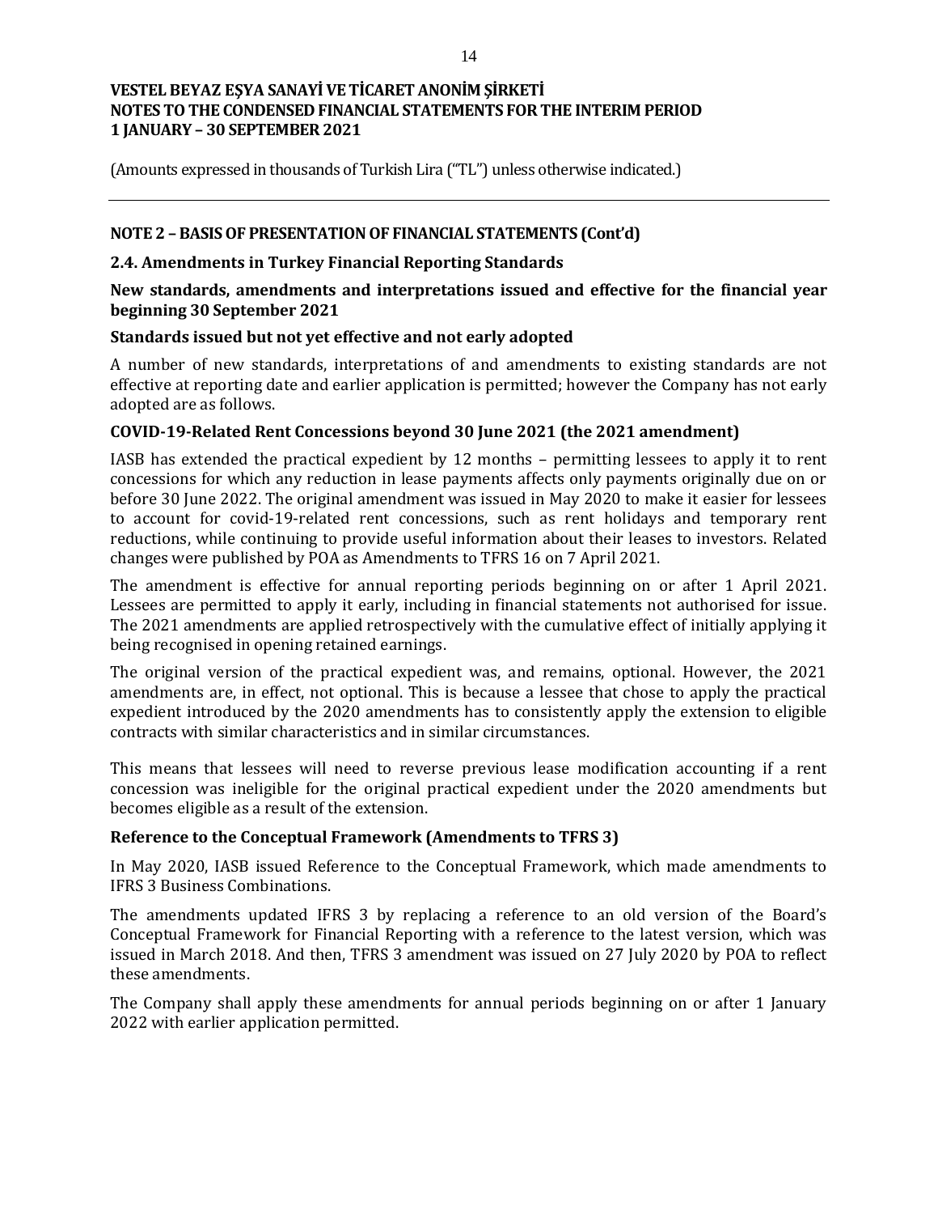## NOTE 2 – BASIS OF PRESENTATION OF FINANCIAL STATEMENTS (Cont'd)

### 2.4. Amendments in Turkey Financial Reporting Standards

**New standards, amendments and interpretations issued and effective for the financial year beginning 30 September 2021**

**Standards issued but not yet effective and not early adopted**

A number of new standards, interpretations of and amendments to existing standards are not effective at reporting date and earlier application is permitted; however the Company has not early adopted are as follows.

**COVID-19-Related Rent Concessions beyond 30 June 2021 (the 2021 amendment)**

IASB has extended the practical expedient by 12 months – permitting lessees to apply it to rent concessions for which any reduction in lease payments affects only payments originally due on or before 30 June 2022. The original amendment was issued in May 2020 to make it easier for lessees to account for covid-19-related rent concessions, such as rent holidays and temporary rent reductions, while continuing to provide useful information about their leases to investors. Related changes were published by POA as Amendments to TFRS 16 on 7 April 2021.

The amendment is effective for annual reporting periods beginning on or after 1 April 2021. Lessees are permitted to apply it early, including in financial statements not authorised for issue. The 2021 amendments are applied retrospectively with the cumulative effect of initially applying it being recognised in opening retained earnings.

The original version of the practical expedient was, and remains, optional. However, the 2021 amendments are, in effect, not optional. This is because a lessee that chose to apply the practical expedient introduced by the 2020 amendments has to consistently apply the extension to eligible contracts with similar characteristics and in similar circumstances.

This means that lessees will need to reverse previous lease modification accounting if a rent concession was ineligible for the original practical expedient under the 2020 amendments but becomes eligible as a result of the extension.

**Reference to the Conceptual Framework (Amendments to TFRS 3)**

In May 2020, IASB issued Reference to the Conceptual Framework, which made amendments to IFRS 3 Business Combinations.

The amendments updated IFRS 3 by replacing a reference to an old version of the Board's Conceptual Framework for Financial Reporting with a reference to the latest version, which was issued in March 2018. And then, TFRS 3 amendment was issued on 27 July 2020 by POA to reflect these amendments.

The Company shall apply these amendments for annual periods beginning on or after 1 January 2022 with earlier application permitted.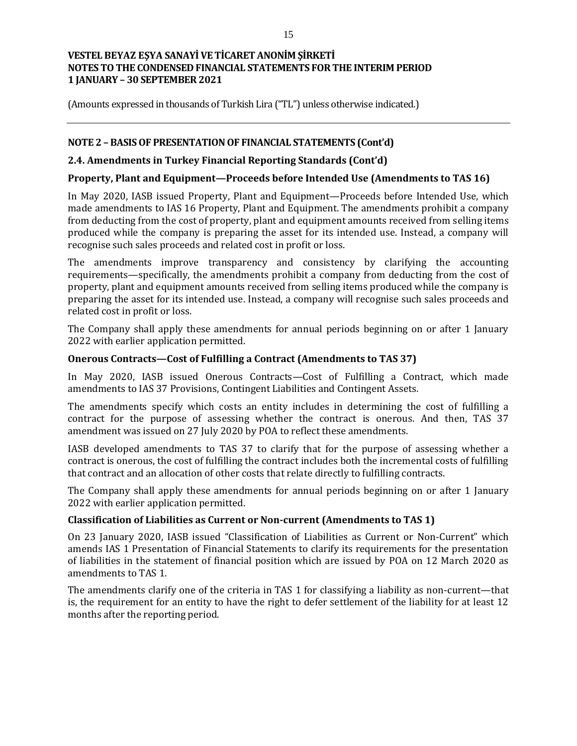(Amounts expressed in thousands of Turkish Lira ("TL") unless otherwise indicated.)

## NOTE 2 – BASIS OF PRESENTATION OF FINANCIAL STATEMENTS (Cont'd)

### 2.4. Amendments in Turkey Financial Reporting Standards (Cont'd)

#### Property, Plant and Equipment—Proceeds before Intended Use (Amendments to TAS 16)

In May 2020, IASB issued Property, Plant and Equipment—Proceeds before Intended Use, which made amendments to IAS 16 Property, Plant and Equipment. The amendments prohibit a company from deducting from the cost of property, plant and equipment amounts received from selling items produced while the company is preparing the asset for its intended use. Instead, a company will recognise such sales proceeds and related cost in profit or loss.

The amendments improve transparency and consistency by clarifying the accounting requirements—specifically, the amendments prohibit a company from deducting from the cost of property, plant and equipment amounts received from selling items produced while the company is preparing the asset for its intended use. Instead, a company will recognise such sales proceeds and related cost in profit or loss.

The Company shall apply these amendments for annual periods beginning on or after 1 January 2022 with earlier application permitted.

#### Onerous Contracts—Cost of Fulfilling a Contract (Amendments to TAS 37)

In May 2020, IASB issued Onerous Contracts—Cost of Fulfilling a Contract, which made amendments to IAS 37 Provisions, Contingent Liabilities and Contingent Assets.

The amendments specify which costs an entity includes in determining the cost of fulfilling a contract for the purpose of assessing whether the contract is onerous. And then, TAS 37 amendment was issued on 27 July 2020 by POA to reflect these amendments.

IASB developed amendments to TAS 37 to clarify that for the purpose of assessing whether a contract is onerous, the cost of fulfilling the contract includes both the incremental costs of fulfilling that contract and an allocation of other costs that relate directly to fulfilling contracts.

The Company shall apply these amendments for annual periods beginning on or after 1 January 2022 with earlier application permitted.

#### Classification of Liabilities as Current or Non-current (Amendments to TAS 1)

On 23 January 2020, IASB issued "Classification of Liabilities as Current or Non-Current" which amends IAS 1 Presentation of Financial Statements to clarify its requirements for the presentation of liabilities in the statement of financial position which are issued by POA on 12 March 2020 as amendments to TAS 1.

The amendments clarify one of the criteria in TAS 1 for classifying a liability as non-current—that is, the requirement for an entity to have the right to defer settlement of the liability for at least 12 months after the reporting period.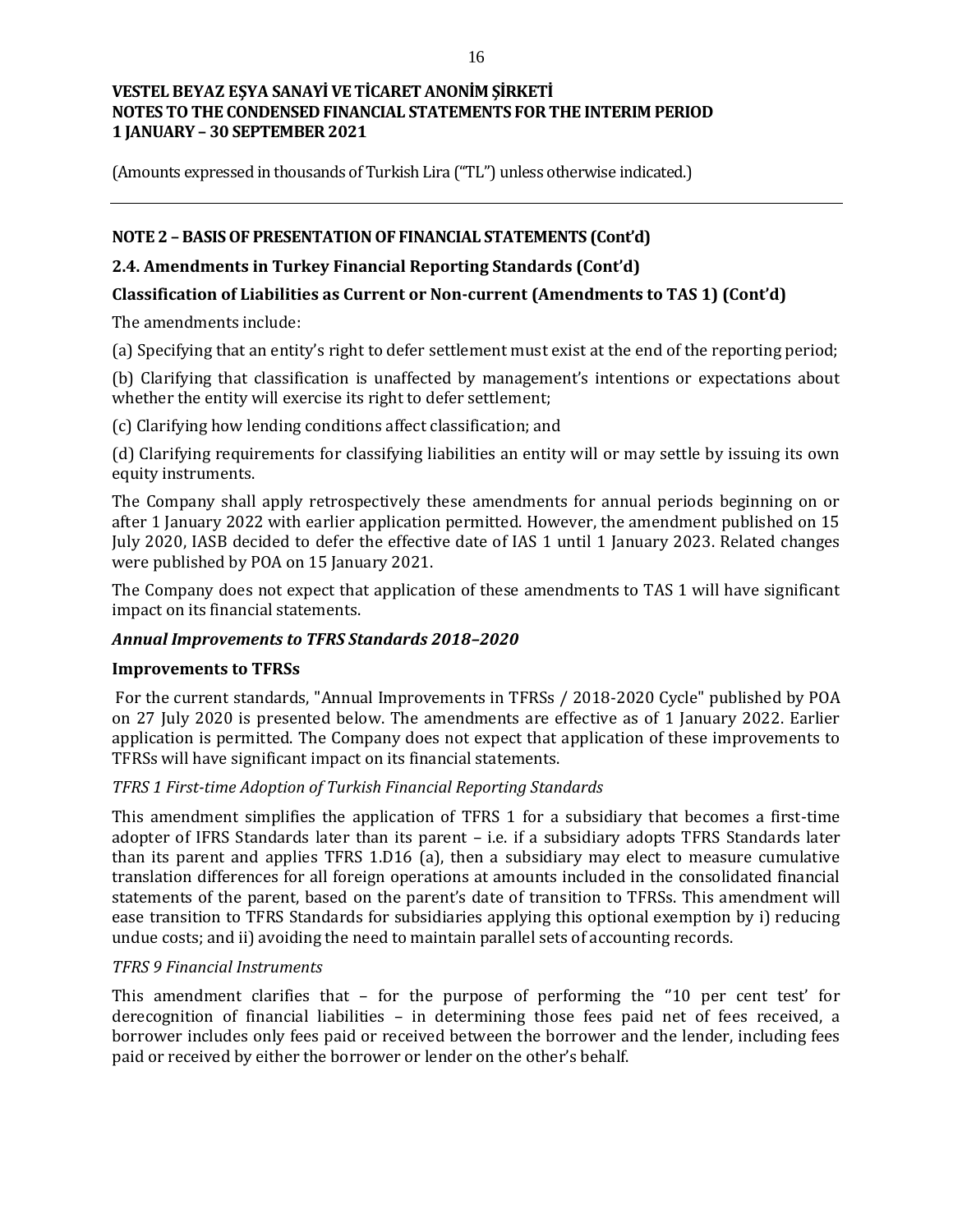**VESTEL BEYAZ EŞYA SANAYİ VE TİCARET ANONİM ŞİRKETİ**
**NOTES TO THE CONDENSED FINANCIAL STATEMENTS FOR THE INTERIM PERIOD**
**1 JANUARY – 30 SEPTEMBER 2021**

(Amounts expressed in thousands of Turkish Lira ("TL") unless otherwise indicated.)

---

## NOTE 2 – BASIS OF PRESENTATION OF FINANCIAL STATEMENTS (Cont'd)

### 2.4. Amendments in Turkey Financial Reporting Standards (Cont'd)

#### Classification of Liabilities as Current or Non-current (Amendments to TAS 1) (Cont'd)

The amendments include:

(a) Specifying that an entity's right to defer settlement must exist at the end of the reporting period;

(b) Clarifying that classification is unaffected by management's intentions or expectations about whether the entity will exercise its right to defer settlement;

(c) Clarifying how lending conditions affect classification; and

(d) Clarifying requirements for classifying liabilities an entity will or may settle by issuing its own equity instruments.

The Company shall apply retrospectively these amendments for annual periods beginning on or after 1 January 2022 with earlier application permitted. However, the amendment published on 15 July 2020, IASB decided to defer the effective date of IAS 1 until 1 January 2023. Related changes were published by POA on 15 January 2021.

The Company does not expect that application of these amendments to TAS 1 will have significant impact on its financial statements.

#### *Annual Improvements to TFRS Standards 2018–2020*

#### Improvements to TFRSs

For the current standards, "Annual Improvements in TFRSs / 2018-2020 Cycle" published by POA on 27 July 2020 is presented below. The amendments are effective as of 1 January 2022. Earlier application is permitted. The Company does not expect that application of these improvements to TFRSs will have significant impact on its financial statements.

*TFRS 1 First-time Adoption of Turkish Financial Reporting Standards*

This amendment simplifies the application of TFRS 1 for a subsidiary that becomes a first-time adopter of IFRS Standards later than its parent – i.e. if a subsidiary adopts TFRS Standards later than its parent and applies TFRS 1.D16 (a), then a subsidiary may elect to measure cumulative translation differences for all foreign operations at amounts included in the consolidated financial statements of the parent, based on the parent's date of transition to TFRSs. This amendment will ease transition to TFRS Standards for subsidiaries applying this optional exemption by i) reducing undue costs; and ii) avoiding the need to maintain parallel sets of accounting records.

*TFRS 9 Financial Instruments*

This amendment clarifies that – for the purpose of performing the ''10 per cent test' for derecognition of financial liabilities – in determining those fees paid net of fees received, a borrower includes only fees paid or received between the borrower and the lender, including fees paid or received by either the borrower or lender on the other's behalf.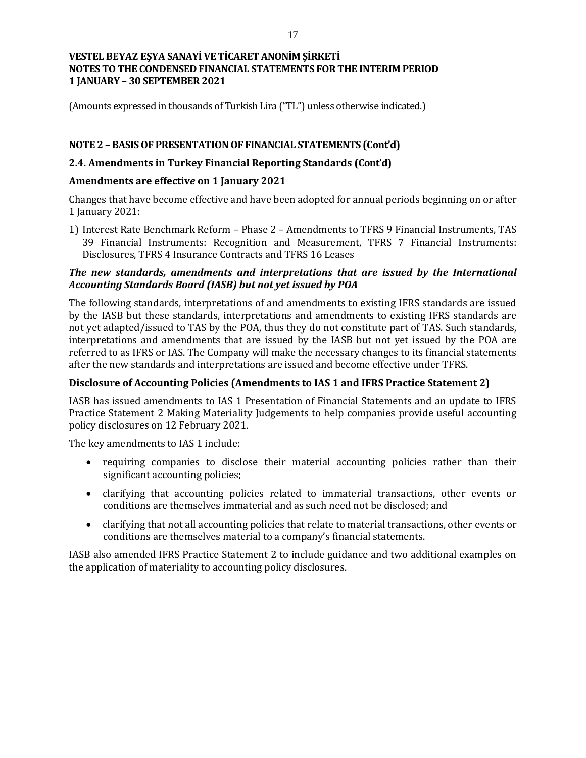## NOTE 2 – BASIS OF PRESENTATION OF FINANCIAL STATEMENTS (Cont'd)

### 2.4. Amendments in Turkey Financial Reporting Standards (Cont'd)

**Amendments are effective on 1 January 2021**

Changes that have become effective and have been adopted for annual periods beginning on or after 1 January 2021:

1) Interest Rate Benchmark Reform – Phase 2 – Amendments to TFRS 9 Financial Instruments, TAS 39 Financial Instruments: Recognition and Measurement, TFRS 7 Financial Instruments: Disclosures, TFRS 4 Insurance Contracts and TFRS 16 Leases

***The new standards, amendments and interpretations that are issued by the International Accounting Standards Board (IASB) but not yet issued by POA***

The following standards, interpretations of and amendments to existing IFRS standards are issued by the IASB but these standards, interpretations and amendments to existing IFRS standards are not yet adapted/issued to TAS by the POA, thus they do not constitute part of TAS. Such standards, interpretations and amendments that are issued by the IASB but not yet issued by the POA are referred to as IFRS or IAS. The Company will make the necessary changes to its financial statements after the new standards and interpretations are issued and become effective under TFRS.

**Disclosure of Accounting Policies (Amendments to IAS 1 and IFRS Practice Statement 2)**

IASB has issued amendments to IAS 1 Presentation of Financial Statements and an update to IFRS Practice Statement 2 Making Materiality Judgements to help companies provide useful accounting policy disclosures on 12 February 2021.

The key amendments to IAS 1 include:

- requiring companies to disclose their material accounting policies rather than their significant accounting policies;
- clarifying that accounting policies related to immaterial transactions, other events or conditions are themselves immaterial and as such need not be disclosed; and
- clarifying that not all accounting policies that relate to material transactions, other events or conditions are themselves material to a company's financial statements.

IASB also amended IFRS Practice Statement 2 to include guidance and two additional examples on the application of materiality to accounting policy disclosures.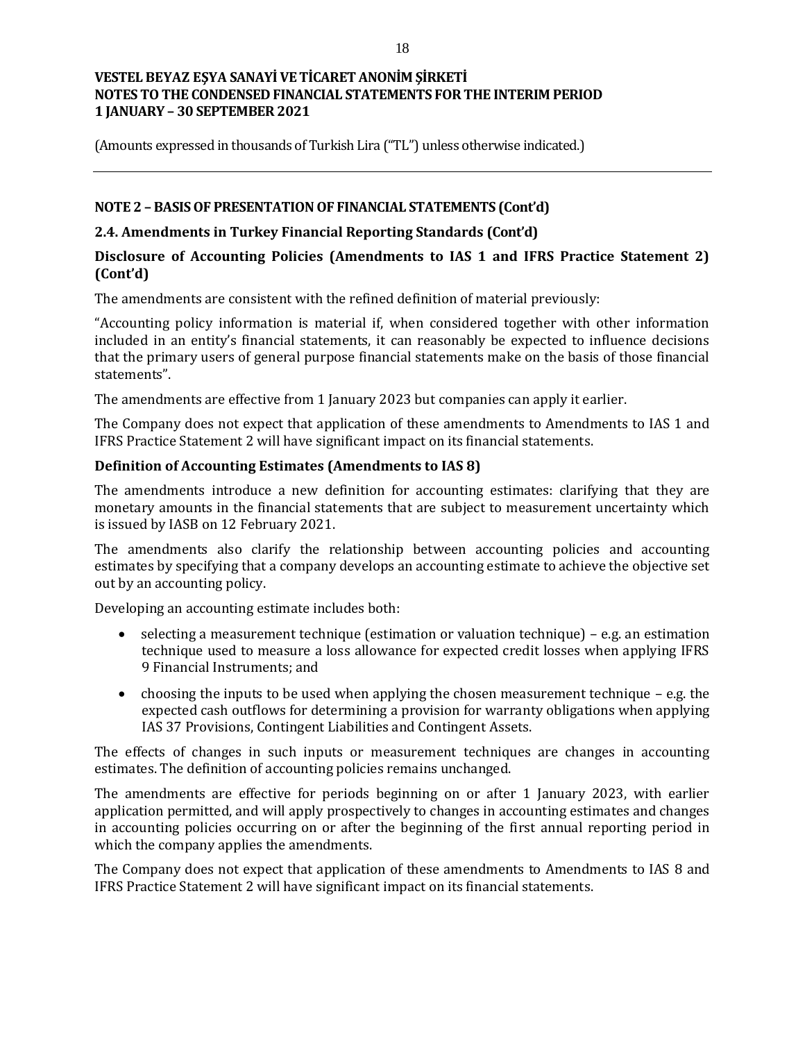## NOTE 2 – BASIS OF PRESENTATION OF FINANCIAL STATEMENTS (Cont'd)

### 2.4. Amendments in Turkey Financial Reporting Standards (Cont'd)

#### Disclosure of Accounting Policies (Amendments to IAS 1 and IFRS Practice Statement 2) (Cont'd)

The amendments are consistent with the refined definition of material previously:

"Accounting policy information is material if, when considered together with other information included in an entity's financial statements, it can reasonably be expected to influence decisions that the primary users of general purpose financial statements make on the basis of those financial statements".

The amendments are effective from 1 January 2023 but companies can apply it earlier.

The Company does not expect that application of these amendments to Amendments to IAS 1 and IFRS Practice Statement 2 will have significant impact on its financial statements.

#### Definition of Accounting Estimates (Amendments to IAS 8)

The amendments introduce a new definition for accounting estimates: clarifying that they are monetary amounts in the financial statements that are subject to measurement uncertainty which is issued by IASB on 12 February 2021.

The amendments also clarify the relationship between accounting policies and accounting estimates by specifying that a company develops an accounting estimate to achieve the objective set out by an accounting policy.

Developing an accounting estimate includes both:

- selecting a measurement technique (estimation or valuation technique) – e.g. an estimation technique used to measure a loss allowance for expected credit losses when applying IFRS 9 Financial Instruments; and
- choosing the inputs to be used when applying the chosen measurement technique – e.g. the expected cash outflows for determining a provision for warranty obligations when applying IAS 37 Provisions, Contingent Liabilities and Contingent Assets.

The effects of changes in such inputs or measurement techniques are changes in accounting estimates. The definition of accounting policies remains unchanged.

The amendments are effective for periods beginning on or after 1 January 2023, with earlier application permitted, and will apply prospectively to changes in accounting estimates and changes in accounting policies occurring on or after the beginning of the first annual reporting period in which the company applies the amendments.

The Company does not expect that application of these amendments to Amendments to IAS 8 and IFRS Practice Statement 2 will have significant impact on its financial statements.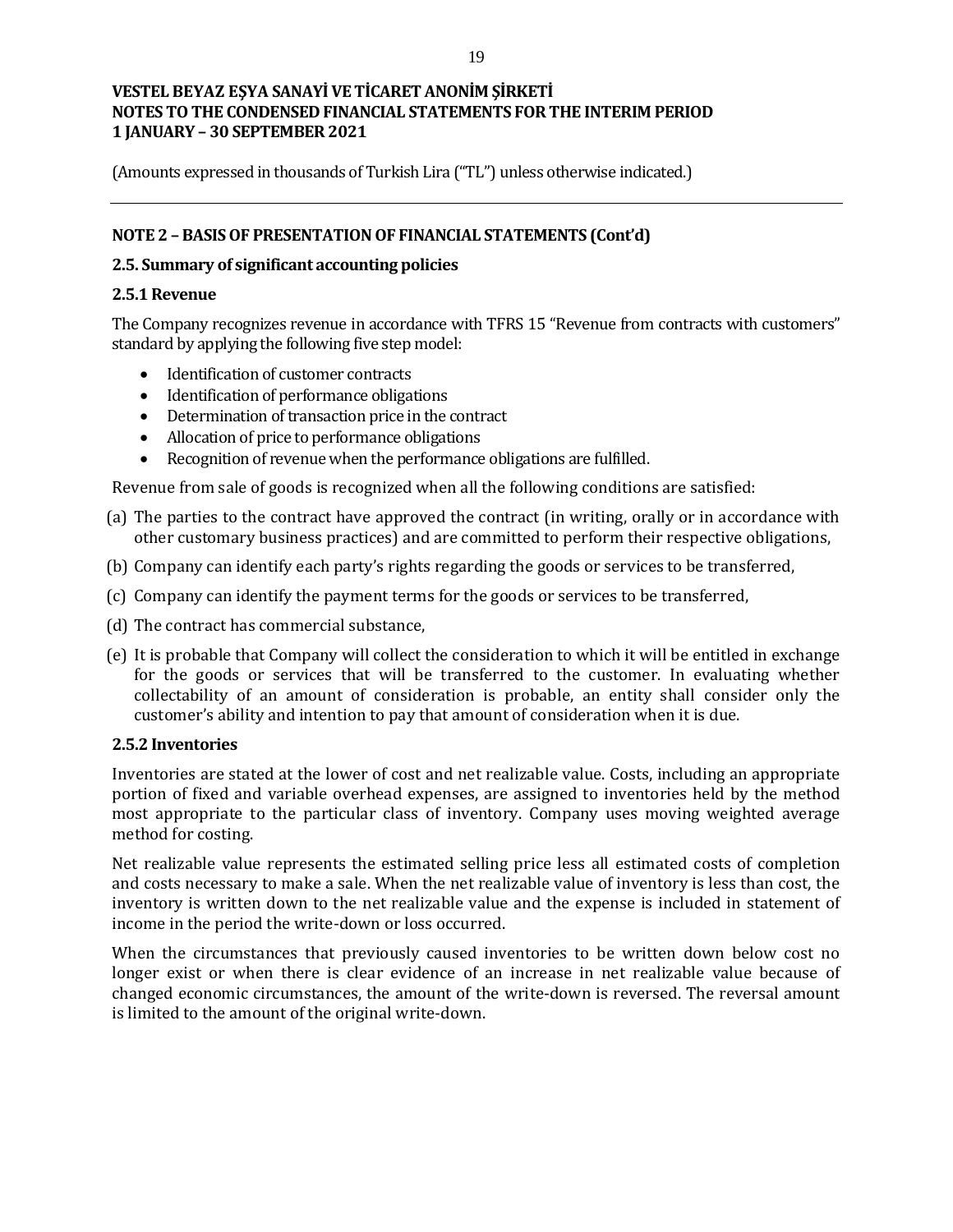(Amounts expressed in thousands of Turkish Lira ("TL") unless otherwise indicated.)

## NOTE 2 – BASIS OF PRESENTATION OF FINANCIAL STATEMENTS (Cont'd)

### 2.5. Summary of significant accounting policies

#### 2.5.1 Revenue

The Company recognizes revenue in accordance with TFRS 15 "Revenue from contracts with customers" standard by applying the following five step model:

- Identification of customer contracts
- Identification of performance obligations
- Determination of transaction price in the contract
- Allocation of price to performance obligations
- Recognition of revenue when the performance obligations are fulfilled.

Revenue from sale of goods is recognized when all the following conditions are satisfied:

(a) The parties to the contract have approved the contract (in writing, orally or in accordance with other customary business practices) and are committed to perform their respective obligations,

(b) Company can identify each party's rights regarding the goods or services to be transferred,

(c) Company can identify the payment terms for the goods or services to be transferred,

(d) The contract has commercial substance,

(e) It is probable that Company will collect the consideration to which it will be entitled in exchange for the goods or services that will be transferred to the customer. In evaluating whether collectability of an amount of consideration is probable, an entity shall consider only the customer's ability and intention to pay that amount of consideration when it is due.

#### 2.5.2 Inventories

Inventories are stated at the lower of cost and net realizable value. Costs, including an appropriate portion of fixed and variable overhead expenses, are assigned to inventories held by the method most appropriate to the particular class of inventory. Company uses moving weighted average method for costing.

Net realizable value represents the estimated selling price less all estimated costs of completion and costs necessary to make a sale. When the net realizable value of inventory is less than cost, the inventory is written down to the net realizable value and the expense is included in statement of income in the period the write-down or loss occurred.

When the circumstances that previously caused inventories to be written down below cost no longer exist or when there is clear evidence of an increase in net realizable value because of changed economic circumstances, the amount of the write-down is reversed. The reversal amount is limited to the amount of the original write-down.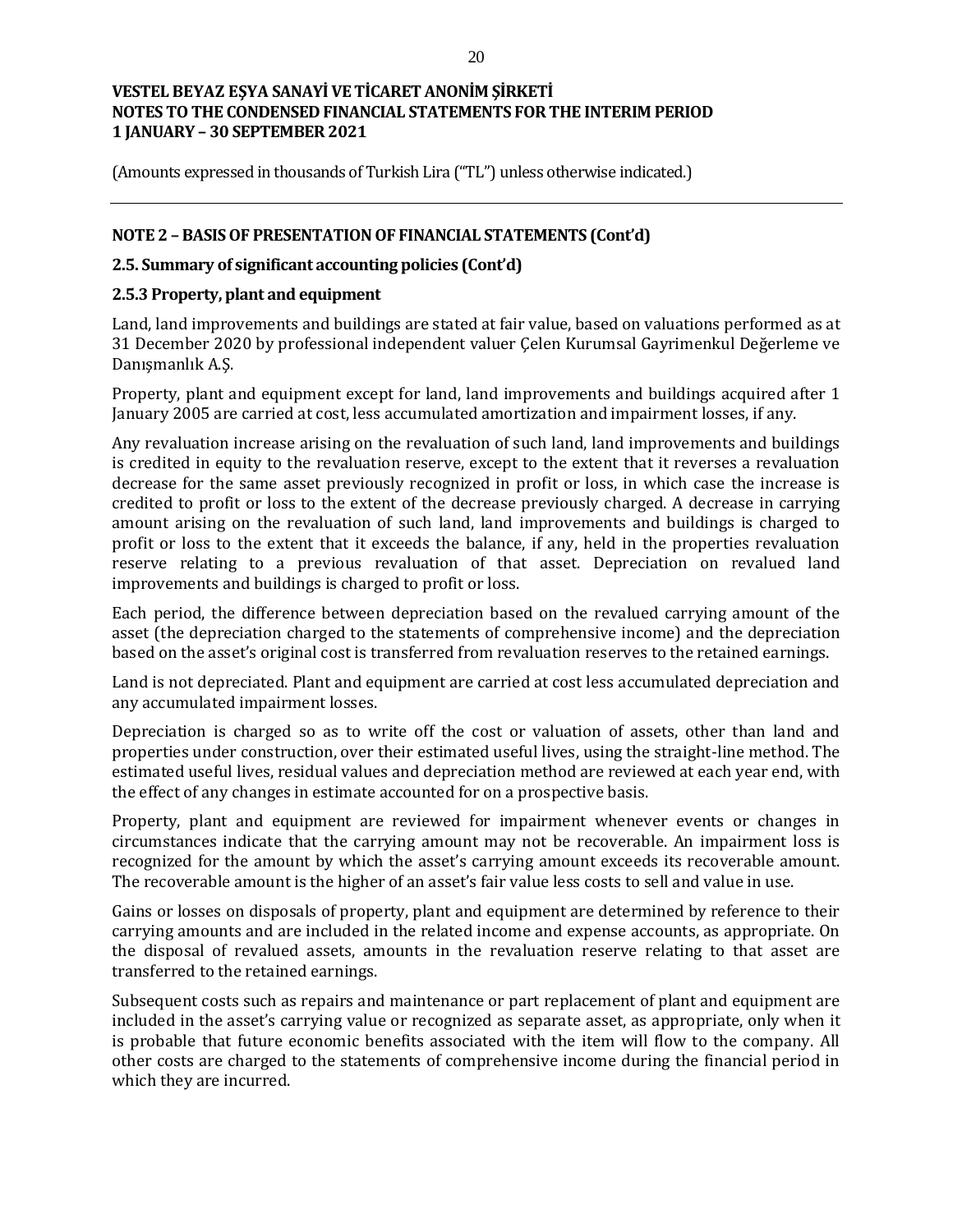# VESTEL BEYAZ EŞYA SANAYİ VE TİCARET ANONİM ŞİRKETİ
# NOTES TO THE CONDENSED FINANCIAL STATEMENTS FOR THE INTERIM PERIOD
# 1 JANUARY – 30 SEPTEMBER 2021

(Amounts expressed in thousands of Turkish Lira ("TL") unless otherwise indicated.)

---

## NOTE 2 – BASIS OF PRESENTATION OF FINANCIAL STATEMENTS (Cont'd)

### 2.5. Summary of significant accounting policies (Cont'd)

### 2.5.3 Property, plant and equipment

Land, land improvements and buildings are stated at fair value, based on valuations performed as at 31 December 2020 by professional independent valuer Çelen Kurumsal Gayrimenkul Değerleme ve Danışmanlık A.Ş.

Property, plant and equipment except for land, land improvements and buildings acquired after 1 January 2005 are carried at cost, less accumulated amortization and impairment losses, if any.

Any revaluation increase arising on the revaluation of such land, land improvements and buildings is credited in equity to the revaluation reserve, except to the extent that it reverses a revaluation decrease for the same asset previously recognized in profit or loss, in which case the increase is credited to profit or loss to the extent of the decrease previously charged. A decrease in carrying amount arising on the revaluation of such land, land improvements and buildings is charged to profit or loss to the extent that it exceeds the balance, if any, held in the properties revaluation reserve relating to a previous revaluation of that asset. Depreciation on revalued land improvements and buildings is charged to profit or loss.

Each period, the difference between depreciation based on the revalued carrying amount of the asset (the depreciation charged to the statements of comprehensive income) and the depreciation based on the asset's original cost is transferred from revaluation reserves to the retained earnings.

Land is not depreciated. Plant and equipment are carried at cost less accumulated depreciation and any accumulated impairment losses.

Depreciation is charged so as to write off the cost or valuation of assets, other than land and properties under construction, over their estimated useful lives, using the straight-line method. The estimated useful lives, residual values and depreciation method are reviewed at each year end, with the effect of any changes in estimate accounted for on a prospective basis.

Property, plant and equipment are reviewed for impairment whenever events or changes in circumstances indicate that the carrying amount may not be recoverable. An impairment loss is recognized for the amount by which the asset's carrying amount exceeds its recoverable amount. The recoverable amount is the higher of an asset's fair value less costs to sell and value in use.

Gains or losses on disposals of property, plant and equipment are determined by reference to their carrying amounts and are included in the related income and expense accounts, as appropriate. On the disposal of revalued assets, amounts in the revaluation reserve relating to that asset are transferred to the retained earnings.

Subsequent costs such as repairs and maintenance or part replacement of plant and equipment are included in the asset's carrying value or recognized as separate asset, as appropriate, only when it is probable that future economic benefits associated with the item will flow to the company. All other costs are charged to the statements of comprehensive income during the financial period in which they are incurred.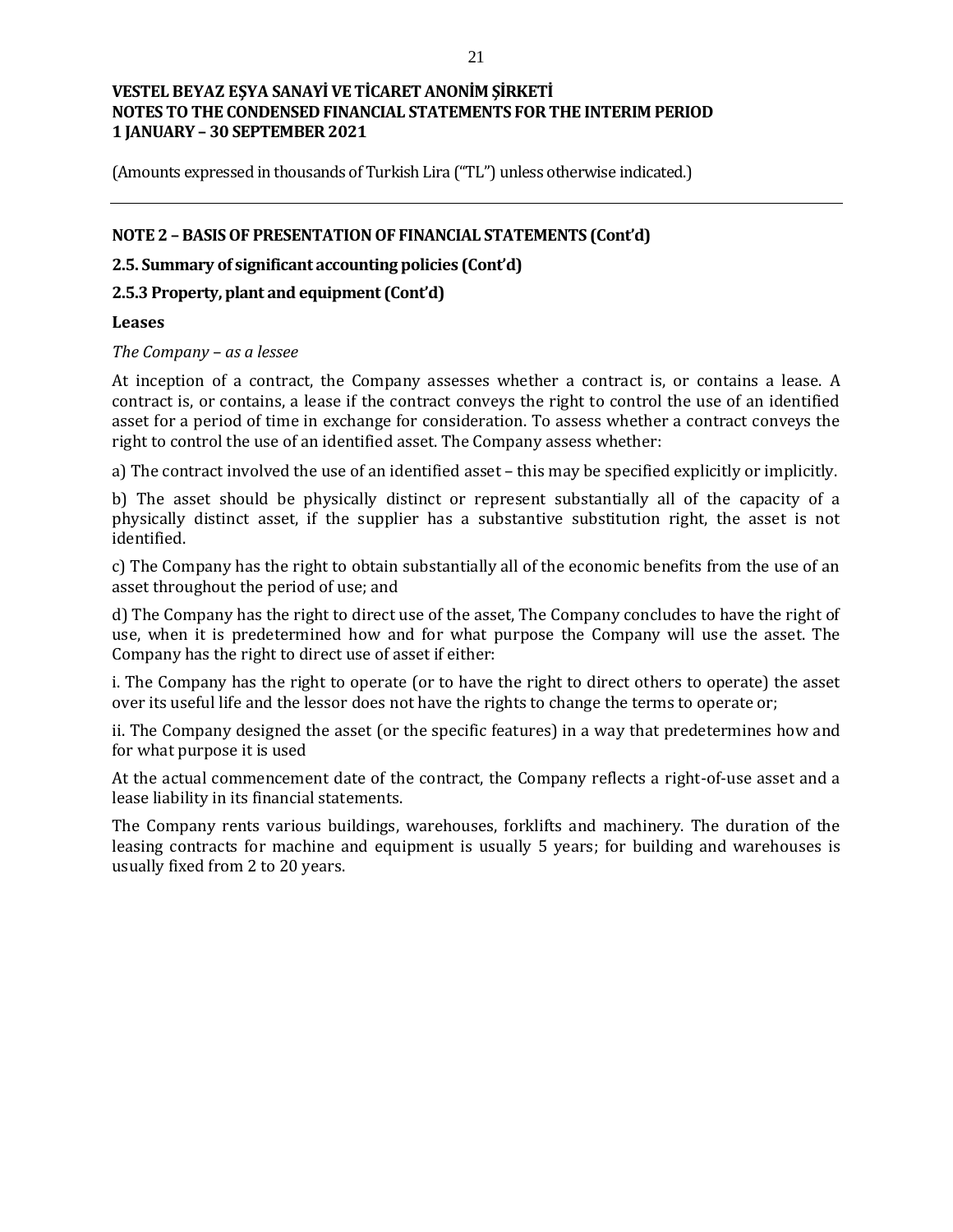## NOTE 2 – BASIS OF PRESENTATION OF FINANCIAL STATEMENTS (Cont'd)

### 2.5. Summary of significant accounting policies (Cont'd)

#### 2.5.3 Property, plant and equipment (Cont'd)

**Leases**

*The Company – as a lessee*

At inception of a contract, the Company assesses whether a contract is, or contains a lease. A contract is, or contains, a lease if the contract conveys the right to control the use of an identified asset for a period of time in exchange for consideration. To assess whether a contract conveys the right to control the use of an identified asset. The Company assess whether:

a) The contract involved the use of an identified asset – this may be specified explicitly or implicitly.

b) The asset should be physically distinct or represent substantially all of the capacity of a physically distinct asset, if the supplier has a substantive substitution right, the asset is not identified.

c) The Company has the right to obtain substantially all of the economic benefits from the use of an asset throughout the period of use; and

d) The Company has the right to direct use of the asset, The Company concludes to have the right of use, when it is predetermined how and for what purpose the Company will use the asset. The Company has the right to direct use of asset if either:

i. The Company has the right to operate (or to have the right to direct others to operate) the asset over its useful life and the lessor does not have the rights to change the terms to operate or;

ii. The Company designed the asset (or the specific features) in a way that predetermines how and for what purpose it is used

At the actual commencement date of the contract, the Company reflects a right-of-use asset and a lease liability in its financial statements.

The Company rents various buildings, warehouses, forklifts and machinery. The duration of the leasing contracts for machine and equipment is usually 5 years; for building and warehouses is usually fixed from 2 to 20 years.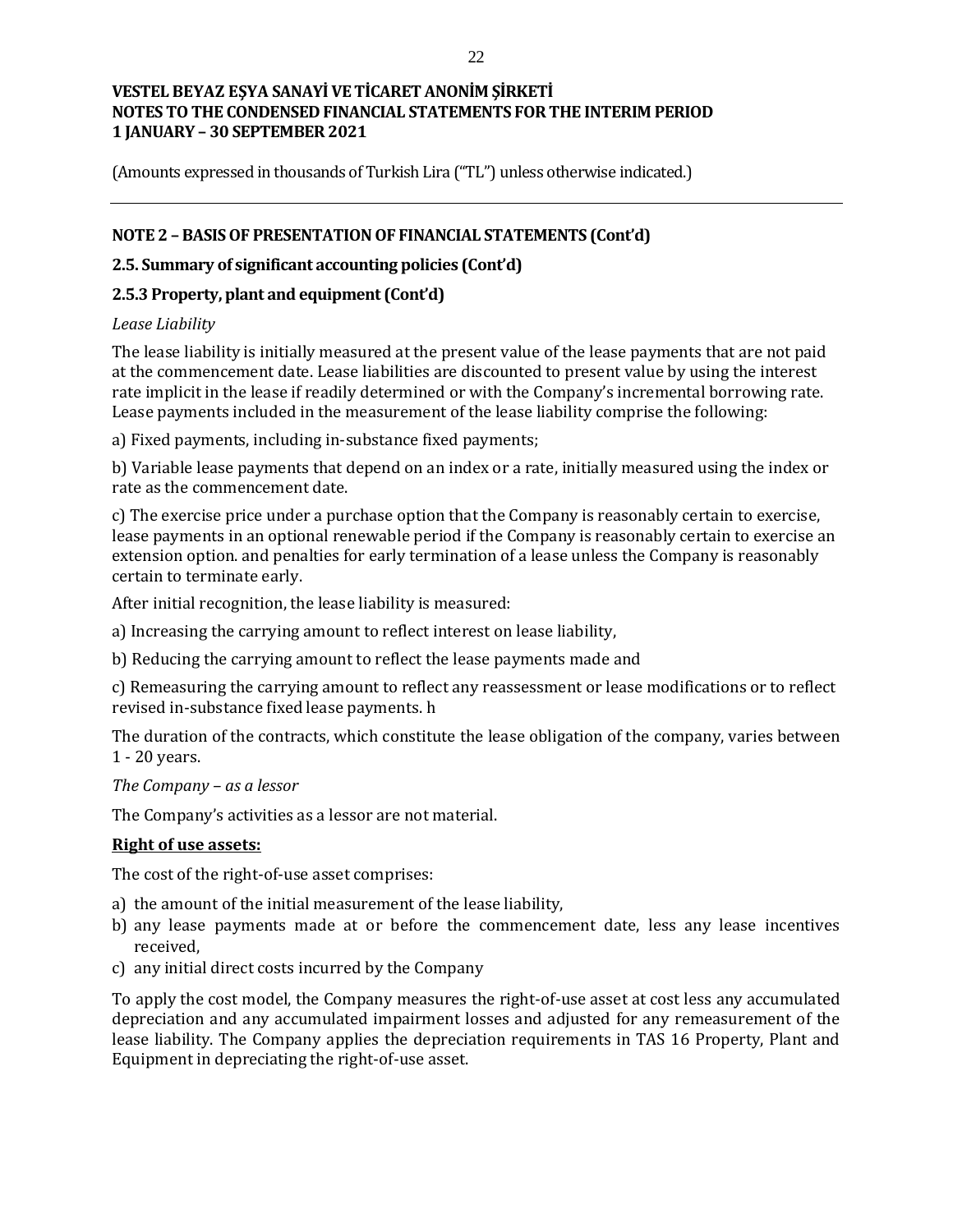## NOTE 2 – BASIS OF PRESENTATION OF FINANCIAL STATEMENTS (Cont'd)

### 2.5. Summary of significant accounting policies (Cont'd)

### 2.5.3 Property, plant and equipment (Cont'd)

*Lease Liability*

The lease liability is initially measured at the present value of the lease payments that are not paid at the commencement date. Lease liabilities are discounted to present value by using the interest rate implicit in the lease if readily determined or with the Company's incremental borrowing rate. Lease payments included in the measurement of the lease liability comprise the following:

a) Fixed payments, including in-substance fixed payments;

b) Variable lease payments that depend on an index or a rate, initially measured using the index or rate as the commencement date.

c) The exercise price under a purchase option that the Company is reasonably certain to exercise, lease payments in an optional renewable period if the Company is reasonably certain to exercise an extension option. and penalties for early termination of a lease unless the Company is reasonably certain to terminate early.

After initial recognition, the lease liability is measured:

a) Increasing the carrying amount to reflect interest on lease liability,

b) Reducing the carrying amount to reflect the lease payments made and

c) Remeasuring the carrying amount to reflect any reassessment or lease modifications or to reflect revised in-substance fixed lease payments. h

The duration of the contracts, which constitute the lease obligation of the company, varies between 1 - 20 years.

*The Company – as a lessor*

The Company's activities as a lessor are not material.

**Right of use assets:**

The cost of the right-of-use asset comprises:

a) the amount of the initial measurement of the lease liability,
b) any lease payments made at or before the commencement date, less any lease incentives received,
c) any initial direct costs incurred by the Company

To apply the cost model, the Company measures the right-of-use asset at cost less any accumulated depreciation and any accumulated impairment losses and adjusted for any remeasurement of the lease liability. The Company applies the depreciation requirements in TAS 16 Property, Plant and Equipment in depreciating the right-of-use asset.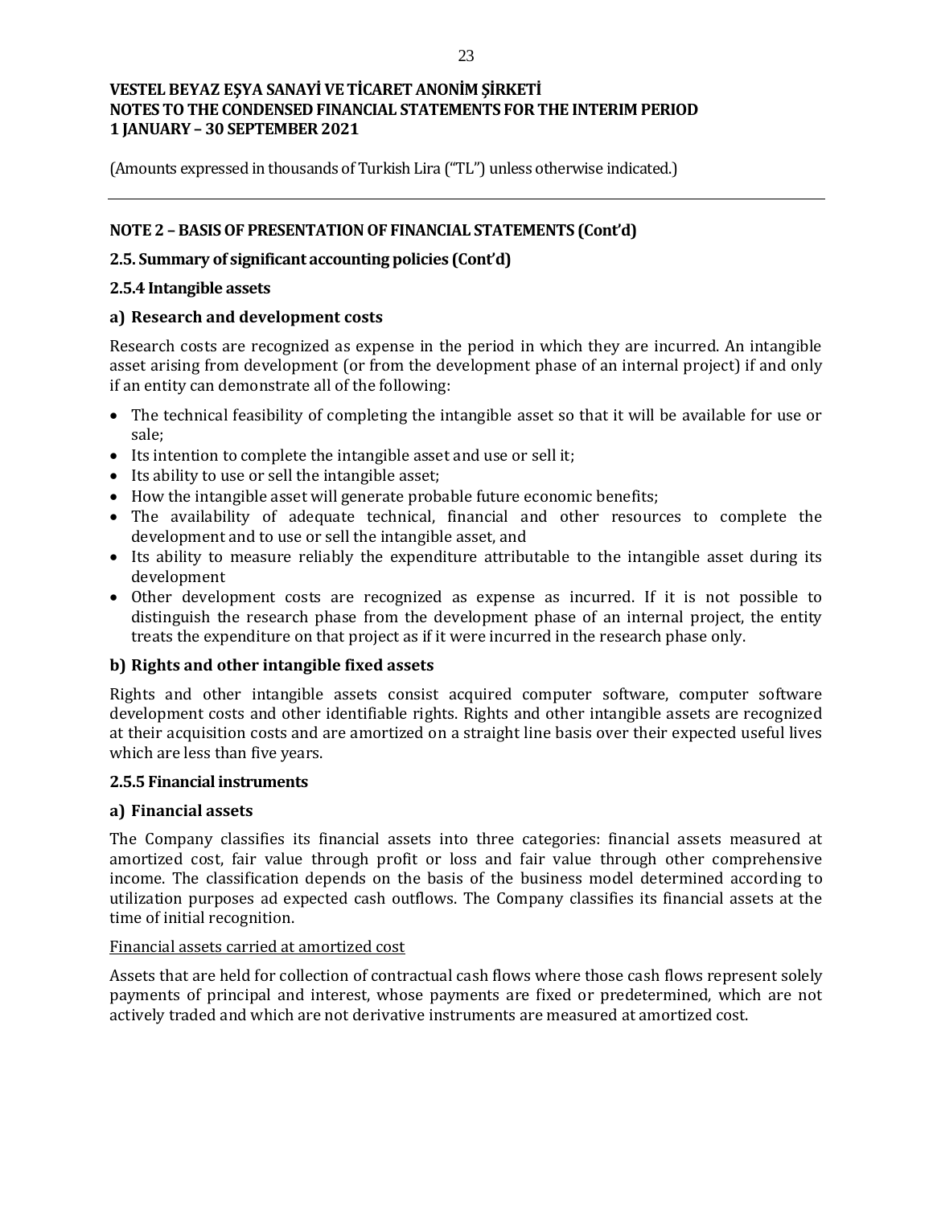**VESTEL BEYAZ EŞYA SANAYİ VE TİCARET ANONİM ŞİRKETİ**
**NOTES TO THE CONDENSED FINANCIAL STATEMENTS FOR THE INTERIM PERIOD**
**1 JANUARY – 30 SEPTEMBER 2021**

(Amounts expressed in thousands of Turkish Lira ("TL") unless otherwise indicated.)

---

## NOTE 2 – BASIS OF PRESENTATION OF FINANCIAL STATEMENTS (Cont'd)

### 2.5. Summary of significant accounting policies (Cont'd)

#### 2.5.4 Intangible assets

**a) Research and development costs**

Research costs are recognized as expense in the period in which they are incurred. An intangible asset arising from development (or from the development phase of an internal project) if and only if an entity can demonstrate all of the following:

- The technical feasibility of completing the intangible asset so that it will be available for use or sale;
- Its intention to complete the intangible asset and use or sell it;
- Its ability to use or sell the intangible asset;
- How the intangible asset will generate probable future economic benefits;
- The availability of adequate technical, financial and other resources to complete the development and to use or sell the intangible asset, and
- Its ability to measure reliably the expenditure attributable to the intangible asset during its development
- Other development costs are recognized as expense as incurred. If it is not possible to distinguish the research phase from the development phase of an internal project, the entity treats the expenditure on that project as if it were incurred in the research phase only.

**b) Rights and other intangible fixed assets**

Rights and other intangible assets consist acquired computer software, computer software development costs and other identifiable rights. Rights and other intangible assets are recognized at their acquisition costs and are amortized on a straight line basis over their expected useful lives which are less than five years.

#### 2.5.5 Financial instruments

**a) Financial assets**

The Company classifies its financial assets into three categories: financial assets measured at amortized cost, fair value through profit or loss and fair value through other comprehensive income. The classification depends on the basis of the business model determined according to utilization purposes ad expected cash outflows. The Company classifies its financial assets at the time of initial recognition.

<u>Financial assets carried at amortized cost</u>

Assets that are held for collection of contractual cash flows where those cash flows represent solely payments of principal and interest, whose payments are fixed or predetermined, which are not actively traded and which are not derivative instruments are measured at amortized cost.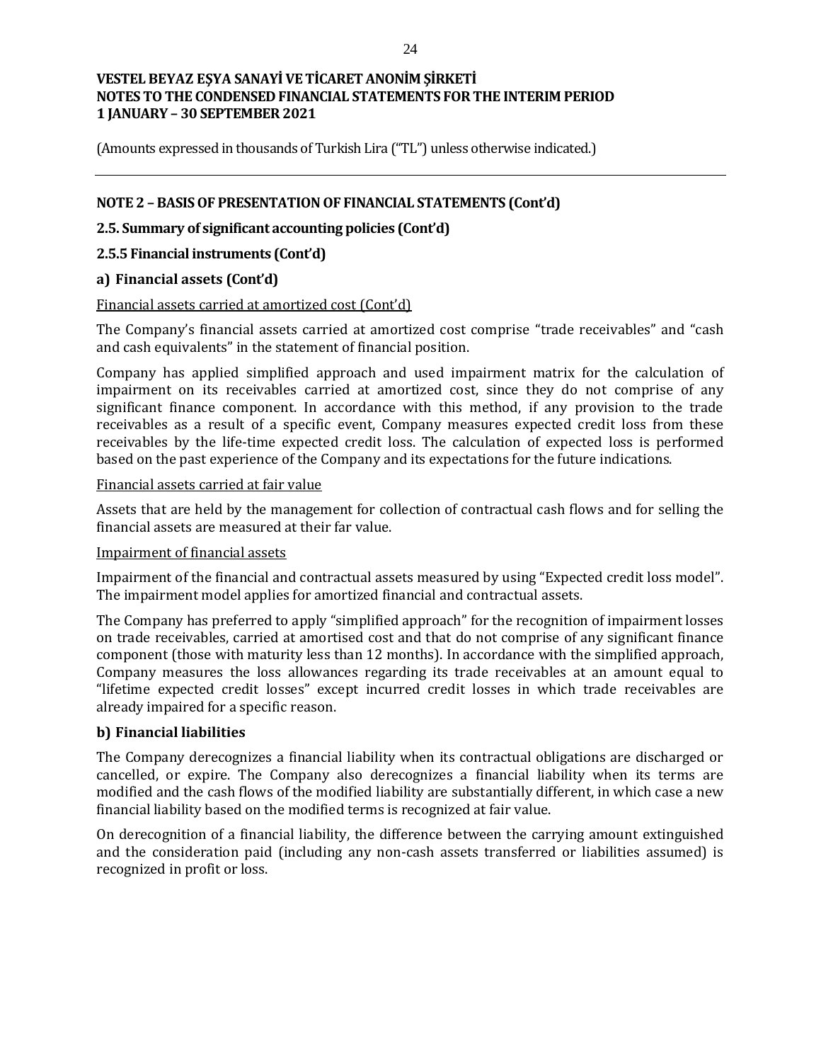(Amounts expressed in thousands of Turkish Lira ("TL") unless otherwise indicated.)

## NOTE 2 – BASIS OF PRESENTATION OF FINANCIAL STATEMENTS (Cont'd)

### 2.5. Summary of significant accounting policies (Cont'd)

#### 2.5.5 Financial instruments (Cont'd)

#### a) Financial assets (Cont'd)

Financial assets carried at amortized cost (Cont'd)

The Company's financial assets carried at amortized cost comprise "trade receivables" and "cash and cash equivalents" in the statement of financial position.

Company has applied simplified approach and used impairment matrix for the calculation of impairment on its receivables carried at amortized cost, since they do not comprise of any significant finance component. In accordance with this method, if any provision to the trade receivables as a result of a specific event, Company measures expected credit loss from these receivables by the life-time expected credit loss. The calculation of expected loss is performed based on the past experience of the Company and its expectations for the future indications.

Financial assets carried at fair value

Assets that are held by the management for collection of contractual cash flows and for selling the financial assets are measured at their far value.

Impairment of financial assets

Impairment of the financial and contractual assets measured by using "Expected credit loss model". The impairment model applies for amortized financial and contractual assets.

The Company has preferred to apply "simplified approach" for the recognition of impairment losses on trade receivables, carried at amortised cost and that do not comprise of any significant finance component (those with maturity less than 12 months). In accordance with the simplified approach, Company measures the loss allowances regarding its trade receivables at an amount equal to "lifetime expected credit losses" except incurred credit losses in which trade receivables are already impaired for a specific reason.

#### b) Financial liabilities

The Company derecognizes a financial liability when its contractual obligations are discharged or cancelled, or expire. The Company also derecognizes a financial liability when its terms are modified and the cash flows of the modified liability are substantially different, in which case a new financial liability based on the modified terms is recognized at fair value.

On derecognition of a financial liability, the difference between the carrying amount extinguished and the consideration paid (including any non-cash assets transferred or liabilities assumed) is recognized in profit or loss.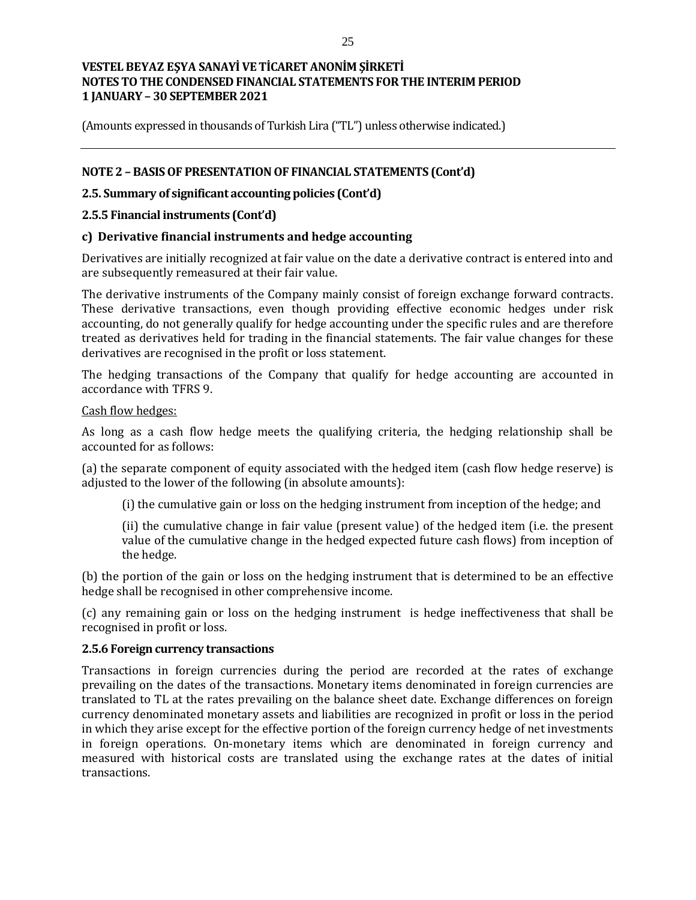(Amounts expressed in thousands of Turkish Lira ("TL") unless otherwise indicated.)

## NOTE 2 – BASIS OF PRESENTATION OF FINANCIAL STATEMENTS (Cont'd)

### 2.5. Summary of significant accounting policies (Cont'd)

### 2.5.5 Financial instruments (Cont'd)

### c) Derivative financial instruments and hedge accounting

Derivatives are initially recognized at fair value on the date a derivative contract is entered into and are subsequently remeasured at their fair value.

The derivative instruments of the Company mainly consist of foreign exchange forward contracts. These derivative transactions, even though providing effective economic hedges under risk accounting, do not generally qualify for hedge accounting under the specific rules and are therefore treated as derivatives held for trading in the financial statements. The fair value changes for these derivatives are recognised in the profit or loss statement.

The hedging transactions of the Company that qualify for hedge accounting are accounted in accordance with TFRS 9.

Cash flow hedges:

As long as a cash flow hedge meets the qualifying criteria, the hedging relationship shall be accounted for as follows:

(a) the separate component of equity associated with the hedged item (cash flow hedge reserve) is adjusted to the lower of the following (in absolute amounts):

(i) the cumulative gain or loss on the hedging instrument from inception of the hedge; and

(ii) the cumulative change in fair value (present value) of the hedged item (i.e. the present value of the cumulative change in the hedged expected future cash flows) from inception of the hedge.

(b) the portion of the gain or loss on the hedging instrument that is determined to be an effective hedge shall be recognised in other comprehensive income.

(c) any remaining gain or loss on the hedging instrument is hedge ineffectiveness that shall be recognised in profit or loss.

### 2.5.6 Foreign currency transactions

Transactions in foreign currencies during the period are recorded at the rates of exchange prevailing on the dates of the transactions. Monetary items denominated in foreign currencies are translated to TL at the rates prevailing on the balance sheet date. Exchange differences on foreign currency denominated monetary assets and liabilities are recognized in profit or loss in the period in which they arise except for the effective portion of the foreign currency hedge of net investments in foreign operations. On-monetary items which are denominated in foreign currency and measured with historical costs are translated using the exchange rates at the dates of initial transactions.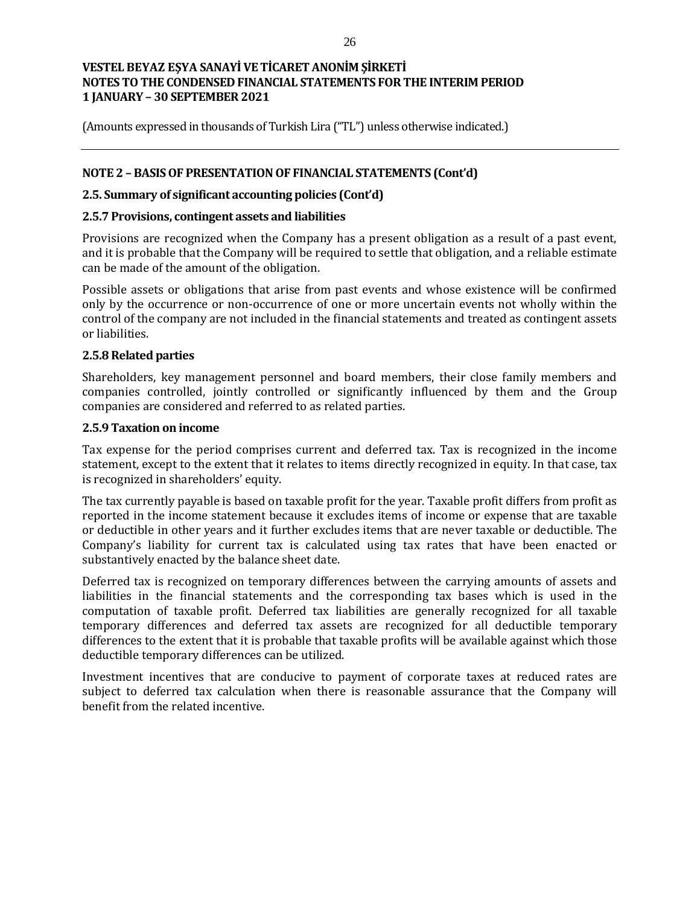## NOTE 2 – BASIS OF PRESENTATION OF FINANCIAL STATEMENTS (Cont'd)

### 2.5. Summary of significant accounting policies (Cont'd)

#### 2.5.7 Provisions, contingent assets and liabilities

Provisions are recognized when the Company has a present obligation as a result of a past event, and it is probable that the Company will be required to settle that obligation, and a reliable estimate can be made of the amount of the obligation.

Possible assets or obligations that arise from past events and whose existence will be confirmed only by the occurrence or non-occurrence of one or more uncertain events not wholly within the control of the company are not included in the financial statements and treated as contingent assets or liabilities.

#### 2.5.8 Related parties

Shareholders, key management personnel and board members, their close family members and companies controlled, jointly controlled or significantly influenced by them and the Group companies are considered and referred to as related parties.

#### 2.5.9 Taxation on income

Tax expense for the period comprises current and deferred tax. Tax is recognized in the income statement, except to the extent that it relates to items directly recognized in equity. In that case, tax is recognized in shareholders' equity.

The tax currently payable is based on taxable profit for the year. Taxable profit differs from profit as reported in the income statement because it excludes items of income or expense that are taxable or deductible in other years and it further excludes items that are never taxable or deductible. The Company's liability for current tax is calculated using tax rates that have been enacted or substantively enacted by the balance sheet date.

Deferred tax is recognized on temporary differences between the carrying amounts of assets and liabilities in the financial statements and the corresponding tax bases which is used in the computation of taxable profit. Deferred tax liabilities are generally recognized for all taxable temporary differences and deferred tax assets are recognized for all deductible temporary differences to the extent that it is probable that taxable profits will be available against which those deductible temporary differences can be utilized.

Investment incentives that are conducive to payment of corporate taxes at reduced rates are subject to deferred tax calculation when there is reasonable assurance that the Company will benefit from the related incentive.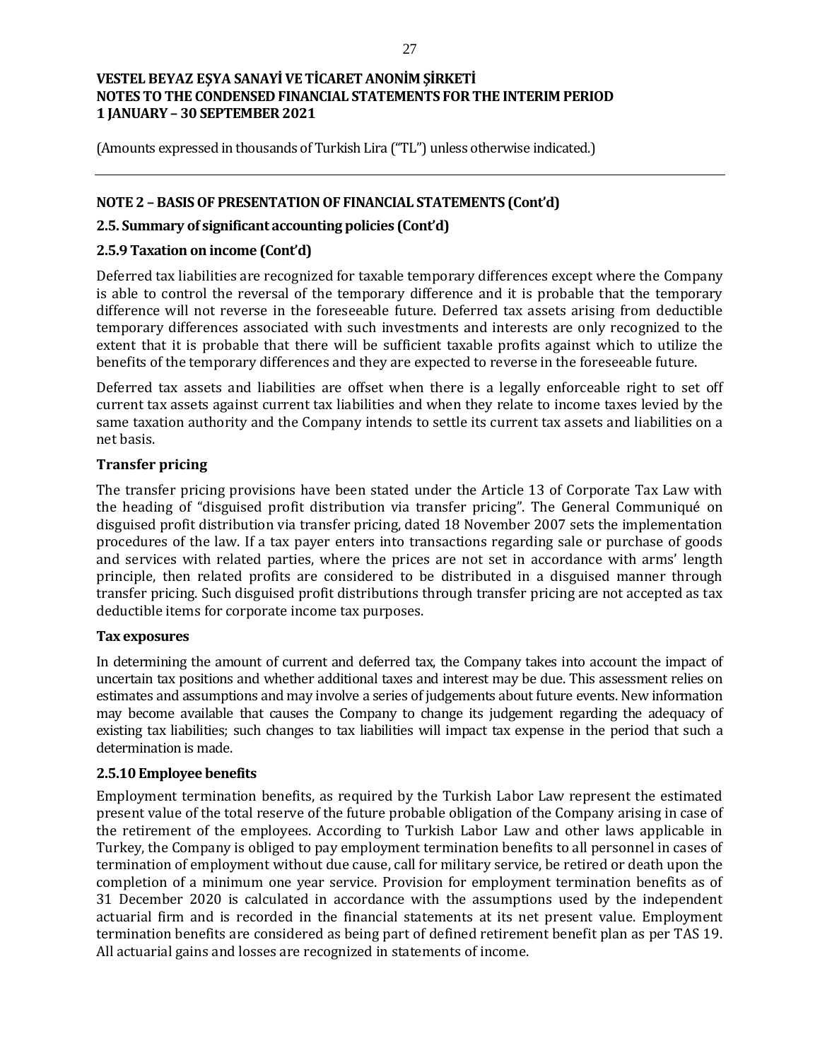**VESTEL BEYAZ EŞYA SANAYİ VE TİCARET ANONİM ŞİRKETİ**
**NOTES TO THE CONDENSED FINANCIAL STATEMENTS FOR THE INTERIM PERIOD**
**1 JANUARY – 30 SEPTEMBER 2021**

(Amounts expressed in thousands of Turkish Lira ("TL") unless otherwise indicated.)

---

## NOTE 2 – BASIS OF PRESENTATION OF FINANCIAL STATEMENTS (Cont'd)

### 2.5. Summary of significant accounting policies (Cont'd)

#### 2.5.9 Taxation on income (Cont'd)

Deferred tax liabilities are recognized for taxable temporary differences except where the Company is able to control the reversal of the temporary difference and it is probable that the temporary difference will not reverse in the foreseeable future. Deferred tax assets arising from deductible temporary differences associated with such investments and interests are only recognized to the extent that it is probable that there will be sufficient taxable profits against which to utilize the benefits of the temporary differences and they are expected to reverse in the foreseeable future.

Deferred tax assets and liabilities are offset when there is a legally enforceable right to set off current tax assets against current tax liabilities and when they relate to income taxes levied by the same taxation authority and the Company intends to settle its current tax assets and liabilities on a net basis.

**Transfer pricing**

The transfer pricing provisions have been stated under the Article 13 of Corporate Tax Law with the heading of "disguised profit distribution via transfer pricing". The General Communiqué on disguised profit distribution via transfer pricing, dated 18 November 2007 sets the implementation procedures of the law. If a tax payer enters into transactions regarding sale or purchase of goods and services with related parties, where the prices are not set in accordance with arms' length principle, then related profits are considered to be distributed in a disguised manner through transfer pricing. Such disguised profit distributions through transfer pricing are not accepted as tax deductible items for corporate income tax purposes.

**Tax exposures**

In determining the amount of current and deferred tax, the Company takes into account the impact of uncertain tax positions and whether additional taxes and interest may be due. This assessment relies on estimates and assumptions and may involve a series of judgements about future events. New information may become available that causes the Company to change its judgement regarding the adequacy of existing tax liabilities; such changes to tax liabilities will impact tax expense in the period that such a determination is made.

#### 2.5.10 Employee benefits

Employment termination benefits, as required by the Turkish Labor Law represent the estimated present value of the total reserve of the future probable obligation of the Company arising in case of the retirement of the employees. According to Turkish Labor Law and other laws applicable in Turkey, the Company is obliged to pay employment termination benefits to all personnel in cases of termination of employment without due cause, call for military service, be retired or death upon the completion of a minimum one year service. Provision for employment termination benefits as of 31 December 2020 is calculated in accordance with the assumptions used by the independent actuarial firm and is recorded in the financial statements at its net present value. Employment termination benefits are considered as being part of defined retirement benefit plan as per TAS 19. All actuarial gains and losses are recognized in statements of income.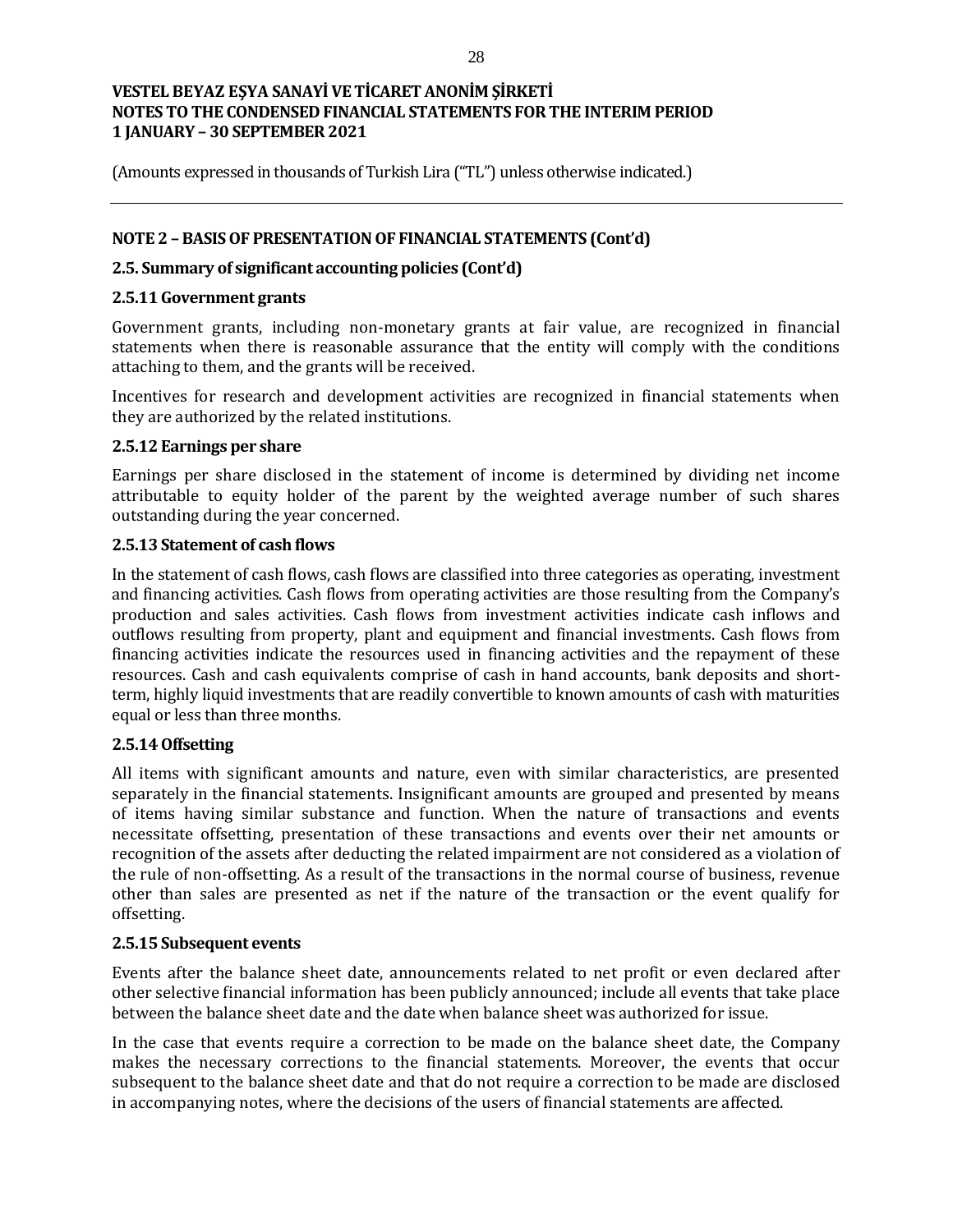## NOTE 2 – BASIS OF PRESENTATION OF FINANCIAL STATEMENTS (Cont'd)

### 2.5. Summary of significant accounting policies (Cont'd)

#### 2.5.11 Government grants

Government grants, including non-monetary grants at fair value, are recognized in financial statements when there is reasonable assurance that the entity will comply with the conditions attaching to them, and the grants will be received.

Incentives for research and development activities are recognized in financial statements when they are authorized by the related institutions.

#### 2.5.12 Earnings per share

Earnings per share disclosed in the statement of income is determined by dividing net income attributable to equity holder of the parent by the weighted average number of such shares outstanding during the year concerned.

#### 2.5.13 Statement of cash flows

In the statement of cash flows, cash flows are classified into three categories as operating, investment and financing activities. Cash flows from operating activities are those resulting from the Company's production and sales activities. Cash flows from investment activities indicate cash inflows and outflows resulting from property, plant and equipment and financial investments. Cash flows from financing activities indicate the resources used in financing activities and the repayment of these resources. Cash and cash equivalents comprise of cash in hand accounts, bank deposits and short-term, highly liquid investments that are readily convertible to known amounts of cash with maturities equal or less than three months.

#### 2.5.14 Offsetting

All items with significant amounts and nature, even with similar characteristics, are presented separately in the financial statements. Insignificant amounts are grouped and presented by means of items having similar substance and function. When the nature of transactions and events necessitate offsetting, presentation of these transactions and events over their net amounts or recognition of the assets after deducting the related impairment are not considered as a violation of the rule of non-offsetting. As a result of the transactions in the normal course of business, revenue other than sales are presented as net if the nature of the transaction or the event qualify for offsetting.

#### 2.5.15 Subsequent events

Events after the balance sheet date, announcements related to net profit or even declared after other selective financial information has been publicly announced; include all events that take place between the balance sheet date and the date when balance sheet was authorized for issue.

In the case that events require a correction to be made on the balance sheet date, the Company makes the necessary corrections to the financial statements. Moreover, the events that occur subsequent to the balance sheet date and that do not require a correction to be made are disclosed in accompanying notes, where the decisions of the users of financial statements are affected.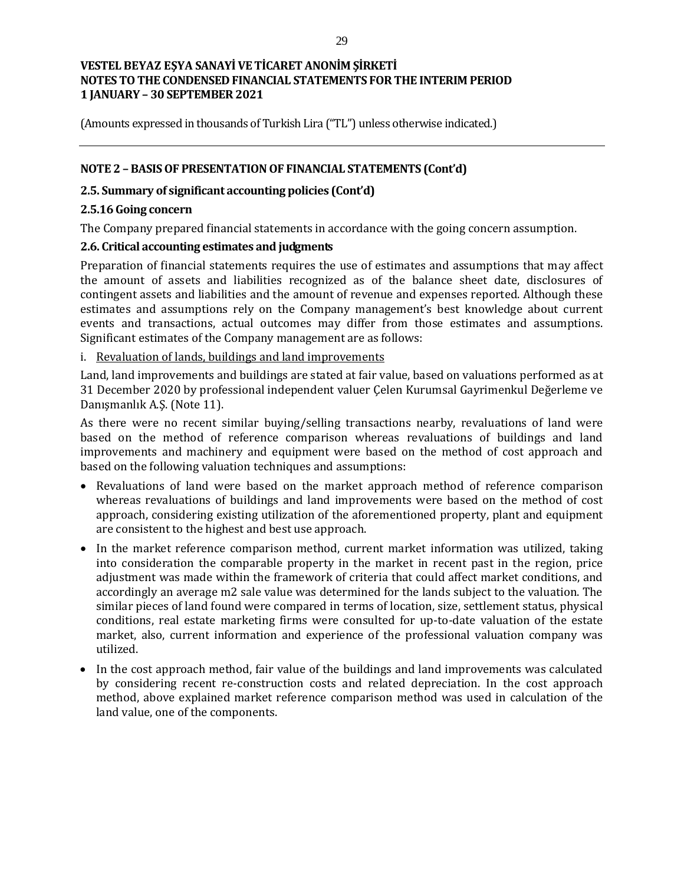## NOTE 2 – BASIS OF PRESENTATION OF FINANCIAL STATEMENTS (Cont'd)

### 2.5. Summary of significant accounting policies (Cont'd)

#### 2.5.16 Going concern

The Company prepared financial statements in accordance with the going concern assumption.

### 2.6. Critical accounting estimates and judgments

Preparation of financial statements requires the use of estimates and assumptions that may affect the amount of assets and liabilities recognized as of the balance sheet date, disclosures of contingent assets and liabilities and the amount of revenue and expenses reported. Although these estimates and assumptions rely on the Company management's best knowledge about current events and transactions, actual outcomes may differ from those estimates and assumptions. Significant estimates of the Company management are as follows:

i. Revaluation of lands, buildings and land improvements

Land, land improvements and buildings are stated at fair value, based on valuations performed as at 31 December 2020 by professional independent valuer Çelen Kurumsal Gayrimenkul Değerleme ve Danışmanlık A.Ş. (Note 11).

As there were no recent similar buying/selling transactions nearby, revaluations of land were based on the method of reference comparison whereas revaluations of buildings and land improvements and machinery and equipment were based on the method of cost approach and based on the following valuation techniques and assumptions:

- Revaluations of land were based on the market approach method of reference comparison whereas revaluations of buildings and land improvements were based on the method of cost approach, considering existing utilization of the aforementioned property, plant and equipment are consistent to the highest and best use approach.
- In the market reference comparison method, current market information was utilized, taking into consideration the comparable property in the market in recent past in the region, price adjustment was made within the framework of criteria that could affect market conditions, and accordingly an average m2 sale value was determined for the lands subject to the valuation. The similar pieces of land found were compared in terms of location, size, settlement status, physical conditions, real estate marketing firms were consulted for up-to-date valuation of the estate market, also, current information and experience of the professional valuation company was utilized.
- In the cost approach method, fair value of the buildings and land improvements was calculated by considering recent re-construction costs and related depreciation. In the cost approach method, above explained market reference comparison method was used in calculation of the land value, one of the components.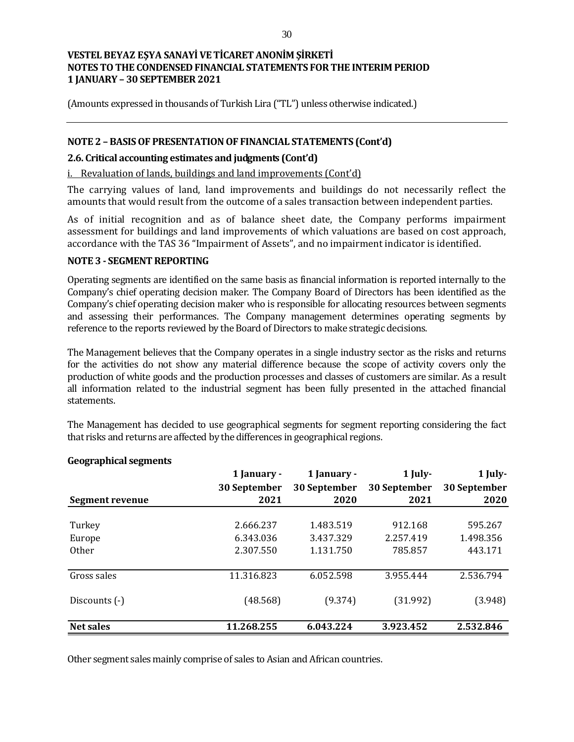(Amounts expressed in thousands of Turkish Lira ("TL") unless otherwise indicated.)

## NOTE 2 – BASIS OF PRESENTATION OF FINANCIAL STATEMENTS (Cont'd)

### 2.6. Critical accounting estimates and judgments (Cont'd)

i. Revaluation of lands, buildings and land improvements (Cont'd)

The carrying values of land, land improvements and buildings do not necessarily reflect the amounts that would result from the outcome of a sales transaction between independent parties.

As of initial recognition and as of balance sheet date, the Company performs impairment assessment for buildings and land improvements of which valuations are based on cost approach, accordance with the TAS 36 "Impairment of Assets", and no impairment indicator is identified.

## NOTE 3 - SEGMENT REPORTING

Operating segments are identified on the same basis as financial information is reported internally to the Company's chief operating decision maker. The Company Board of Directors has been identified as the Company's chief operating decision maker who is responsible for allocating resources between segments and assessing their performances. The Company management determines operating segments by reference to the reports reviewed by the Board of Directors to make strategic decisions.

The Management believes that the Company operates in a single industry sector as the risks and returns for the activities do not show any material difference because the scope of activity covers only the production of white goods and the production processes and classes of customers are similar. As a result all information related to the industrial segment has been fully presented in the attached financial statements.

The Management has decided to use geographical segments for segment reporting considering the fact that risks and returns are affected by the differences in geographical regions.

**Geographical segments**

| Segment revenue | 1 January - 30 September 2021 | 1 January - 30 September 2020 | 1 July- 30 September 2021 | 1 July- 30 September 2020 |
|---|---|---|---|---|
| Turkey | 2.666.237 | 1.483.519 | 912.168 | 595.267 |
| Europe | 6.343.036 | 3.437.329 | 2.257.419 | 1.498.356 |
| Other | 2.307.550 | 1.131.750 | 785.857 | 443.171 |
| Gross sales | 11.316.823 | 6.052.598 | 3.955.444 | 2.536.794 |
| Discounts (-) | (48.568) | (9.374) | (31.992) | (3.948) |
| **Net sales** | **11.268.255** | **6.043.224** | **3.923.452** | **2.532.846** |

Other segment sales mainly comprise of sales to Asian and African countries.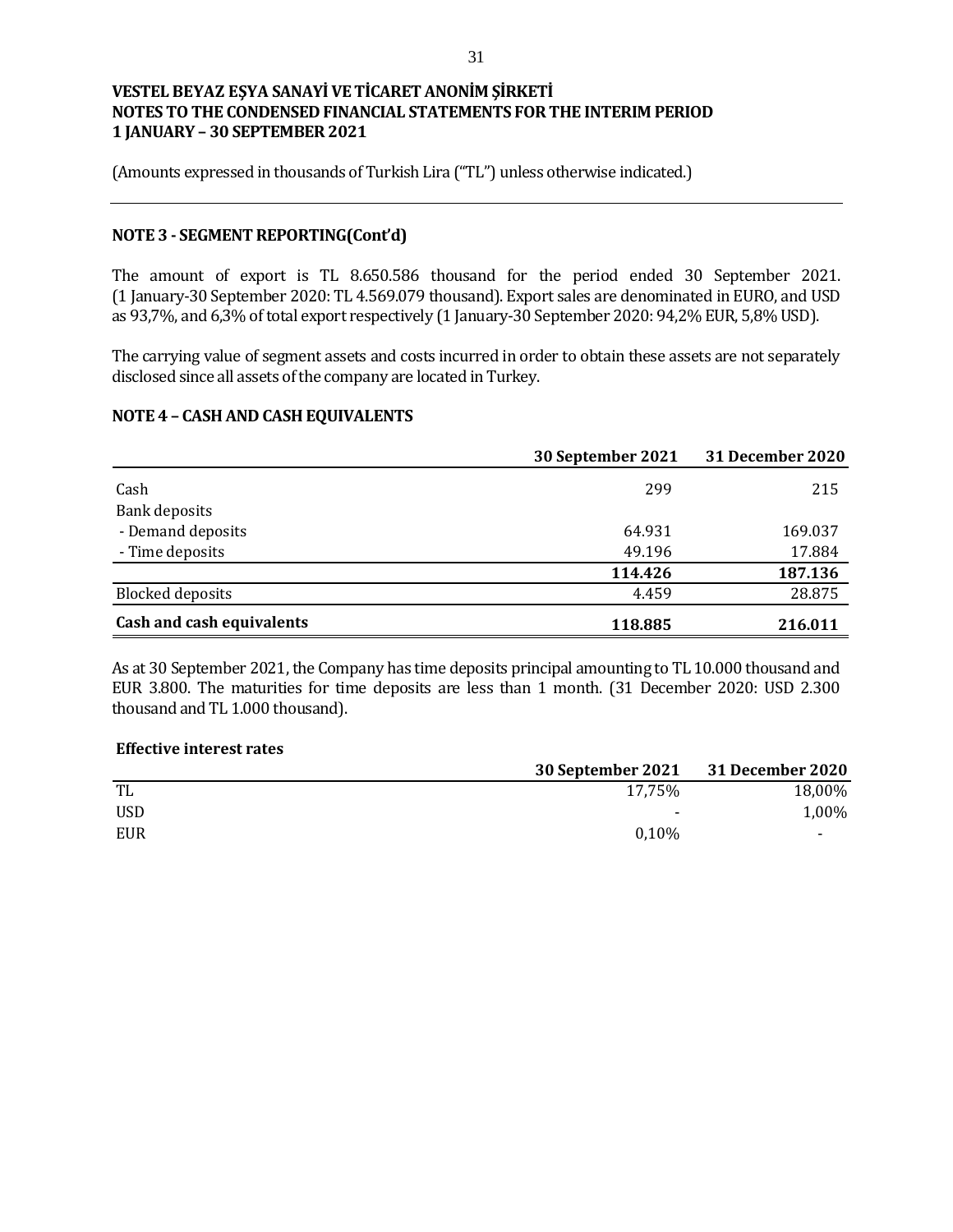**VESTEL BEYAZ EŞYA SANAYİ VE TİCARET ANONİM ŞİRKETİ**
**NOTES TO THE CONDENSED FINANCIAL STATEMENTS FOR THE INTERIM PERIOD**
**1 JANUARY – 30 SEPTEMBER 2021**

(Amounts expressed in thousands of Turkish Lira ("TL") unless otherwise indicated.)

## NOTE 3 - SEGMENT REPORTING(Cont'd)

The amount of export is TL 8.650.586 thousand for the period ended 30 September 2021. (1 January-30 September 2020: TL 4.569.079 thousand). Export sales are denominated in EURO, and USD as 93,7%, and 6,3% of total export respectively (1 January-30 September 2020: 94,2% EUR, 5,8% USD).

The carrying value of segment assets and costs incurred in order to obtain these assets are not separately disclosed since all assets of the company are located in Turkey.

## NOTE 4 – CASH AND CASH EQUIVALENTS

| | 30 September 2021 | 31 December 2020 |
|---|---|---|
| Cash | 299 | 215 |
| Bank deposits | | |
| - Demand deposits | 64.931 | 169.037 |
| - Time deposits | 49.196 | 17.884 |
| | **114.426** | **187.136** |
| Blocked deposits | 4.459 | 28.875 |
| **Cash and cash equivalents** | **118.885** | **216.011** |

As at 30 September 2021, the Company has time deposits principal amounting to TL 10.000 thousand and EUR 3.800. The maturities for time deposits are less than 1 month. (31 December 2020: USD 2.300 thousand and TL 1.000 thousand).

**Effective interest rates**

| | 30 September 2021 | 31 December 2020 |
|---|---|---|
| TL | 17,75% | 18,00% |
| USD | - | 1,00% |
| EUR | 0,10% | - |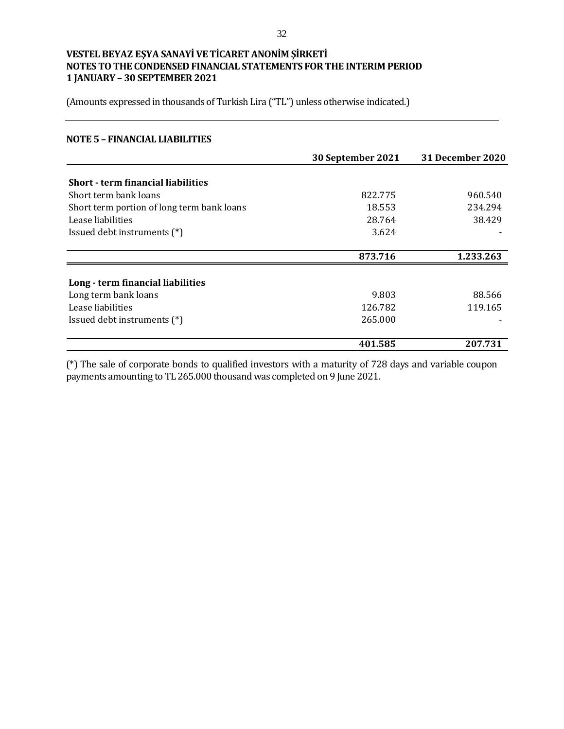**VESTEL BEYAZ EŞYA SANAYİ VE TİCARET ANONİM ŞİRKETİ**
**NOTES TO THE CONDENSED FINANCIAL STATEMENTS FOR THE INTERIM PERIOD**
**1 JANUARY – 30 SEPTEMBER 2021**

(Amounts expressed in thousands of Turkish Lira ("TL") unless otherwise indicated.)

## NOTE 5 – FINANCIAL LIABILITIES

| | 30 September 2021 | 31 December 2020 |
|---|---|---|
| **Short - term financial liabilities** | | |
| Short term bank loans | 822.775 | 960.540 |
| Short term portion of long term bank loans | 18.553 | 234.294 |
| Lease liabilities | 28.764 | 38.429 |
| Issued debt instruments (*) | 3.624 | - |
| | **873.716** | **1.233.263** |
| **Long - term financial liabilities** | | |
| Long term bank loans | 9.803 | 88.566 |
| Lease liabilities | 126.782 | 119.165 |
| Issued debt instruments (*) | 265.000 | - |
| | **401.585** | **207.731** |

(*) The sale of corporate bonds to qualified investors with a maturity of 728 days and variable coupon payments amounting to TL 265.000 thousand was completed on 9 June 2021.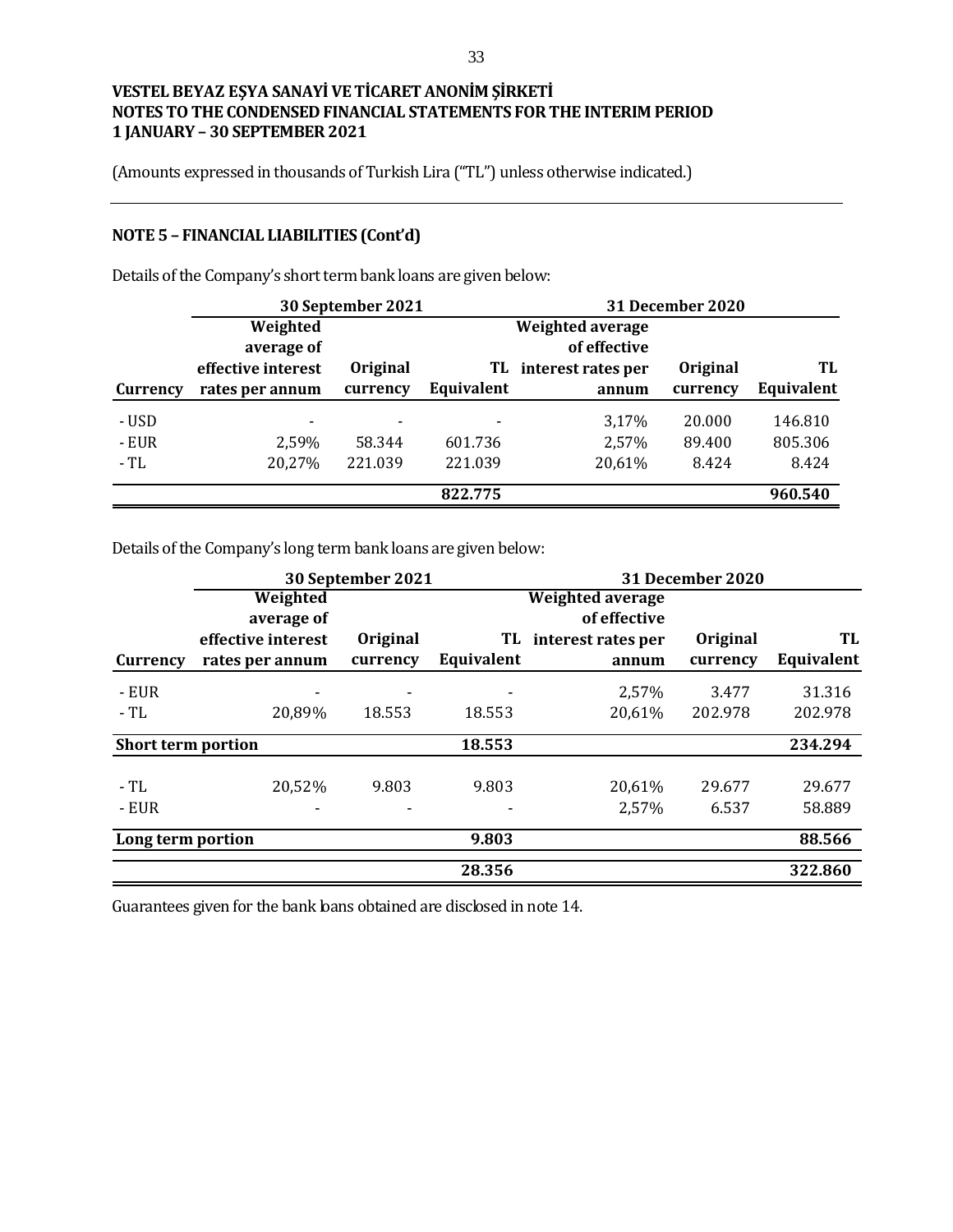**VESTEL BEYAZ EŞYA SANAYİ VE TİCARET ANONİM ŞİRKETİ**
**NOTES TO THE CONDENSED FINANCIAL STATEMENTS FOR THE INTERIM PERIOD**
**1 JANUARY – 30 SEPTEMBER 2021**

(Amounts expressed in thousands of Turkish Lira ("TL") unless otherwise indicated.)

## NOTE 5 – FINANCIAL LIABILITIES (Cont'd)

Details of the Company's short term bank loans are given below:

| | 30 September 2021 | | | 31 December 2020 | | |
|---|---|---|---|---|---|---|
| Currency | Weighted average of effective interest rates per annum | Original currency | TL Equivalent | Weighted average of effective interest rates per annum | Original currency | TL Equivalent |
| - USD | - | - | - | 3,17% | 20.000 | 146.810 |
| - EUR | 2,59% | 58.344 | 601.736 | 2,57% | 89.400 | 805.306 |
| - TL | 20,27% | 221.039 | 221.039 | 20,61% | 8.424 | 8.424 |
| | | | **822.775** | | | **960.540** |

Details of the Company's long term bank loans are given below:

| | 30 September 2021 | | | 31 December 2020 | | |
|---|---|---|---|---|---|---|
| Currency | Weighted average of effective interest rates per annum | Original currency | TL Equivalent | Weighted average of effective interest rates per annum | Original currency | TL Equivalent |
| - EUR | - | - | - | 2,57% | 3.477 | 31.316 |
| - TL | 20,89% | 18.553 | 18.553 | 20,61% | 202.978 | 202.978 |
| **Short term portion** | | | **18.553** | | | **234.294** |
| - TL | 20,52% | 9.803 | 9.803 | 20,61% | 29.677 | 29.677 |
| - EUR | - | - | - | 2,57% | 6.537 | 58.889 |
| **Long term portion** | | | **9.803** | | | **88.566** |
| | | | **28.356** | | | **322.860** |

Guarantees given for the bank loans obtained are disclosed in note 14.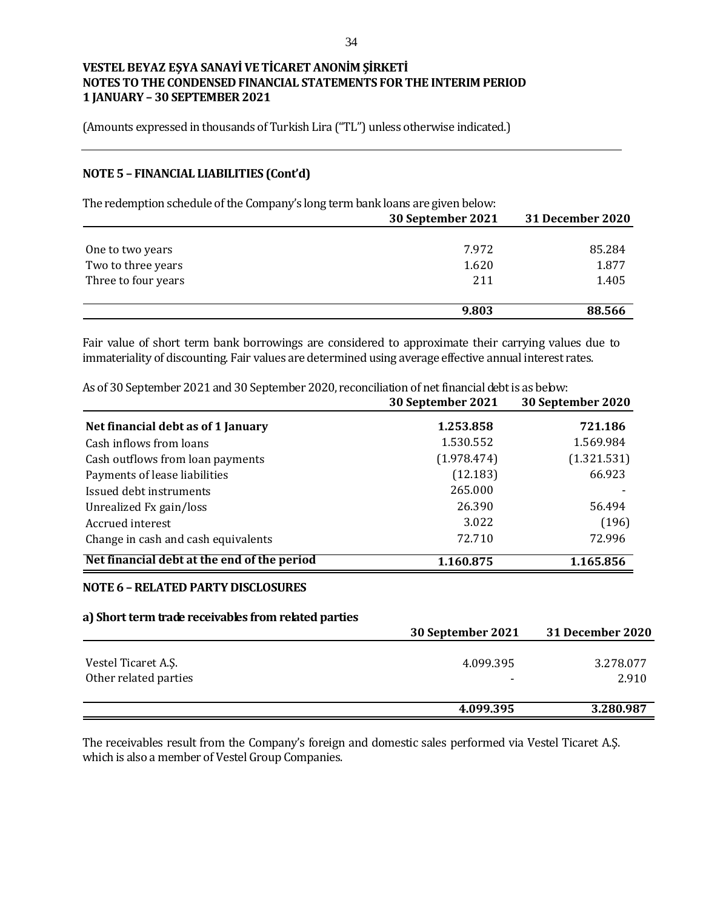**VESTEL BEYAZ EŞYA SANAYİ VE TİCARET ANONİM ŞİRKETİ**
**NOTES TO THE CONDENSED FINANCIAL STATEMENTS FOR THE INTERIM PERIOD**
**1 JANUARY – 30 SEPTEMBER 2021**

(Amounts expressed in thousands of Turkish Lira ("TL") unless otherwise indicated.)

## NOTE 5 – FINANCIAL LIABILITIES (Cont'd)

The redemption schedule of the Company's long term bank loans are given below:

| | 30 September 2021 | 31 December 2020 |
|---|---|---|
| One to two years | 7.972 | 85.284 |
| Two to three years | 1.620 | 1.877 |
| Three to four years | 211 | 1.405 |
| | **9.803** | **88.566** |

Fair value of short term bank borrowings are considered to approximate their carrying values due to immateriality of discounting. Fair values are determined using average effective annual interest rates.

As of 30 September 2021 and 30 September 2020, reconciliation of net financial debt is as below:

| | 30 September 2021 | 30 September 2020 |
|---|---|---|
| **Net financial debt as of 1 January** | **1.253.858** | **721.186** |
| Cash inflows from loans | 1.530.552 | 1.569.984 |
| Cash outflows from loan payments | (1.978.474) | (1.321.531) |
| Payments of lease liabilities | (12.183) | 66.923 |
| Issued debt instruments | 265.000 | - |
| Unrealized Fx gain/loss | 26.390 | 56.494 |
| Accrued interest | 3.022 | (196) |
| Change in cash and cash equivalents | 72.710 | 72.996 |
| **Net financial debt at the end of the period** | **1.160.875** | **1.165.856** |

## NOTE 6 – RELATED PARTY DISCLOSURES

### a) Short term trade receivables from related parties

| | 30 September 2021 | 31 December 2020 |
|---|---|---|
| Vestel Ticaret A.Ş. | 4.099.395 | 3.278.077 |
| Other related parties | - | 2.910 |
| | **4.099.395** | **3.280.987** |

The receivables result from the Company's foreign and domestic sales performed via Vestel Ticaret A.Ş. which is also a member of Vestel Group Companies.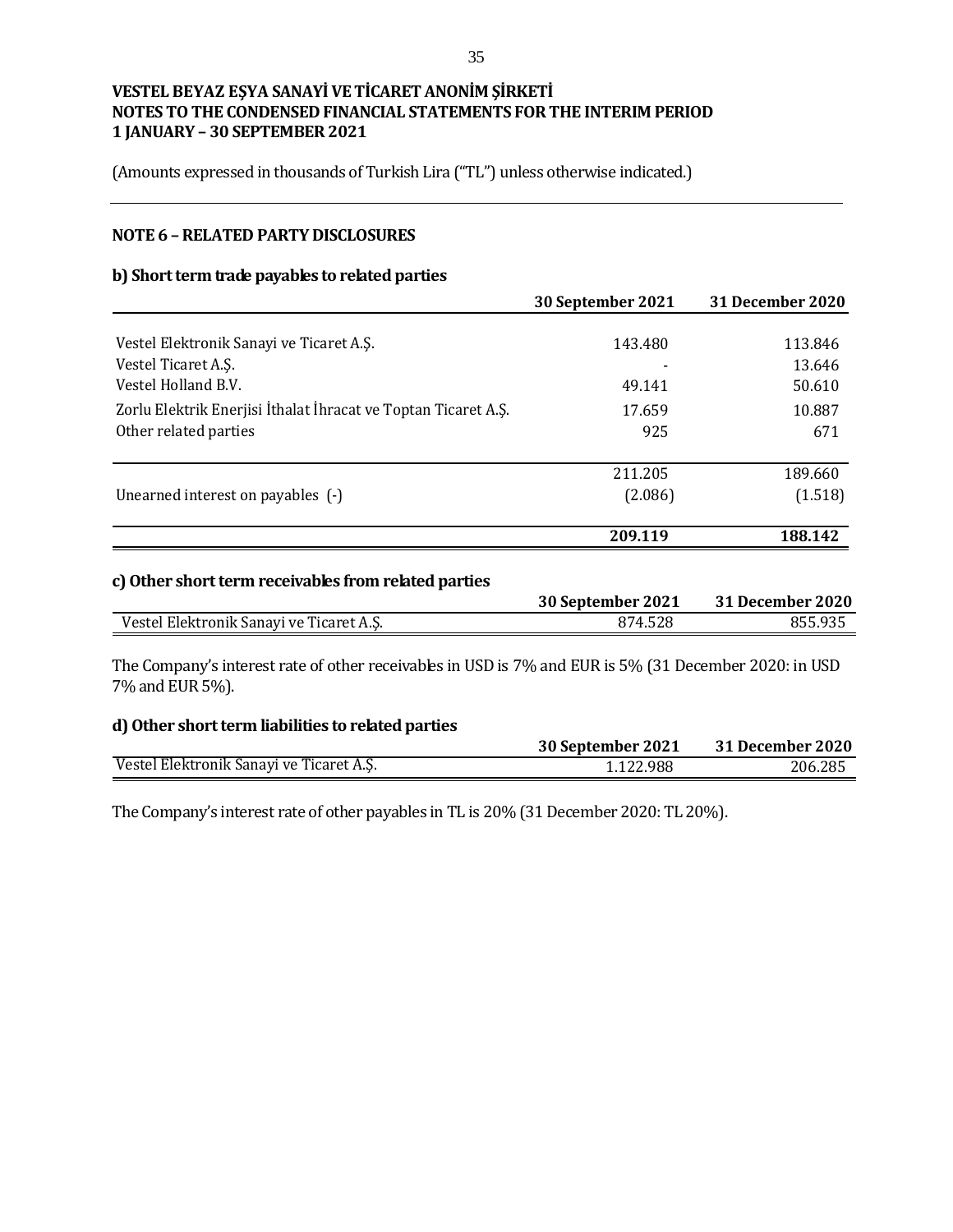# VESTEL BEYAZ EŞYA SANAYİ VE TİCARET ANONİM ŞİRKETİ
## NOTES TO THE CONDENSED FINANCIAL STATEMENTS FOR THE INTERIM PERIOD
## 1 JANUARY – 30 SEPTEMBER 2021

(Amounts expressed in thousands of Turkish Lira ("TL") unless otherwise indicated.)

### NOTE 6 – RELATED PARTY DISCLOSURES

#### b) Short term trade payables to related parties

| | 30 September 2021 | 31 December 2020 |
|---|---|---|
| Vestel Elektronik Sanayi ve Ticaret A.Ş. | 143.480 | 113.846 |
| Vestel Ticaret A.Ş. | - | 13.646 |
| Vestel Holland B.V. | 49.141 | 50.610 |
| Zorlu Elektrik Enerjisi İthalat İhracat ve Toptan Ticaret A.Ş. | 17.659 | 10.887 |
| Other related parties | 925 | 671 |
| | 211.205 | 189.660 |
| Unearned interest on payables (-) | (2.086) | (1.518) |
| | **209.119** | **188.142** |

#### c) Other short term receivables from related parties

| | 30 September 2021 | 31 December 2020 |
|---|---|---|
| Vestel Elektronik Sanayi ve Ticaret A.Ş. | 874.528 | 855.935 |

The Company's interest rate of other receivables in USD is 7% and EUR is 5% (31 December 2020: in USD 7% and EUR 5%).

#### d) Other short term liabilities to related parties

| | 30 September 2021 | 31 December 2020 |
|---|---|---|
| Vestel Elektronik Sanayi ve Ticaret A.Ş. | 1.122.988 | 206.285 |

The Company's interest rate of other payables in TL is 20% (31 December 2020: TL 20%).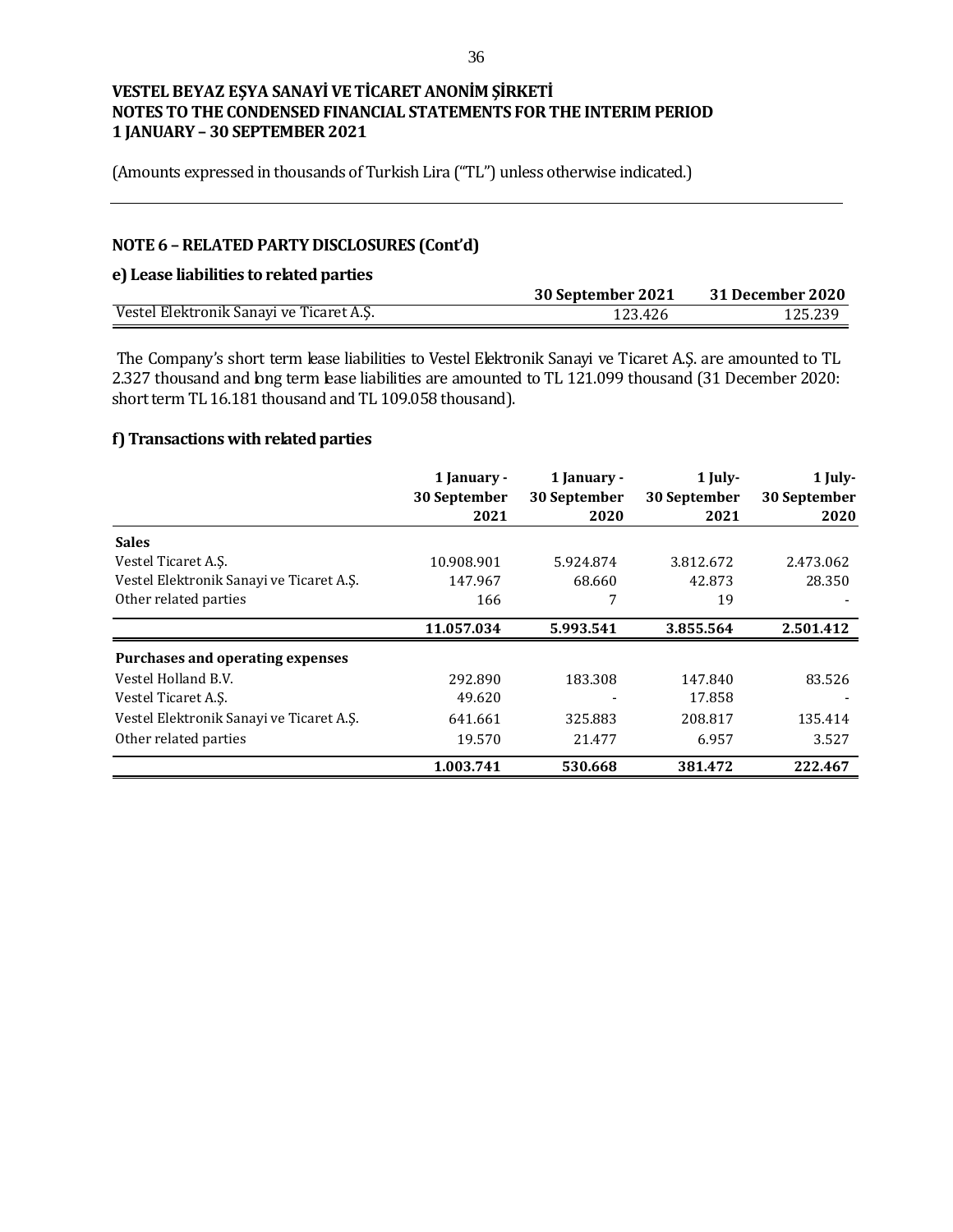VESTEL BEYAZ EŞYA SANAYİ VE TİCARET ANONİM ŞİRKETİ
NOTES TO THE CONDENSED FINANCIAL STATEMENTS FOR THE INTERIM PERIOD
1 JANUARY – 30 SEPTEMBER 2021

(Amounts expressed in thousands of Turkish Lira ("TL") unless otherwise indicated.)

## NOTE 6 – RELATED PARTY DISCLOSURES (Cont'd)

### e) Lease liabilities to related parties

| | 30 September 2021 | 31 December 2020 |
|---|---|---|
| Vestel Elektronik Sanayi ve Ticaret A.Ş. | 123.426 | 125.239 |

The Company's short term lease liabilities to Vestel Elektronik Sanayi ve Ticaret A.Ş. are amounted to TL 2.327 thousand and long term lease liabilities are amounted to TL 121.099 thousand (31 December 2020: short term TL 16.181 thousand and TL 109.058 thousand).

### f) Transactions with related parties

| | 1 January - 30 September 2021 | 1 January - 30 September 2020 | 1 July- 30 September 2021 | 1 July- 30 September 2020 |
|---|---|---|---|---|
| **Sales** | | | | |
| Vestel Ticaret A.Ş. | 10.908.901 | 5.924.874 | 3.812.672 | 2.473.062 |
| Vestel Elektronik Sanayi ve Ticaret A.Ş. | 147.967 | 68.660 | 42.873 | 28.350 |
| Other related parties | 166 | 7 | 19 | - |
| | **11.057.034** | **5.993.541** | **3.855.564** | **2.501.412** |
| **Purchases and operating expenses** | | | | |
| Vestel Holland B.V. | 292.890 | 183.308 | 147.840 | 83.526 |
| Vestel Ticaret A.Ş. | 49.620 | - | 17.858 | - |
| Vestel Elektronik Sanayi ve Ticaret A.Ş. | 641.661 | 325.883 | 208.817 | 135.414 |
| Other related parties | 19.570 | 21.477 | 6.957 | 3.527 |
| | **1.003.741** | **530.668** | **381.472** | **222.467** |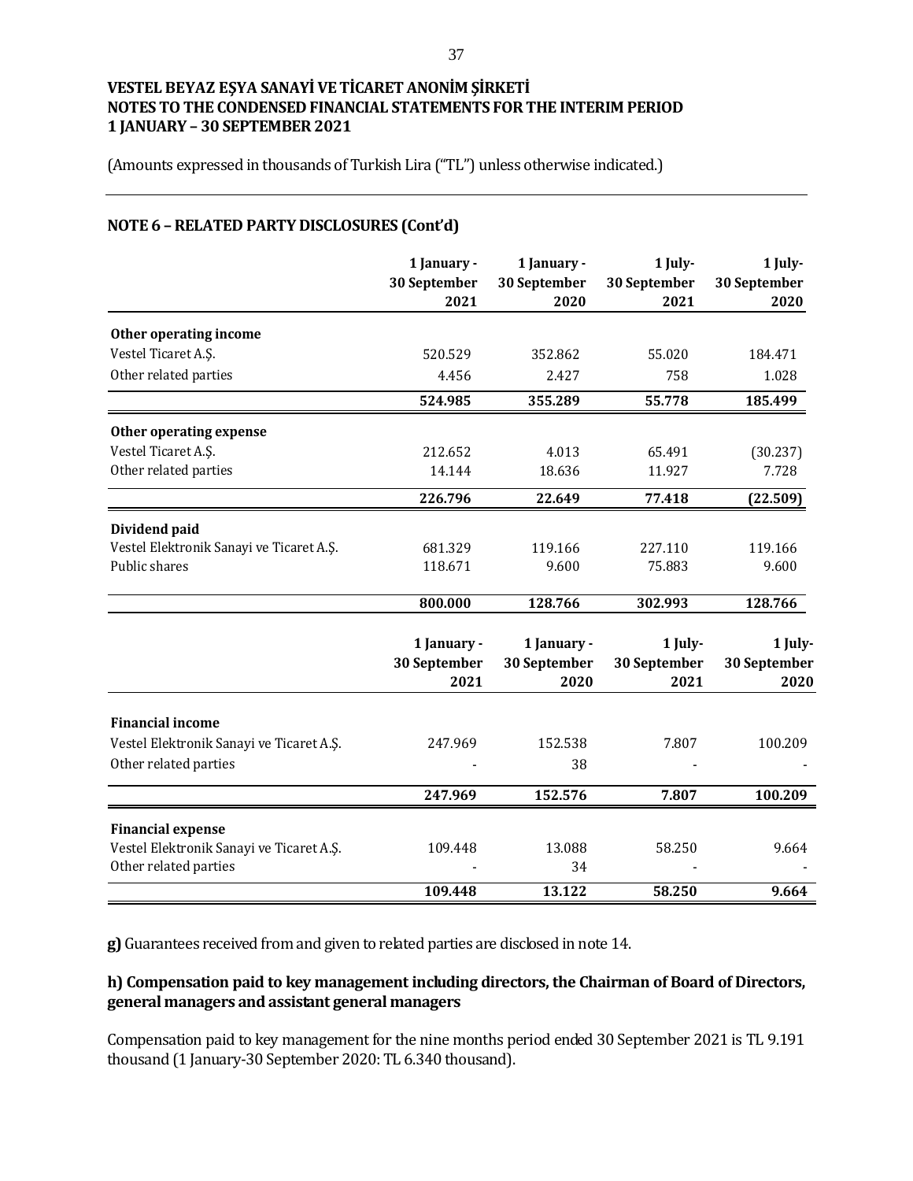# VESTEL BEYAZ EŞYA SANAYİ VE TİCARET ANONİM ŞİRKETİ
# NOTES TO THE CONDENSED FINANCIAL STATEMENTS FOR THE INTERIM PERIOD
# 1 JANUARY – 30 SEPTEMBER 2021

(Amounts expressed in thousands of Turkish Lira ("TL") unless otherwise indicated.)

## NOTE 6 – RELATED PARTY DISCLOSURES (Cont'd)

| | 1 January - 30 September 2021 | 1 January - 30 September 2020 | 1 July- 30 September 2021 | 1 July- 30 September 2020 |
|---|---|---|---|---|
| **Other operating income** | | | | |
| Vestel Ticaret A.Ş. | 520.529 | 352.862 | 55.020 | 184.471 |
| Other related parties | 4.456 | 2.427 | 758 | 1.028 |
| | **524.985** | **355.289** | **55.778** | **185.499** |
| **Other operating expense** | | | | |
| Vestel Ticaret A.Ş. | 212.652 | 4.013 | 65.491 | (30.237) |
| Other related parties | 14.144 | 18.636 | 11.927 | 7.728 |
| | **226.796** | **22.649** | **77.418** | **(22.509)** |
| **Dividend paid** | | | | |
| Vestel Elektronik Sanayi ve Ticaret A.Ş. | 681.329 | 119.166 | 227.110 | 119.166 |
| Public shares | 118.671 | 9.600 | 75.883 | 9.600 |
| | **800.000** | **128.766** | **302.993** | **128.766** |

| | 1 January - 30 September 2021 | 1 January - 30 September 2020 | 1 July- 30 September 2021 | 1 July- 30 September 2020 |
|---|---|---|---|---|
| **Financial income** | | | | |
| Vestel Elektronik Sanayi ve Ticaret A.Ş. | 247.969 | 152.538 | 7.807 | 100.209 |
| Other related parties | - | 38 | - | - |
| | **247.969** | **152.576** | **7.807** | **100.209** |
| **Financial expense** | | | | |
| Vestel Elektronik Sanayi ve Ticaret A.Ş. | 109.448 | 13.088 | 58.250 | 9.664 |
| Other related parties | - | 34 | - | - |
| | **109.448** | **13.122** | **58.250** | **9.664** |

**g)** Guarantees received from and given to related parties are disclosed in note 14.

### h) Compensation paid to key management including directors, the Chairman of Board of Directors, general managers and assistant general managers

Compensation paid to key management for the nine months period ended 30 September 2021 is TL 9.191 thousand (1 January-30 September 2020: TL 6.340 thousand).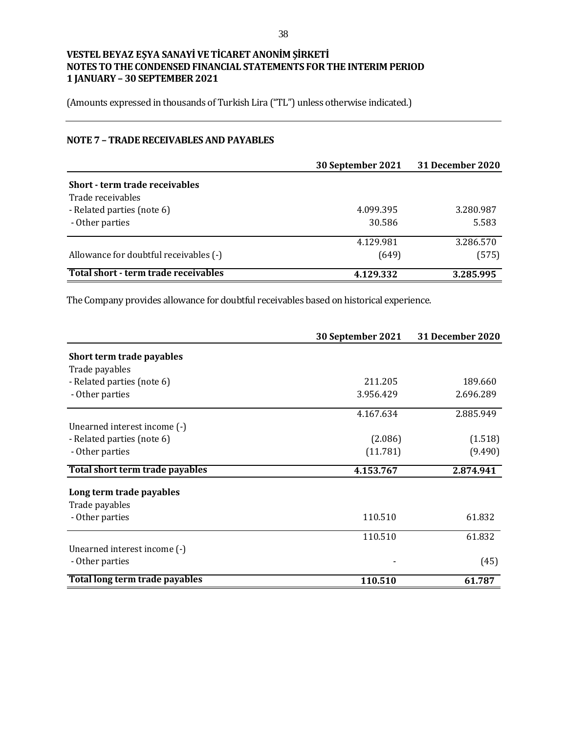**VESTEL BEYAZ EŞYA SANAYİ VE TİCARET ANONİM ŞİRKETİ**
**NOTES TO THE CONDENSED FINANCIAL STATEMENTS FOR THE INTERIM PERIOD**
**1 JANUARY – 30 SEPTEMBER 2021**

(Amounts expressed in thousands of Turkish Lira ("TL") unless otherwise indicated.)

## NOTE 7 – TRADE RECEIVABLES AND PAYABLES

| | 30 September 2021 | 31 December 2020 |
|---|---|---|
| **Short - term trade receivables** | | |
| Trade receivables | | |
| - Related parties (note 6) | 4.099.395 | 3.280.987 |
| - Other parties | 30.586 | 5.583 |
| | 4.129.981 | 3.286.570 |
| Allowance for doubtful receivables (-) | (649) | (575) |
| **Total short - term trade receivables** | **4.129.332** | **3.285.995** |

The Company provides allowance for doubtful receivables based on historical experience.

| | 30 September 2021 | 31 December 2020 |
|---|---|---|
| **Short term trade payables** | | |
| Trade payables | | |
| - Related parties (note 6) | 211.205 | 189.660 |
| - Other parties | 3.956.429 | 2.696.289 |
| | 4.167.634 | 2.885.949 |
| Unearned interest income (-) | | |
| - Related parties (note 6) | (2.086) | (1.518) |
| - Other parties | (11.781) | (9.490) |
| **Total short term trade payables** | **4.153.767** | **2.874.941** |
| **Long term trade payables** | | |
| Trade payables | | |
| - Other parties | 110.510 | 61.832 |
| | 110.510 | 61.832 |
| Unearned interest income (-) | | |
| - Other parties | - | (45) |
| **Total long term trade payables** | **110.510** | **61.787** |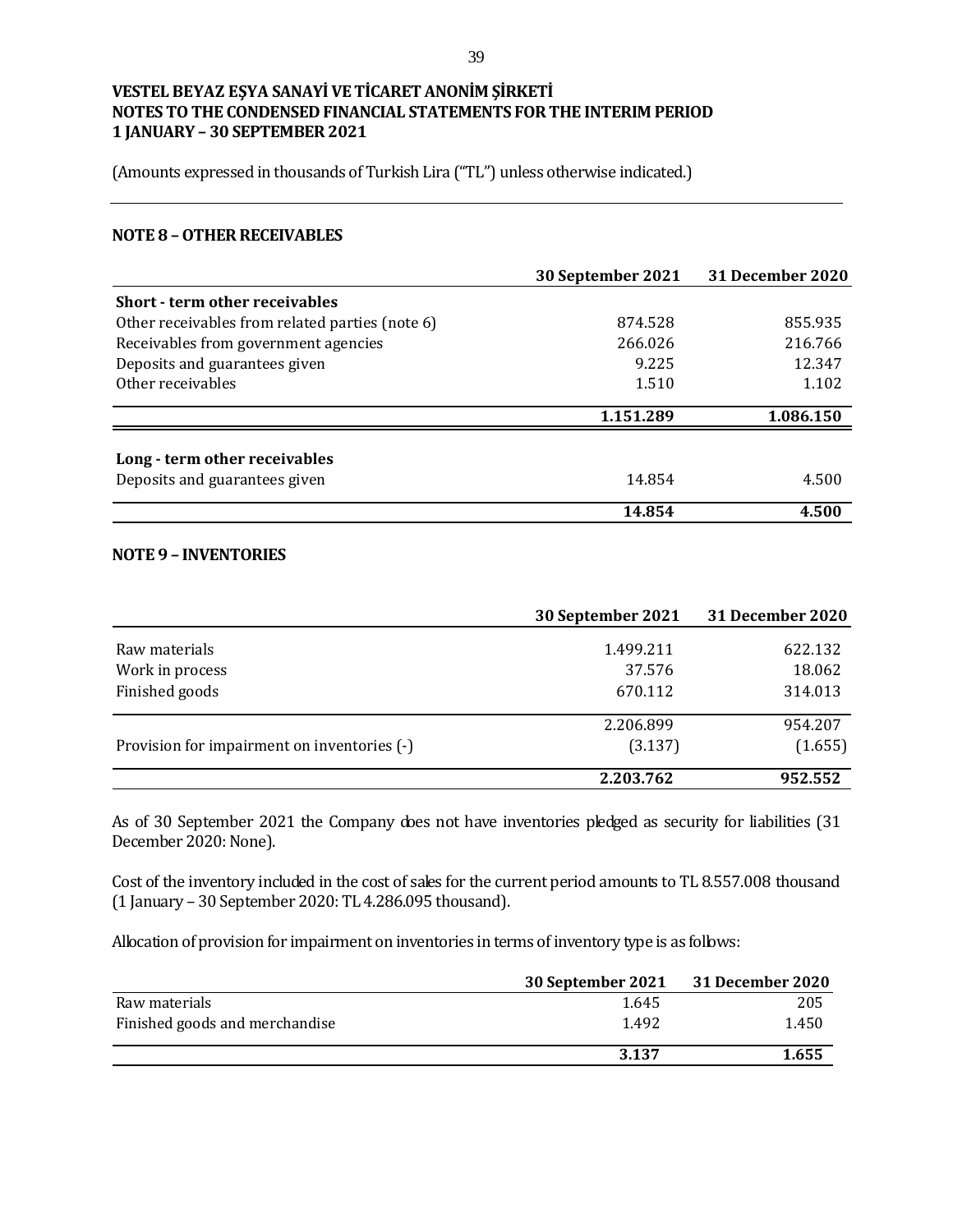**VESTEL BEYAZ EŞYA SANAYİ VE TİCARET ANONİM ŞİRKETİ**
**NOTES TO THE CONDENSED FINANCIAL STATEMENTS FOR THE INTERIM PERIOD**
**1 JANUARY – 30 SEPTEMBER 2021**

(Amounts expressed in thousands of Turkish Lira ("TL") unless otherwise indicated.)

## NOTE 8 – OTHER RECEIVABLES

| | 30 September 2021 | 31 December 2020 |
|---|---|---|
| **Short - term other receivables** | | |
| Other receivables from related parties (note 6) | 874.528 | 855.935 |
| Receivables from government agencies | 266.026 | 216.766 |
| Deposits and guarantees given | 9.225 | 12.347 |
| Other receivables | 1.510 | 1.102 |
| | **1.151.289** | **1.086.150** |
| **Long - term other receivables** | | |
| Deposits and guarantees given | 14.854 | 4.500 |
| | **14.854** | **4.500** |

## NOTE 9 – INVENTORIES

| | 30 September 2021 | 31 December 2020 |
|---|---|---|
| Raw materials | 1.499.211 | 622.132 |
| Work in process | 37.576 | 18.062 |
| Finished goods | 670.112 | 314.013 |
| | 2.206.899 | 954.207 |
| Provision for impairment on inventories (-) | (3.137) | (1.655) |
| | **2.203.762** | **952.552** |

As of 30 September 2021 the Company does not have inventories pledged as security for liabilities (31 December 2020: None).

Cost of the inventory included in the cost of sales for the current period amounts to TL 8.557.008 thousand (1 January – 30 September 2020: TL 4.286.095 thousand).

Allocation of provision for impairment on inventories in terms of inventory type is as follows:

| | 30 September 2021 | 31 December 2020 |
|---|---|---|
| Raw materials | 1.645 | 205 |
| Finished goods and merchandise | 1.492 | 1.450 |
| | **3.137** | **1.655** |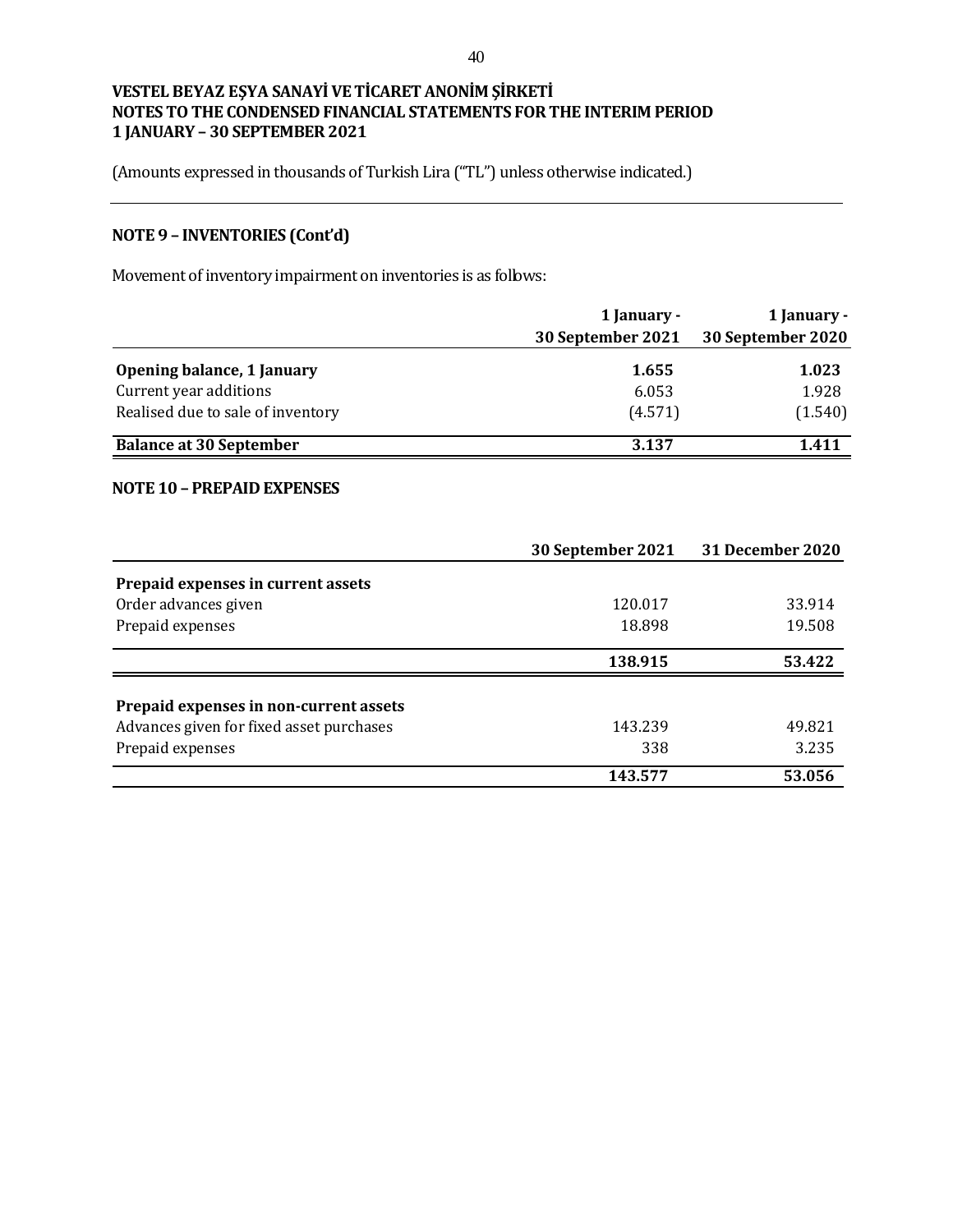**VESTEL BEYAZ EŞYA SANAYİ VE TİCARET ANONİM ŞİRKETİ**
**NOTES TO THE CONDENSED FINANCIAL STATEMENTS FOR THE INTERIM PERIOD**
**1 JANUARY – 30 SEPTEMBER 2021**

(Amounts expressed in thousands of Turkish Lira ("TL") unless otherwise indicated.)

## NOTE 9 – INVENTORIES (Cont'd)

Movement of inventory impairment on inventories is as follows:

| | 1 January - 30 September 2021 | 1 January - 30 September 2020 |
|---|---|---|
| **Opening balance, 1 January** | **1.655** | **1.023** |
| Current year additions | 6.053 | 1.928 |
| Realised due to sale of inventory | (4.571) | (1.540) |
| **Balance at 30 September** | **3.137** | **1.411** |

## NOTE 10 – PREPAID EXPENSES

| | 30 September 2021 | 31 December 2020 |
|---|---|---|
| **Prepaid expenses in current assets** | | |
| Order advances given | 120.017 | 33.914 |
| Prepaid expenses | 18.898 | 19.508 |
| | **138.915** | **53.422** |
| **Prepaid expenses in non-current assets** | | |
| Advances given for fixed asset purchases | 143.239 | 49.821 |
| Prepaid expenses | 338 | 3.235 |
| | **143.577** | **53.056** |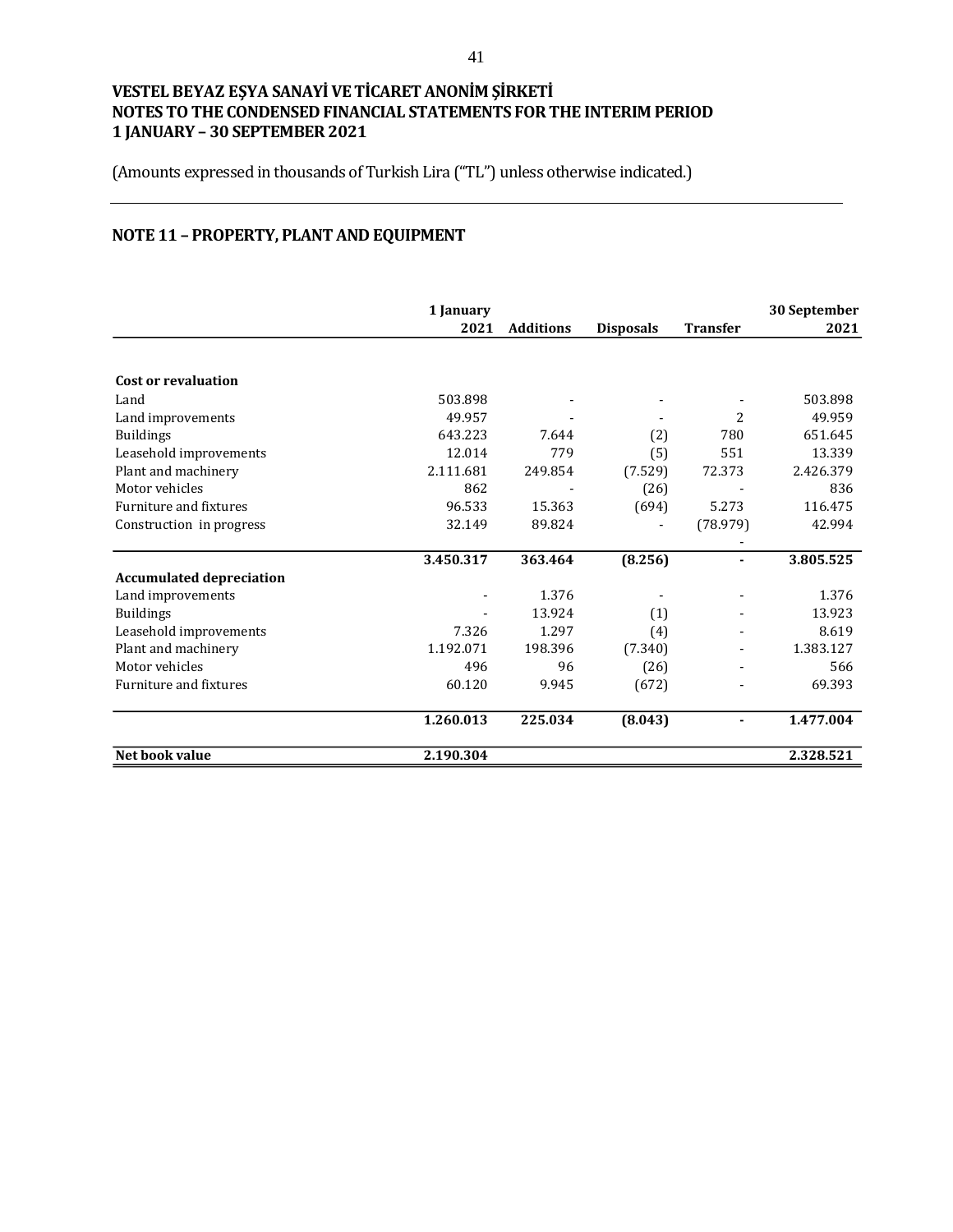# VESTEL BEYAZ EŞYA SANAYİ VE TİCARET ANONİM ŞİRKETİ
## NOTES TO THE CONDENSED FINANCIAL STATEMENTS FOR THE INTERIM PERIOD
## 1 JANUARY – 30 SEPTEMBER 2021

(Amounts expressed in thousands of Turkish Lira ("TL") unless otherwise indicated.)

## NOTE 11 – PROPERTY, PLANT AND EQUIPMENT

| | 1 January 2021 | Additions | Disposals | Transfer | 30 September 2021 |
|---|---|---|---|---|---|
| **Cost or revaluation** | | | | | |
| Land | 503.898 | - | - | - | 503.898 |
| Land improvements | 49.957 | - | - | 2 | 49.959 |
| Buildings | 643.223 | 7.644 | (2) | 780 | 651.645 |
| Leasehold improvements | 12.014 | 779 | (5) | 551 | 13.339 |
| Plant and machinery | 2.111.681 | 249.854 | (7.529) | 72.373 | 2.426.379 |
| Motor vehicles | 862 | - | (26) | - | 836 |
| Furniture and fixtures | 96.533 | 15.363 | (694) | 5.273 | 116.475 |
| Construction in progress | 32.149 | 89.824 | - | (78.979) | 42.994 |
| | | | | - | |
| | **3.450.317** | **363.464** | **(8.256)** | **-** | **3.805.525** |
| **Accumulated depreciation** | | | | | |
| Land improvements | - | 1.376 | - | - | 1.376 |
| Buildings | - | 13.924 | (1) | - | 13.923 |
| Leasehold improvements | 7.326 | 1.297 | (4) | - | 8.619 |
| Plant and machinery | 1.192.071 | 198.396 | (7.340) | - | 1.383.127 |
| Motor vehicles | 496 | 96 | (26) | - | 566 |
| Furniture and fixtures | 60.120 | 9.945 | (672) | - | 69.393 |
| | **1.260.013** | **225.034** | **(8.043)** | **-** | **1.477.004** |
| **Net book value** | **2.190.304** | | | | **2.328.521** |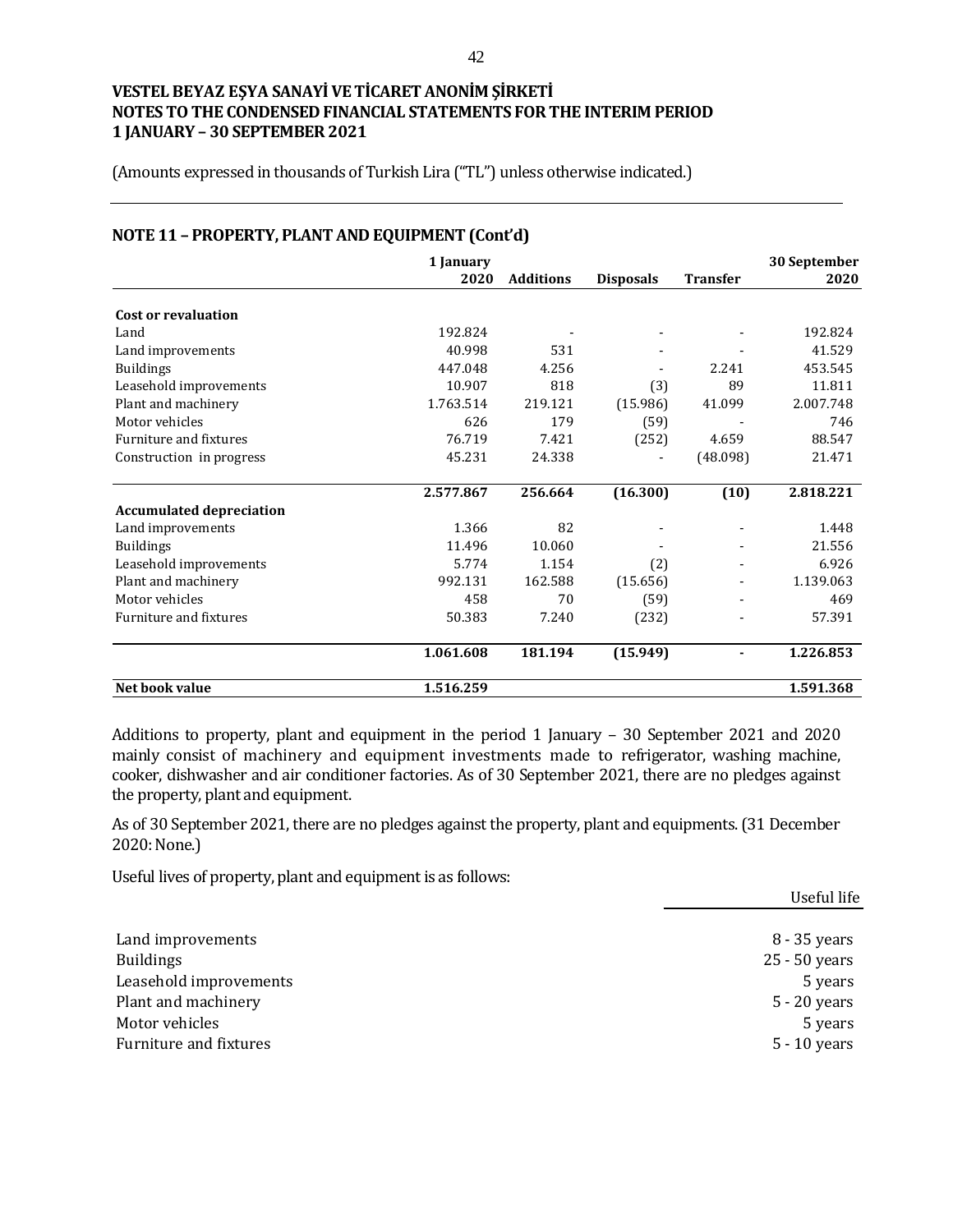**VESTEL BEYAZ EŞYA SANAYİ VE TİCARET ANONİM ŞİRKETİ**
**NOTES TO THE CONDENSED FINANCIAL STATEMENTS FOR THE INTERIM PERIOD**
**1 JANUARY – 30 SEPTEMBER 2021**

(Amounts expressed in thousands of Turkish Lira ("TL") unless otherwise indicated.)

## NOTE 11 – PROPERTY, PLANT AND EQUIPMENT (Cont'd)

| | 1 January 2020 | Additions | Disposals | Transfer | 30 September 2020 |
|---|---|---|---|---|---|
| **Cost or revaluation** | | | | | |
| Land | 192.824 | - | - | - | 192.824 |
| Land improvements | 40.998 | 531 | - | - | 41.529 |
| Buildings | 447.048 | 4.256 | - | 2.241 | 453.545 |
| Leasehold improvements | 10.907 | 818 | (3) | 89 | 11.811 |
| Plant and machinery | 1.763.514 | 219.121 | (15.986) | 41.099 | 2.007.748 |
| Motor vehicles | 626 | 179 | (59) | - | 746 |
| Furniture and fixtures | 76.719 | 7.421 | (252) | 4.659 | 88.547 |
| Construction in progress | 45.231 | 24.338 | - | (48.098) | 21.471 |
| | **2.577.867** | **256.664** | **(16.300)** | **(10)** | **2.818.221** |
| **Accumulated depreciation** | | | | | |
| Land improvements | 1.366 | 82 | - | - | 1.448 |
| Buildings | 11.496 | 10.060 | - | - | 21.556 |
| Leasehold improvements | 5.774 | 1.154 | (2) | - | 6.926 |
| Plant and machinery | 992.131 | 162.588 | (15.656) | - | 1.139.063 |
| Motor vehicles | 458 | 70 | (59) | - | 469 |
| Furniture and fixtures | 50.383 | 7.240 | (232) | - | 57.391 |
| | **1.061.608** | **181.194** | **(15.949)** | **-** | **1.226.853** |
| **Net book value** | **1.516.259** | | | | **1.591.368** |

Additions to property, plant and equipment in the period 1 January – 30 September 2021 and 2020 mainly consist of machinery and equipment investments made to refrigerator, washing machine, cooker, dishwasher and air conditioner factories. As of 30 September 2021, there are no pledges against the property, plant and equipment.

As of 30 September 2021, there are no pledges against the property, plant and equipments. (31 December 2020: None.)

Useful lives of property, plant and equipment is as follows:

| | Useful life |
|---|---|
| Land improvements | 8 - 35 years |
| Buildings | 25 - 50 years |
| Leasehold improvements | 5 years |
| Plant and machinery | 5 - 20 years |
| Motor vehicles | 5 years |
| Furniture and fixtures | 5 - 10 years |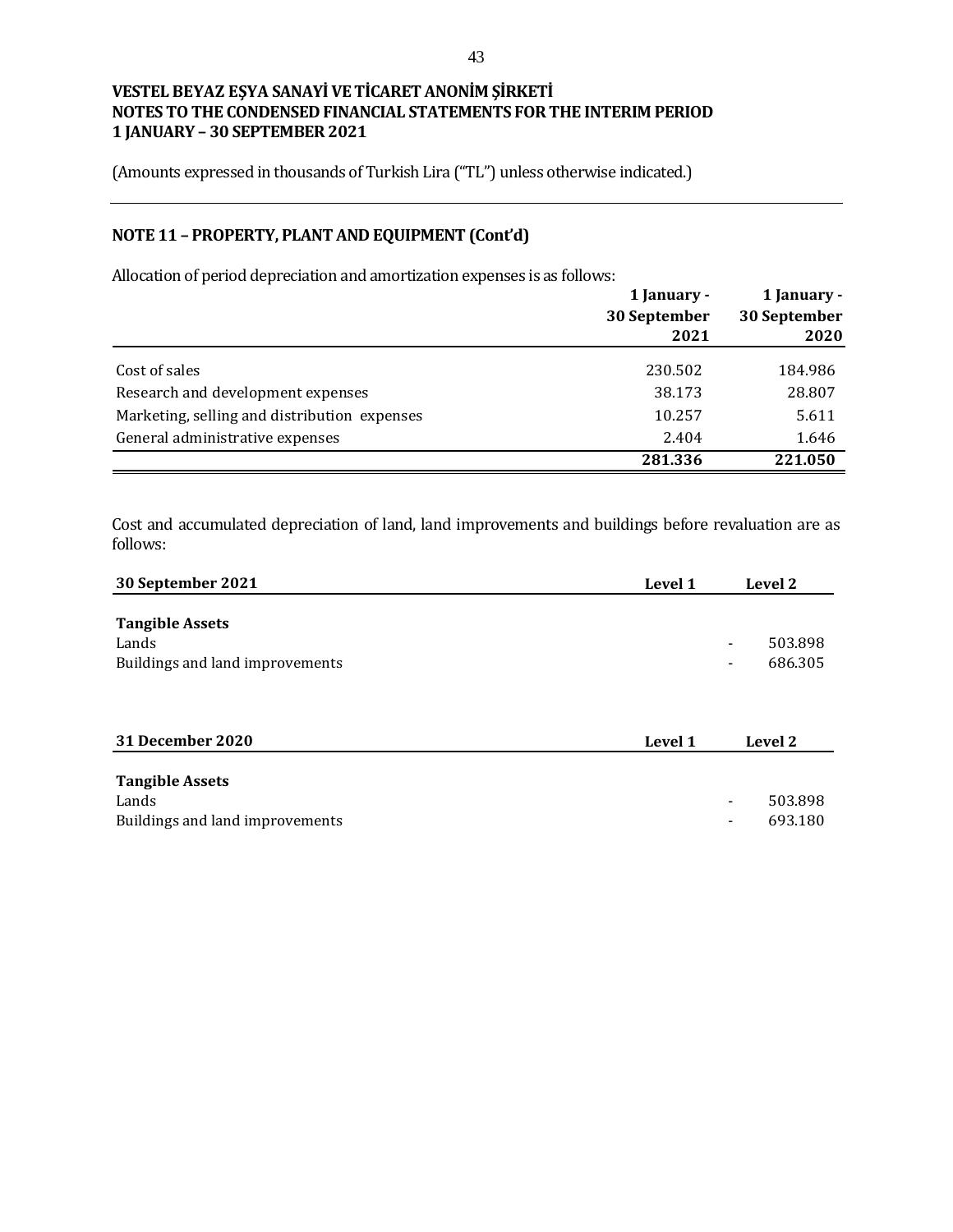**VESTEL BEYAZ EŞYA SANAYİ VE TİCARET ANONİM ŞİRKETİ**
**NOTES TO THE CONDENSED FINANCIAL STATEMENTS FOR THE INTERIM PERIOD**
**1 JANUARY – 30 SEPTEMBER 2021**

(Amounts expressed in thousands of Turkish Lira ("TL") unless otherwise indicated.)

## NOTE 11 – PROPERTY, PLANT AND EQUIPMENT (Cont'd)

Allocation of period depreciation and amortization expenses is as follows:

| | 1 January - 30 September 2021 | 1 January - 30 September 2020 |
|---|---|---|
| Cost of sales | 230.502 | 184.986 |
| Research and development expenses | 38.173 | 28.807 |
| Marketing, selling and distribution expenses | 10.257 | 5.611 |
| General administrative expenses | 2.404 | 1.646 |
| | **281.336** | **221.050** |

Cost and accumulated depreciation of land, land improvements and buildings before revaluation are as follows:

| 30 September 2021 | Level 1 | Level 2 |
|---|---|---|
| **Tangible Assets** | | |
| Lands | - | 503.898 |
| Buildings and land improvements | - | 686.305 |

| 31 December 2020 | Level 1 | Level 2 |
|---|---|---|
| **Tangible Assets** | | |
| Lands | - | 503.898 |
| Buildings and land improvements | - | 693.180 |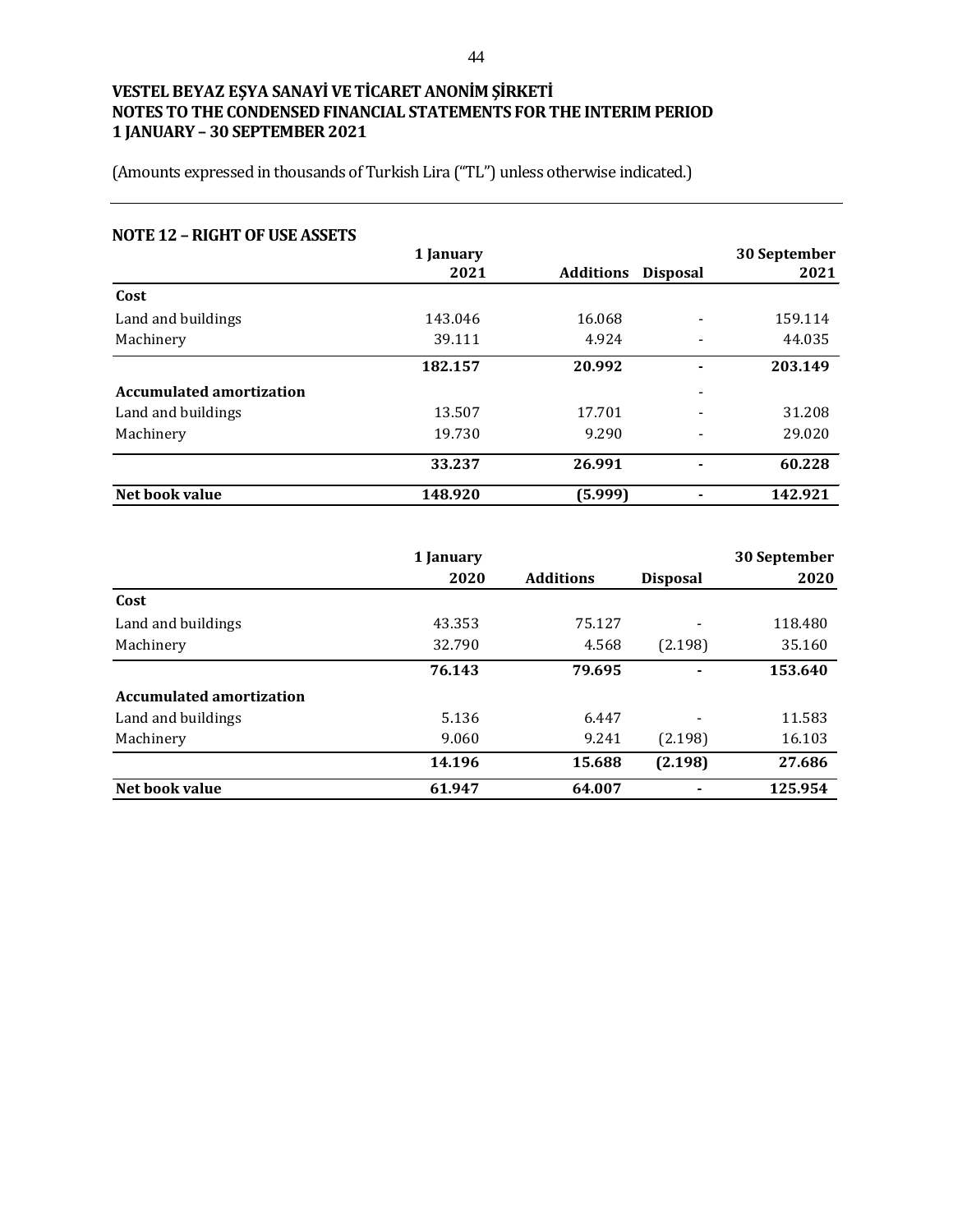# VESTEL BEYAZ EŞYA SANAYİ VE TİCARET ANONİM ŞİRKETİ
# NOTES TO THE CONDENSED FINANCIAL STATEMENTS FOR THE INTERIM PERIOD
# 1 JANUARY – 30 SEPTEMBER 2021

(Amounts expressed in thousands of Turkish Lira ("TL") unless otherwise indicated.)

## NOTE 12 – RIGHT OF USE ASSETS

| | 1 January 2021 | Additions | Disposal | 30 September 2021 |
|---|---|---|---|---|
| **Cost** | | | | |
| Land and buildings | 143.046 | 16.068 | - | 159.114 |
| Machinery | 39.111 | 4.924 | - | 44.035 |
| | **182.157** | **20.992** | **-** | **203.149** |
| **Accumulated amortization** | | | - | |
| Land and buildings | 13.507 | 17.701 | - | 31.208 |
| Machinery | 19.730 | 9.290 | - | 29.020 |
| | **33.237** | **26.991** | **-** | **60.228** |
| **Net book value** | **148.920** | **(5.999)** | **-** | **142.921** |

| | 1 January 2020 | Additions | Disposal | 30 September 2020 |
|---|---|---|---|---|
| **Cost** | | | | |
| Land and buildings | 43.353 | 75.127 | - | 118.480 |
| Machinery | 32.790 | 4.568 | (2.198) | 35.160 |
| | **76.143** | **79.695** | **-** | **153.640** |
| **Accumulated amortization** | | | | |
| Land and buildings | 5.136 | 6.447 | - | 11.583 |
| Machinery | 9.060 | 9.241 | (2.198) | 16.103 |
| | **14.196** | **15.688** | **(2.198)** | **27.686** |
| **Net book value** | **61.947** | **64.007** | **-** | **125.954** |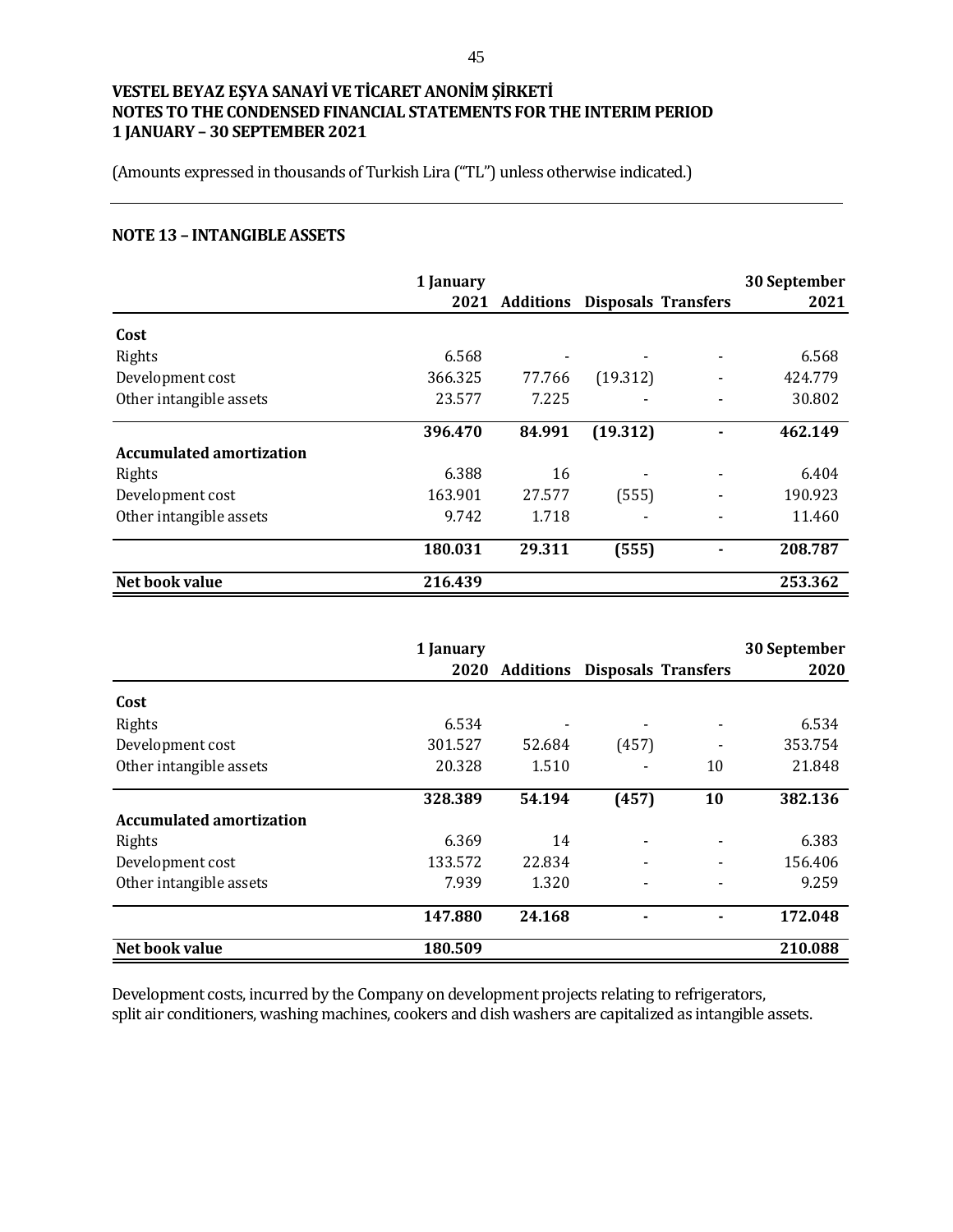**VESTEL BEYAZ EŞYA SANAYİ VE TİCARET ANONİM ŞİRKETİ**
**NOTES TO THE CONDENSED FINANCIAL STATEMENTS FOR THE INTERIM PERIOD**
**1 JANUARY – 30 SEPTEMBER 2021**

(Amounts expressed in thousands of Turkish Lira ("TL") unless otherwise indicated.)

## NOTE 13 – INTANGIBLE ASSETS

| | 1 January 2021 | Additions | Disposals | Transfers | 30 September 2021 |
|---|---|---|---|---|---|
| **Cost** | | | | | |
| Rights | 6.568 | - | - | - | 6.568 |
| Development cost | 366.325 | 77.766 | (19.312) | - | 424.779 |
| Other intangible assets | 23.577 | 7.225 | - | - | 30.802 |
| | **396.470** | **84.991** | **(19.312)** | **-** | **462.149** |
| **Accumulated amortization** | | | | | |
| Rights | 6.388 | 16 | - | - | 6.404 |
| Development cost | 163.901 | 27.577 | (555) | - | 190.923 |
| Other intangible assets | 9.742 | 1.718 | - | - | 11.460 |
| | **180.031** | **29.311** | **(555)** | **-** | **208.787** |
| **Net book value** | **216.439** | | | | **253.362** |

| | 1 January 2020 | Additions | Disposals | Transfers | 30 September 2020 |
|---|---|---|---|---|---|
| **Cost** | | | | | |
| Rights | 6.534 | - | - | - | 6.534 |
| Development cost | 301.527 | 52.684 | (457) | - | 353.754 |
| Other intangible assets | 20.328 | 1.510 | - | 10 | 21.848 |
| | **328.389** | **54.194** | **(457)** | **10** | **382.136** |
| **Accumulated amortization** | | | | | |
| Rights | 6.369 | 14 | - | - | 6.383 |
| Development cost | 133.572 | 22.834 | - | - | 156.406 |
| Other intangible assets | 7.939 | 1.320 | - | - | 9.259 |
| | **147.880** | **24.168** | **-** | **-** | **172.048** |
| **Net book value** | **180.509** | | | | **210.088** |

Development costs, incurred by the Company on development projects relating to refrigerators, split air conditioners, washing machines, cookers and dish washers are capitalized as intangible assets.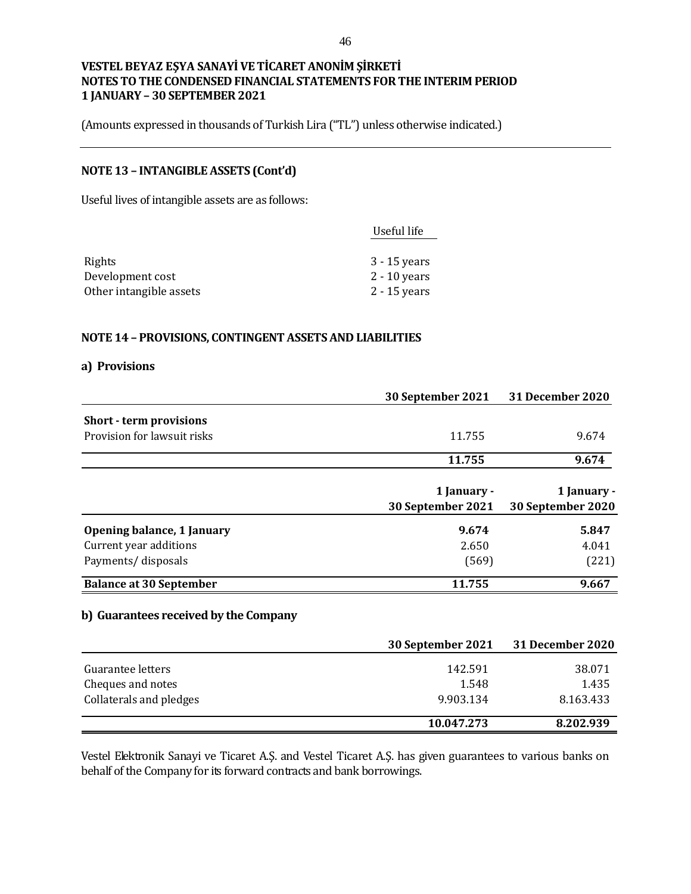VESTEL BEYAZ EŞYA SANAYİ VE TİCARET ANONİM ŞİRKETİ
NOTES TO THE CONDENSED FINANCIAL STATEMENTS FOR THE INTERIM PERIOD
1 JANUARY – 30 SEPTEMBER 2021

(Amounts expressed in thousands of Turkish Lira ("TL") unless otherwise indicated.)

## NOTE 13 – INTANGIBLE ASSETS (Cont'd)

Useful lives of intangible assets are as follows:

| | Useful life |
|---|---|
| Rights | 3 - 15 years |
| Development cost | 2 - 10 years |
| Other intangible assets | 2 - 15 years |

## NOTE 14 – PROVISIONS, CONTINGENT ASSETS AND LIABILITIES

### a) Provisions

| | 30 September 2021 | 31 December 2020 |
|---|---|---|
| **Short - term provisions** | | |
| Provision for lawsuit risks | 11.755 | 9.674 |
| | **11.755** | **9.674** |

| | 1 January - 30 September 2021 | 1 January - 30 September 2020 |
|---|---|---|
| **Opening balance, 1 January** | **9.674** | **5.847** |
| Current year additions | 2.650 | 4.041 |
| Payments/ disposals | (569) | (221) |
| **Balance at 30 September** | **11.755** | **9.667** |

### b) Guarantees received by the Company

| | 30 September 2021 | 31 December 2020 |
|---|---|---|
| Guarantee letters | 142.591 | 38.071 |
| Cheques and notes | 1.548 | 1.435 |
| Collaterals and pledges | 9.903.134 | 8.163.433 |
| | **10.047.273** | **8.202.939** |

Vestel Elektronik Sanayi ve Ticaret A.Ş. and Vestel Ticaret A.Ş. has given guarantees to various banks on behalf of the Company for its forward contracts and bank borrowings.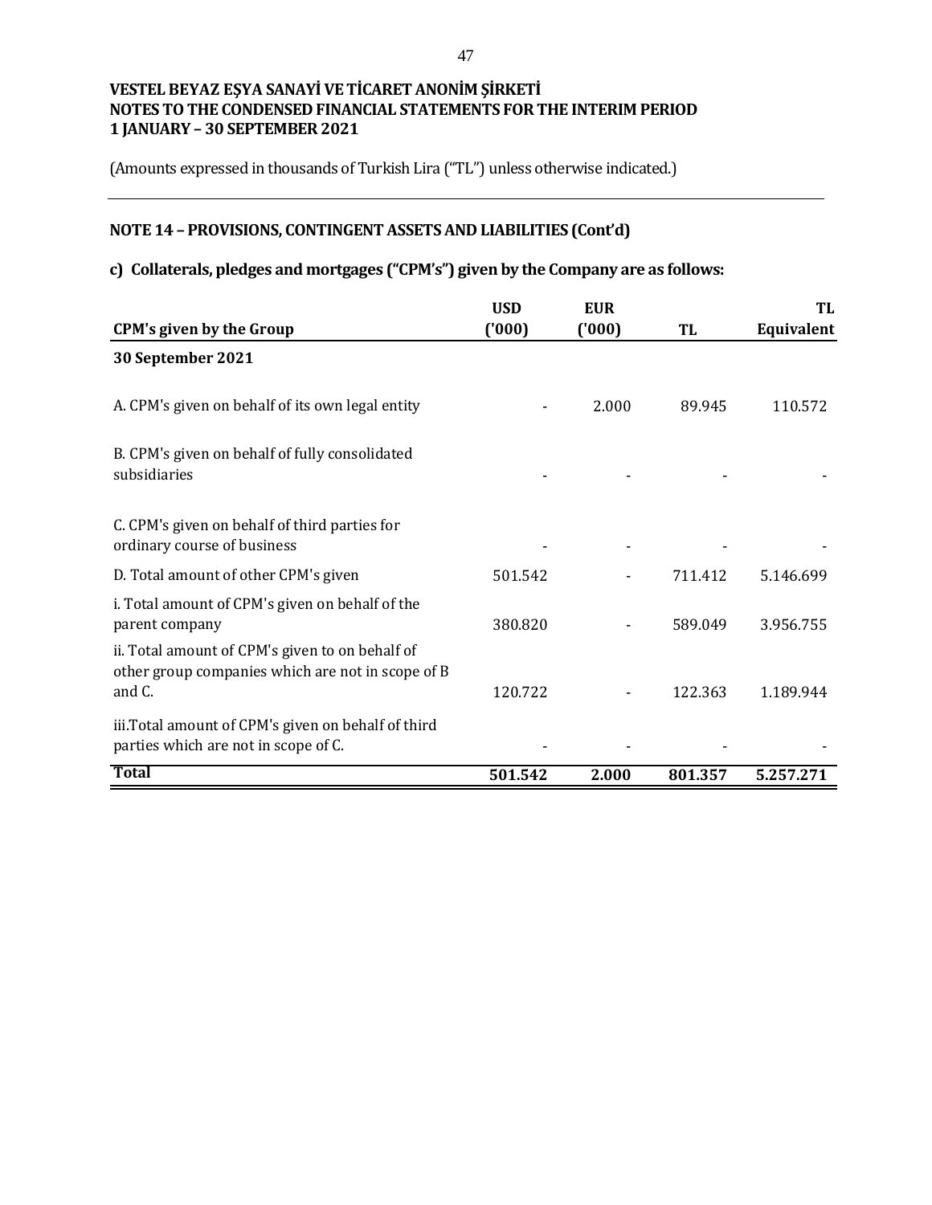(Amounts expressed in thousands of Turkish Lira ("TL") unless otherwise indicated.)

## NOTE 14 – PROVISIONS, CONTINGENT ASSETS AND LIABILITIES (Cont'd)

### c) Collaterals, pledges and mortgages ("CPM's") given by the Company are as follows:

| CPM's given by the Group | USD ('000) | EUR ('000) | TL | TL Equivalent |
|---|---|---|---|---|
| **30 September 2021** | | | | |
| A. CPM's given on behalf of its own legal entity | - | 2.000 | 89.945 | 110.572 |
| B. CPM's given on behalf of fully consolidated subsidiaries | - | - | - | - |
| C. CPM's given on behalf of third parties for ordinary course of business | - | - | - | - |
| D. Total amount of other CPM's given | 501.542 | - | 711.412 | 5.146.699 |
| i. Total amount of CPM's given on behalf of the parent company | 380.820 | - | 589.049 | 3.956.755 |
| ii. Total amount of CPM's given to on behalf of other group companies which are not in scope of B and C. | 120.722 | - | 122.363 | 1.189.944 |
| iii.Total amount of CPM's given on behalf of third parties which are not in scope of C. | - | - | - | - |
| **Total** | **501.542** | **2.000** | **801.357** | **5.257.271** |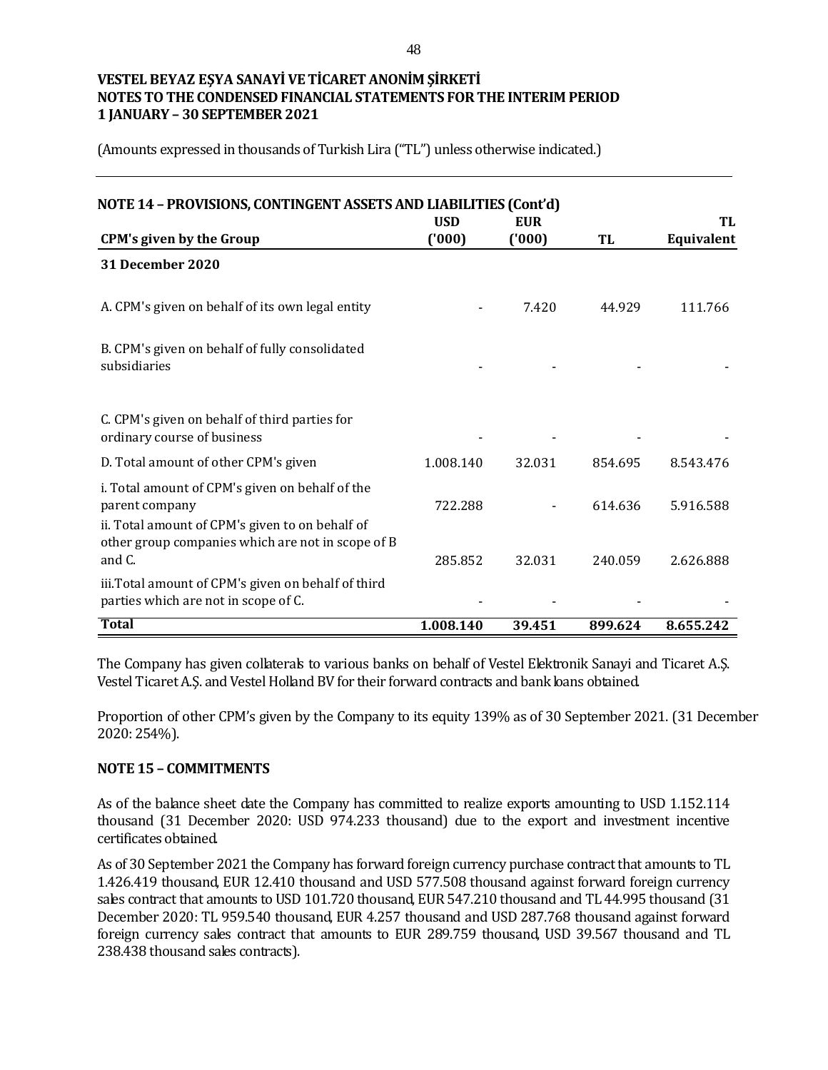## NOTE 14 – PROVISIONS, CONTINGENT ASSETS AND LIABILITIES (Cont'd)

| CPM's given by the Group | USD ('000) | EUR ('000) | TL | TL Equivalent |
|---|---|---|---|---|
| **31 December 2020** | | | | |
| A. CPM's given on behalf of its own legal entity | - | 7.420 | 44.929 | 111.766 |
| B. CPM's given on behalf of fully consolidated subsidiaries | - | - | - | - |
| C. CPM's given on behalf of third parties for ordinary course of business | - | - | - | - |
| D. Total amount of other CPM's given | 1.008.140 | 32.031 | 854.695 | 8.543.476 |
| i. Total amount of CPM's given on behalf of the parent company | 722.288 | - | 614.636 | 5.916.588 |
| ii. Total amount of CPM's given to on behalf of other group companies which are not in scope of B and C. | 285.852 | 32.031 | 240.059 | 2.626.888 |
| iii.Total amount of CPM's given on behalf of third parties which are not in scope of C. | - | - | - | - |
| **Total** | **1.008.140** | **39.451** | **899.624** | **8.655.242** |

The Company has given collaterals to various banks on behalf of Vestel Elektronik Sanayi and Ticaret A.Ş. Vestel Ticaret A.Ş. and Vestel Holland BV for their forward contracts and bank loans obtained.

Proportion of other CPM's given by the Company to its equity 139% as of 30 September 2021. (31 December 2020: 254%).

## NOTE 15 – COMMITMENTS

As of the balance sheet date the Company has committed to realize exports amounting to USD 1.152.114 thousand (31 December 2020: USD 974.233 thousand) due to the export and investment incentive certificates obtained.

As of 30 September 2021 the Company has forward foreign currency purchase contract that amounts to TL 1.426.419 thousand, EUR 12.410 thousand and USD 577.508 thousand against forward foreign currency sales contract that amounts to USD 101.720 thousand, EUR 547.210 thousand and TL 44.995 thousand (31 December 2020: TL 959.540 thousand, EUR 4.257 thousand and USD 287.768 thousand against forward foreign currency sales contract that amounts to EUR 289.759 thousand, USD 39.567 thousand and TL 238.438 thousand sales contracts).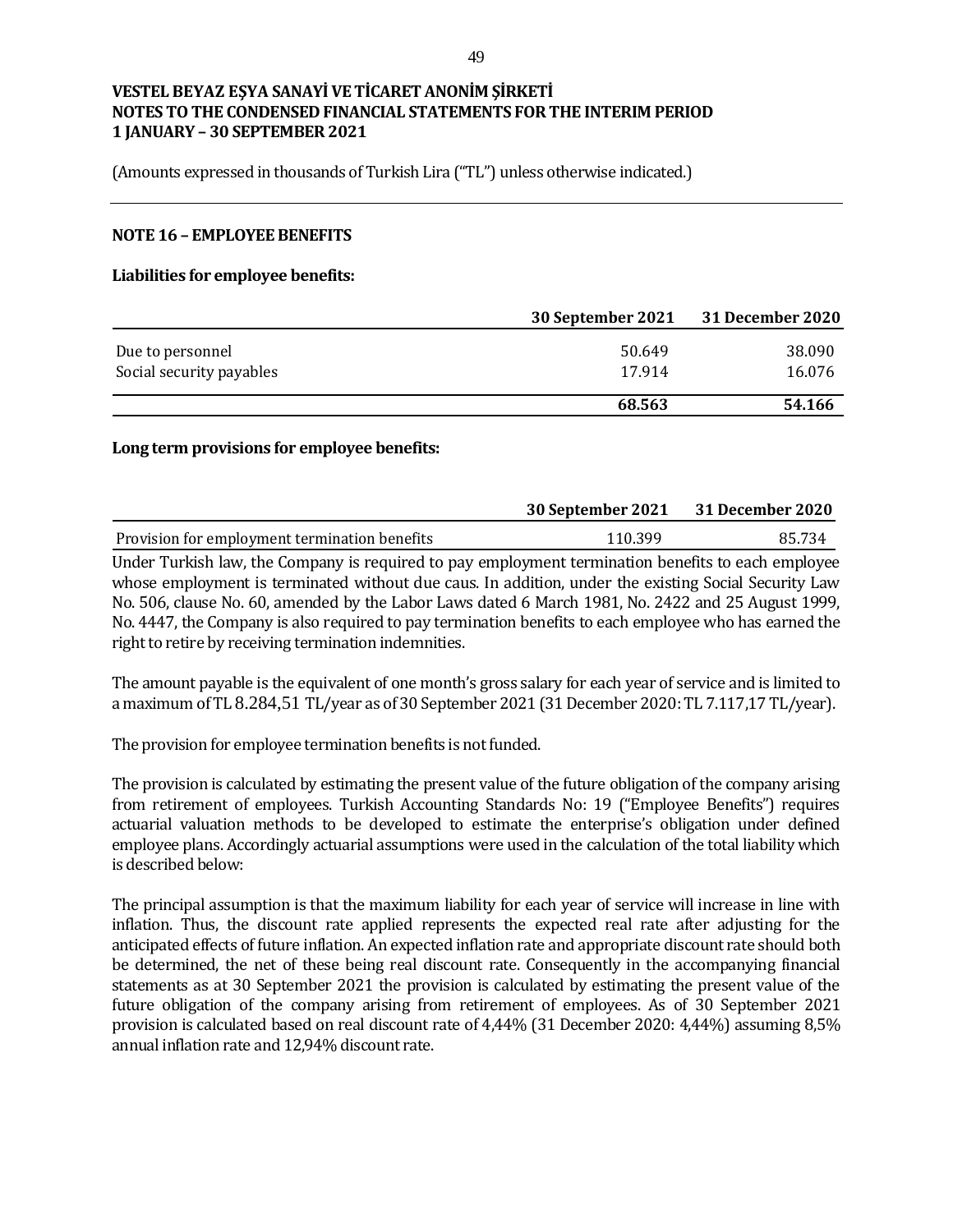**VESTEL BEYAZ EŞYA SANAYİ VE TİCARET ANONİM ŞİRKETİ**
**NOTES TO THE CONDENSED FINANCIAL STATEMENTS FOR THE INTERIM PERIOD**
**1 JANUARY – 30 SEPTEMBER 2021**

(Amounts expressed in thousands of Turkish Lira ("TL") unless otherwise indicated.)

## NOTE 16 – EMPLOYEE BENEFITS

### Liabilities for employee benefits:

| | 30 September 2021 | 31 December 2020 |
|---|---|---|
| Due to personnel | 50.649 | 38.090 |
| Social security payables | 17.914 | 16.076 |
| | **68.563** | **54.166** |

### Long term provisions for employee benefits:

| | 30 September 2021 | 31 December 2020 |
|---|---|---|
| Provision for employment termination benefits | 110.399 | 85.734 |

Under Turkish law, the Company is required to pay employment termination benefits to each employee whose employment is terminated without due caus. In addition, under the existing Social Security Law No. 506, clause No. 60, amended by the Labor Laws dated 6 March 1981, No. 2422 and 25 August 1999, No. 4447, the Company is also required to pay termination benefits to each employee who has earned the right to retire by receiving termination indemnities.

The amount payable is the equivalent of one month's gross salary for each year of service and is limited to a maximum of TL 8.284,51 TL/year as of 30 September 2021 (31 December 2020: TL 7.117,17 TL/year).

The provision for employee termination benefits is not funded.

The provision is calculated by estimating the present value of the future obligation of the company arising from retirement of employees. Turkish Accounting Standards No: 19 ("Employee Benefits") requires actuarial valuation methods to be developed to estimate the enterprise's obligation under defined employee plans. Accordingly actuarial assumptions were used in the calculation of the total liability which is described below:

The principal assumption is that the maximum liability for each year of service will increase in line with inflation. Thus, the discount rate applied represents the expected real rate after adjusting for the anticipated effects of future inflation. An expected inflation rate and appropriate discount rate should both be determined, the net of these being real discount rate. Consequently in the accompanying financial statements as at 30 September 2021 the provision is calculated by estimating the present value of the future obligation of the company arising from retirement of employees. As of 30 September 2021 provision is calculated based on real discount rate of 4,44% (31 December 2020: 4,44%) assuming 8,5% annual inflation rate and 12,94% discount rate.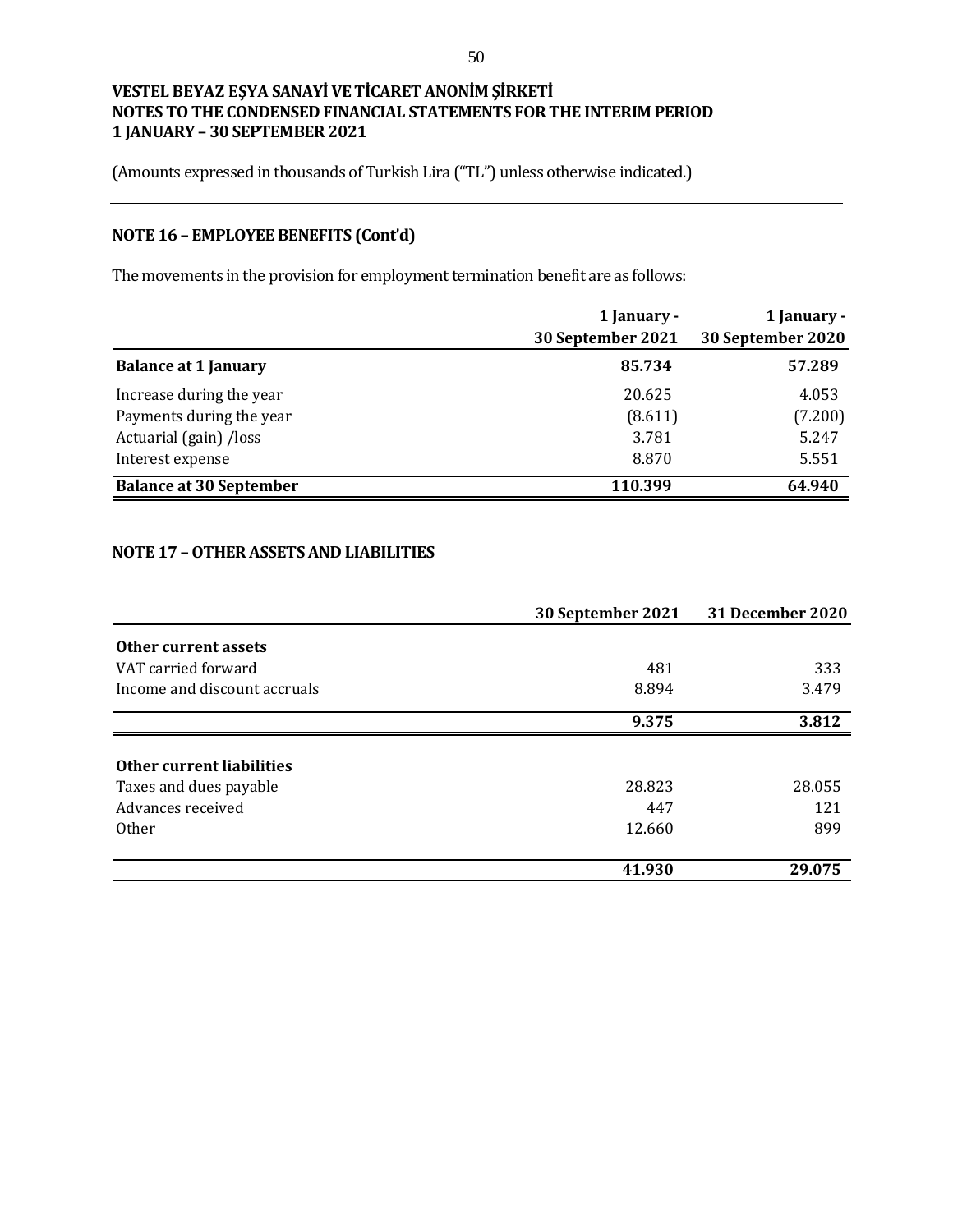# VESTEL BEYAZ EŞYA SANAYİ VE TİCARET ANONİM ŞİRKETİ
## NOTES TO THE CONDENSED FINANCIAL STATEMENTS FOR THE INTERIM PERIOD 1 JANUARY – 30 SEPTEMBER 2021

(Amounts expressed in thousands of Turkish Lira ("TL") unless otherwise indicated.)

### NOTE 16 – EMPLOYEE BENEFITS (Cont'd)

The movements in the provision for employment termination benefit are as follows:

| | 1 January - 30 September 2021 | 1 January - 30 September 2020 |
|---|---|---|
| **Balance at 1 January** | **85.734** | **57.289** |
| Increase during the year | 20.625 | 4.053 |
| Payments during the year | (8.611) | (7.200) |
| Actuarial (gain) /loss | 3.781 | 5.247 |
| Interest expense | 8.870 | 5.551 |
| **Balance at 30 September** | **110.399** | **64.940** |

### NOTE 17 – OTHER ASSETS AND LIABILITIES

| | 30 September 2021 | 31 December 2020 |
|---|---|---|
| **Other current assets** | | |
| VAT carried forward | 481 | 333 |
| Income and discount accruals | 8.894 | 3.479 |
| | **9.375** | **3.812** |
| **Other current liabilities** | | |
| Taxes and dues payable | 28.823 | 28.055 |
| Advances received | 447 | 121 |
| Other | 12.660 | 899 |
| | **41.930** | **29.075** |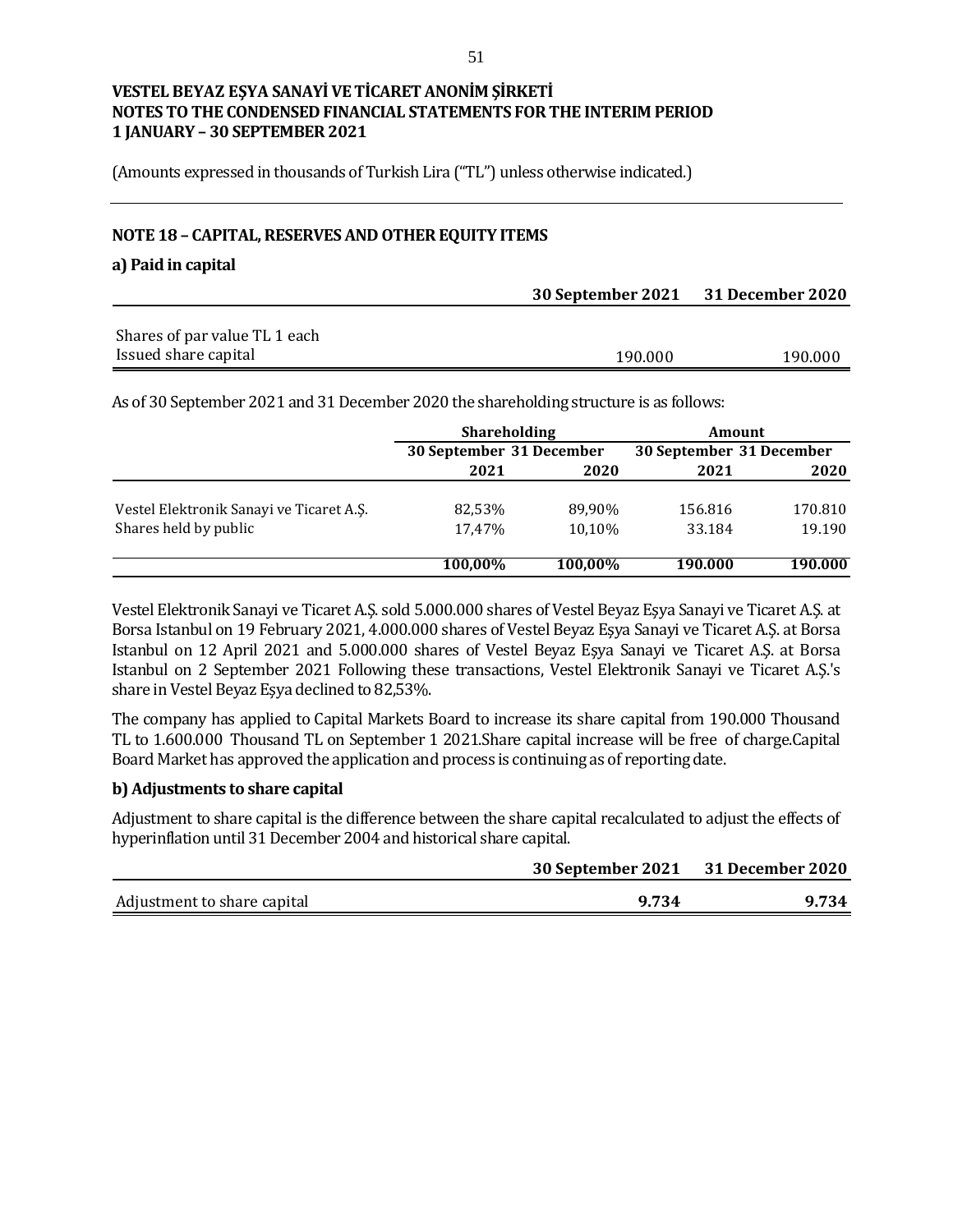VESTEL BEYAZ EŞYA SANAYİ VE TİCARET ANONİM ŞİRKETİ
NOTES TO THE CONDENSED FINANCIAL STATEMENTS FOR THE INTERIM PERIOD
1 JANUARY – 30 SEPTEMBER 2021

(Amounts expressed in thousands of Turkish Lira ("TL") unless otherwise indicated.)

## NOTE 18 – CAPITAL, RESERVES AND OTHER EQUITY ITEMS

### a) Paid in capital

| | 30 September 2021 | 31 December 2020 |
|---|---|---|
| Shares of par value TL 1 each | | |
| Issued share capital | 190.000 | 190.000 |

As of 30 September 2021 and 31 December 2020 the shareholding structure is as follows:

| | Shareholding | | Amount | |
|---|---|---|---|---|
| | 30 September 2021 | 31 December 2020 | 30 September 2021 | 31 December 2020 |
| Vestel Elektronik Sanayi ve Ticaret A.Ş. | 82,53% | 89,90% | 156.816 | 170.810 |
| Shares held by public | 17,47% | 10,10% | 33.184 | 19.190 |
| | **100,00%** | **100,00%** | **190.000** | **190.000** |

Vestel Elektronik Sanayi ve Ticaret A.Ş. sold 5.000.000 shares of Vestel Beyaz Eşya Sanayi ve Ticaret A.Ş. at Borsa Istanbul on 19 February 2021, 4.000.000 shares of Vestel Beyaz Eşya Sanayi ve Ticaret A.Ş. at Borsa Istanbul on 12 April 2021 and 5.000.000 shares of Vestel Beyaz Eşya Sanayi ve Ticaret A.Ş. at Borsa Istanbul on 2 September 2021 Following these transactions, Vestel Elektronik Sanayi ve Ticaret A.Ş.'s share in Vestel Beyaz Eşya declined to 82,53%.

The company has applied to Capital Markets Board to increase its share capital from 190.000 Thousand TL to 1.600.000 Thousand TL on September 1 2021.Share capital increase will be free of charge.Capital Board Market has approved the application and process is continuing as of reporting date.

### b) Adjustments to share capital

Adjustment to share capital is the difference between the share capital recalculated to adjust the effects of hyperinflation until 31 December 2004 and historical share capital.

| | 30 September 2021 | 31 December 2020 |
|---|---|---|
| Adjustment to share capital | **9.734** | **9.734** |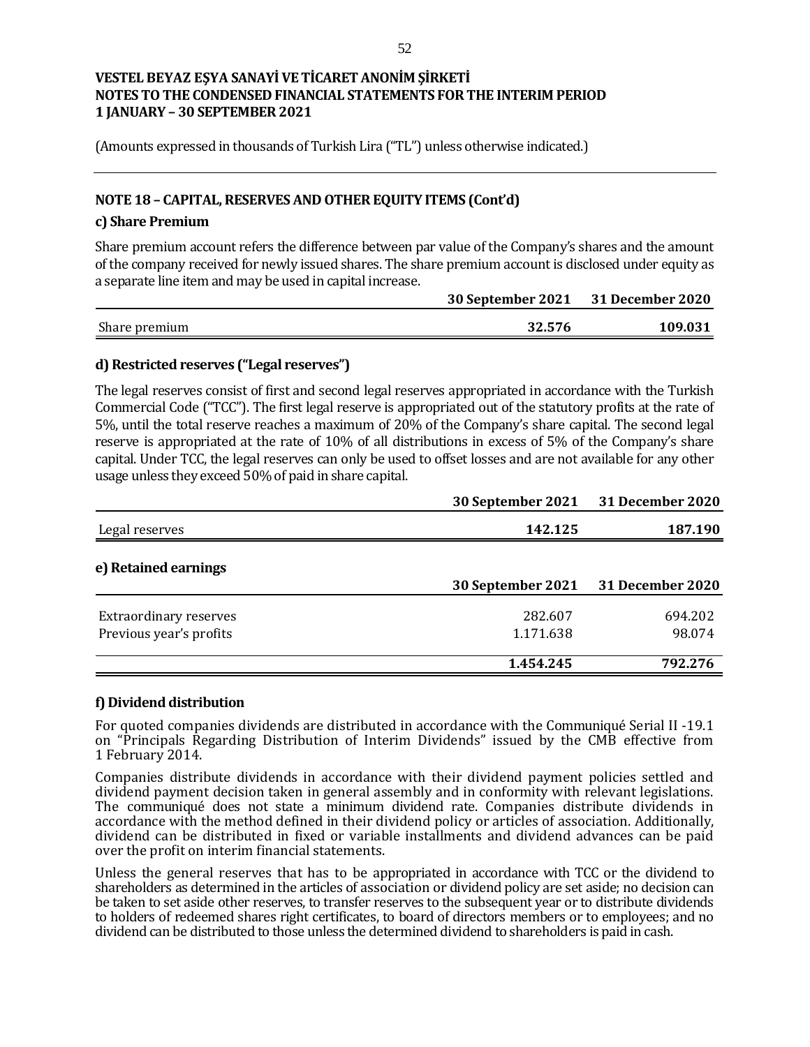# VESTEL BEYAZ EŞYA SANAYİ VE TİCARET ANONİM ŞİRKETİ
# NOTES TO THE CONDENSED FINANCIAL STATEMENTS FOR THE INTERIM PERIOD
# 1 JANUARY – 30 SEPTEMBER 2021

(Amounts expressed in thousands of Turkish Lira ("TL") unless otherwise indicated.)

## NOTE 18 – CAPITAL, RESERVES AND OTHER EQUITY ITEMS (Cont'd)

### c) Share Premium

Share premium account refers the difference between par value of the Company's shares and the amount of the company received for newly issued shares. The share premium account is disclosed under equity as a separate line item and may be used in capital increase.

| | 30 September 2021 | 31 December 2020 |
|---|---|---|
| Share premium | **32.576** | **109.031** |

### d) Restricted reserves ("Legal reserves")

The legal reserves consist of first and second legal reserves appropriated in accordance with the Turkish Commercial Code ("TCC"). The first legal reserve is appropriated out of the statutory profits at the rate of 5%, until the total reserve reaches a maximum of 20% of the Company's share capital. The second legal reserve is appropriated at the rate of 10% of all distributions in excess of 5% of the Company's share capital. Under TCC, the legal reserves can only be used to offset losses and are not available for any other usage unless they exceed 50% of paid in share capital.

| | 30 September 2021 | 31 December 2020 |
|---|---|---|
| Legal reserves | **142.125** | **187.190** |

### e) Retained earnings

| | 30 September 2021 | 31 December 2020 |
|---|---|---|
| Extraordinary reserves | 282.607 | 694.202 |
| Previous year's profits | 1.171.638 | 98.074 |
| | **1.454.245** | **792.276** |

### f) Dividend distribution

For quoted companies dividends are distributed in accordance with the Communiqué Serial II -19.1 on "Principals Regarding Distribution of Interim Dividends" issued by the CMB effective from 1 February 2014.

Companies distribute dividends in accordance with their dividend payment policies settled and dividend payment decision taken in general assembly and in conformity with relevant legislations. The communiqué does not state a minimum dividend rate. Companies distribute dividends in accordance with the method defined in their dividend policy or articles of association. Additionally, dividend can be distributed in fixed or variable installments and dividend advances can be paid over the profit on interim financial statements.

Unless the general reserves that has to be appropriated in accordance with TCC or the dividend to shareholders as determined in the articles of association or dividend policy are set aside; no decision can be taken to set aside other reserves, to transfer reserves to the subsequent year or to distribute dividends to holders of redeemed shares right certificates, to board of directors members or to employees; and no dividend can be distributed to those unless the determined dividend to shareholders is paid in cash.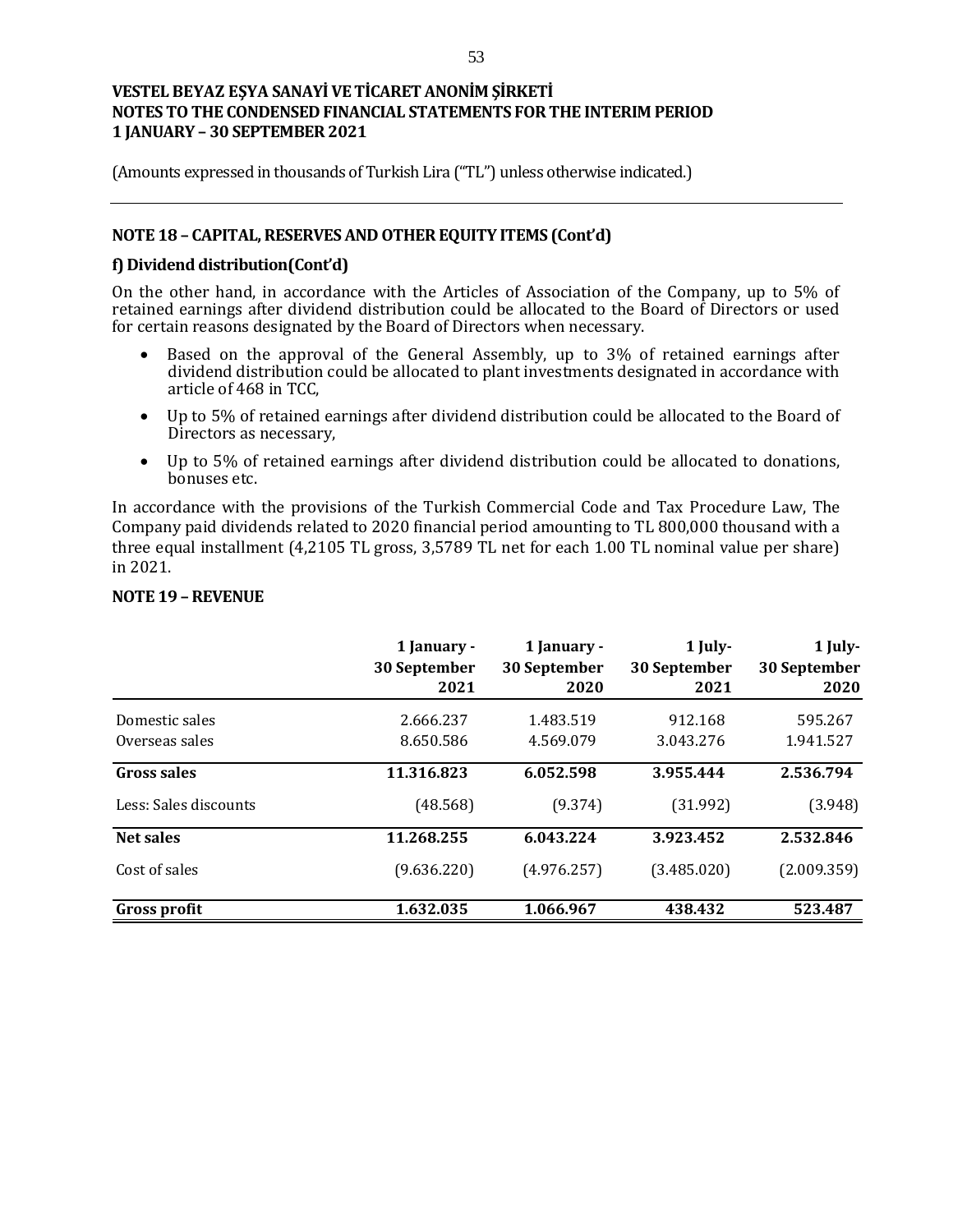# VESTEL BEYAZ EŞYA SANAYİ VE TİCARET ANONİM ŞİRKETİ
## NOTES TO THE CONDENSED FINANCIAL STATEMENTS FOR THE INTERIM PERIOD
## 1 JANUARY – 30 SEPTEMBER 2021

(Amounts expressed in thousands of Turkish Lira ("TL") unless otherwise indicated.)

### NOTE 18 – CAPITAL, RESERVES AND OTHER EQUITY ITEMS (Cont'd)

#### f) Dividend distribution(Cont'd)

On the other hand, in accordance with the Articles of Association of the Company, up to 5% of retained earnings after dividend distribution could be allocated to the Board of Directors or used for certain reasons designated by the Board of Directors when necessary.

- Based on the approval of the General Assembly, up to 3% of retained earnings after dividend distribution could be allocated to plant investments designated in accordance with article of 468 in TCC,
- Up to 5% of retained earnings after dividend distribution could be allocated to the Board of Directors as necessary,
- Up to 5% of retained earnings after dividend distribution could be allocated to donations, bonuses etc.

In accordance with the provisions of the Turkish Commercial Code and Tax Procedure Law, The Company paid dividends related to 2020 financial period amounting to TL 800,000 thousand with a three equal installment (4,2105 TL gross, 3,5789 TL net for each 1.00 TL nominal value per share) in 2021.

### NOTE 19 – REVENUE

| | 1 January - 30 September 2021 | 1 January - 30 September 2020 | 1 July- 30 September 2021 | 1 July- 30 September 2020 |
|---|---|---|---|---|
| Domestic sales | 2.666.237 | 1.483.519 | 912.168 | 595.267 |
| Overseas sales | 8.650.586 | 4.569.079 | 3.043.276 | 1.941.527 |
| **Gross sales** | **11.316.823** | **6.052.598** | **3.955.444** | **2.536.794** |
| Less: Sales discounts | (48.568) | (9.374) | (31.992) | (3.948) |
| **Net sales** | **11.268.255** | **6.043.224** | **3.923.452** | **2.532.846** |
| Cost of sales | (9.636.220) | (4.976.257) | (3.485.020) | (2.009.359) |
| **Gross profit** | **1.632.035** | **1.066.967** | **438.432** | **523.487** |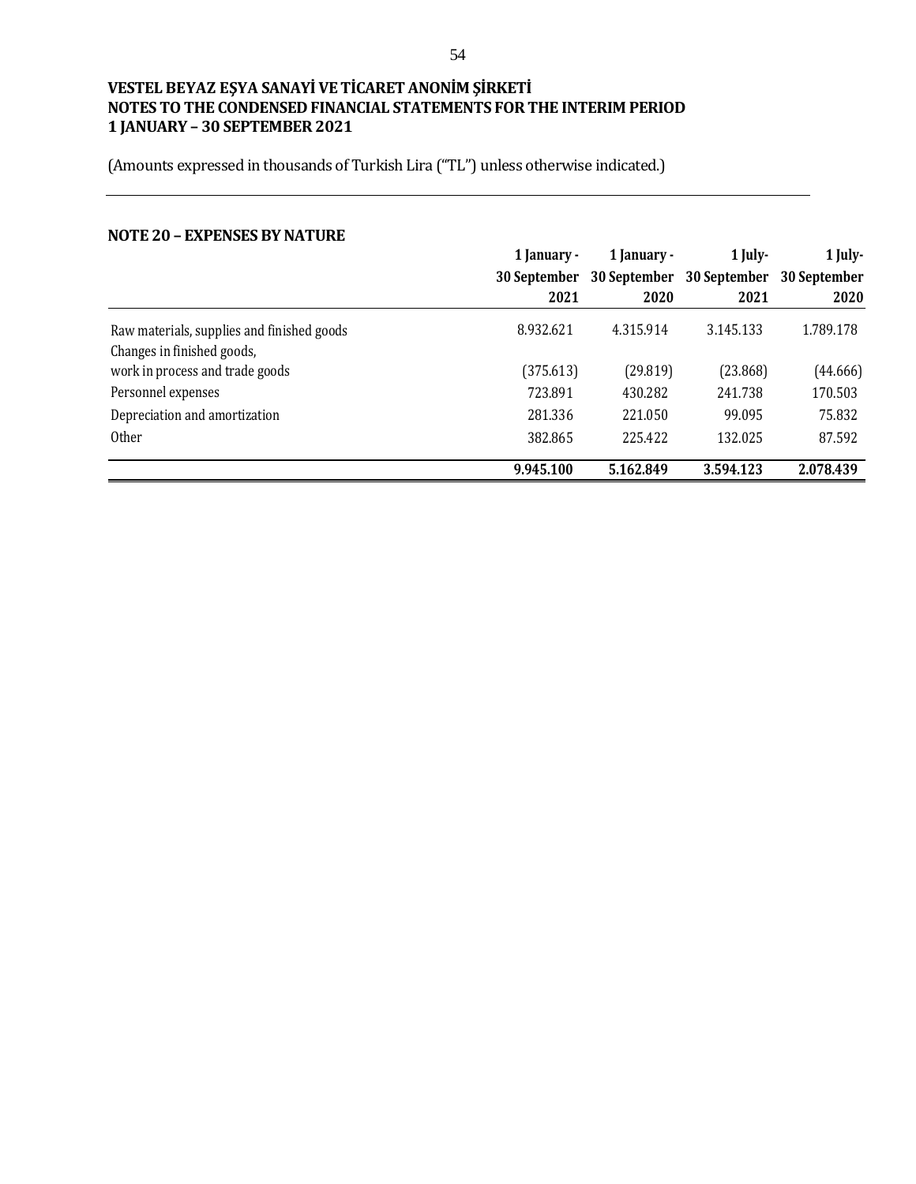**VESTEL BEYAZ EŞYA SANAYİ VE TİCARET ANONİM ŞİRKETİ**
**NOTES TO THE CONDENSED FINANCIAL STATEMENTS FOR THE INTERIM PERIOD**
**1 JANUARY – 30 SEPTEMBER 2021**

(Amounts expressed in thousands of Turkish Lira ("TL") unless otherwise indicated.)

## NOTE 20 – EXPENSES BY NATURE

| | 1 January - 30 September 2021 | 1 January - 30 September 2020 | 1 July- 30 September 2021 | 1 July- 30 September 2020 |
|---|---|---|---|---|
| Raw materials, supplies and finished goods | 8.932.621 | 4.315.914 | 3.145.133 | 1.789.178 |
| Changes in finished goods, work in process and trade goods | (375.613) | (29.819) | (23.868) | (44.666) |
| Personnel expenses | 723.891 | 430.282 | 241.738 | 170.503 |
| Depreciation and amortization | 281.336 | 221.050 | 99.095 | 75.832 |
| Other | 382.865 | 225.422 | 132.025 | 87.592 |
| | **9.945.100** | **5.162.849** | **3.594.123** | **2.078.439** |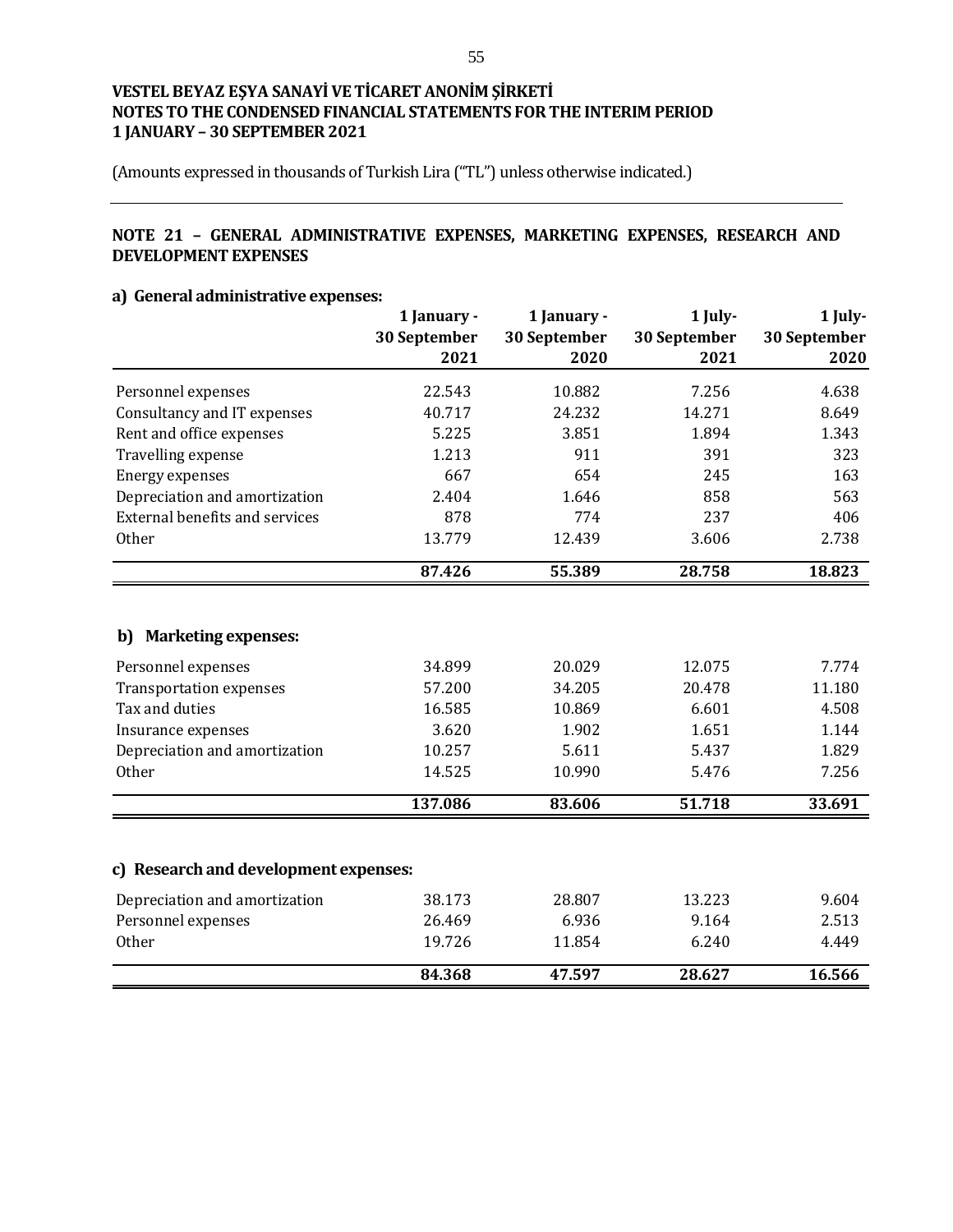**VESTEL BEYAZ EŞYA SANAYİ VE TİCARET ANONİM ŞİRKETİ**
**NOTES TO THE CONDENSED FINANCIAL STATEMENTS FOR THE INTERIM PERIOD**
**1 JANUARY – 30 SEPTEMBER 2021**

(Amounts expressed in thousands of Turkish Lira ("TL") unless otherwise indicated.)

## NOTE 21 – GENERAL ADMINISTRATIVE EXPENSES, MARKETING EXPENSES, RESEARCH AND DEVELOPMENT EXPENSES

### a) General administrative expenses:

| | 1 January - 30 September 2021 | 1 January - 30 September 2020 | 1 July- 30 September 2021 | 1 July- 30 September 2020 |
|---|---|---|---|---|
| Personnel expenses | 22.543 | 10.882 | 7.256 | 4.638 |
| Consultancy and IT expenses | 40.717 | 24.232 | 14.271 | 8.649 |
| Rent and office expenses | 5.225 | 3.851 | 1.894 | 1.343 |
| Travelling expense | 1.213 | 911 | 391 | 323 |
| Energy expenses | 667 | 654 | 245 | 163 |
| Depreciation and amortization | 2.404 | 1.646 | 858 | 563 |
| External benefits and services | 878 | 774 | 237 | 406 |
| Other | 13.779 | 12.439 | 3.606 | 2.738 |
| | **87.426** | **55.389** | **28.758** | **18.823** |

### b) Marketing expenses:

| | 1 January - 30 September 2021 | 1 January - 30 September 2020 | 1 July- 30 September 2021 | 1 July- 30 September 2020 |
|---|---|---|---|---|
| Personnel expenses | 34.899 | 20.029 | 12.075 | 7.774 |
| Transportation expenses | 57.200 | 34.205 | 20.478 | 11.180 |
| Tax and duties | 16.585 | 10.869 | 6.601 | 4.508 |
| Insurance expenses | 3.620 | 1.902 | 1.651 | 1.144 |
| Depreciation and amortization | 10.257 | 5.611 | 5.437 | 1.829 |
| Other | 14.525 | 10.990 | 5.476 | 7.256 |
| | **137.086** | **83.606** | **51.718** | **33.691** |

### c) Research and development expenses:

| | 1 January - 30 September 2021 | 1 January - 30 September 2020 | 1 July- 30 September 2021 | 1 July- 30 September 2020 |
|---|---|---|---|---|
| Depreciation and amortization | 38.173 | 28.807 | 13.223 | 9.604 |
| Personnel expenses | 26.469 | 6.936 | 9.164 | 2.513 |
| Other | 19.726 | 11.854 | 6.240 | 4.449 |
| | **84.368** | **47.597** | **28.627** | **16.566** |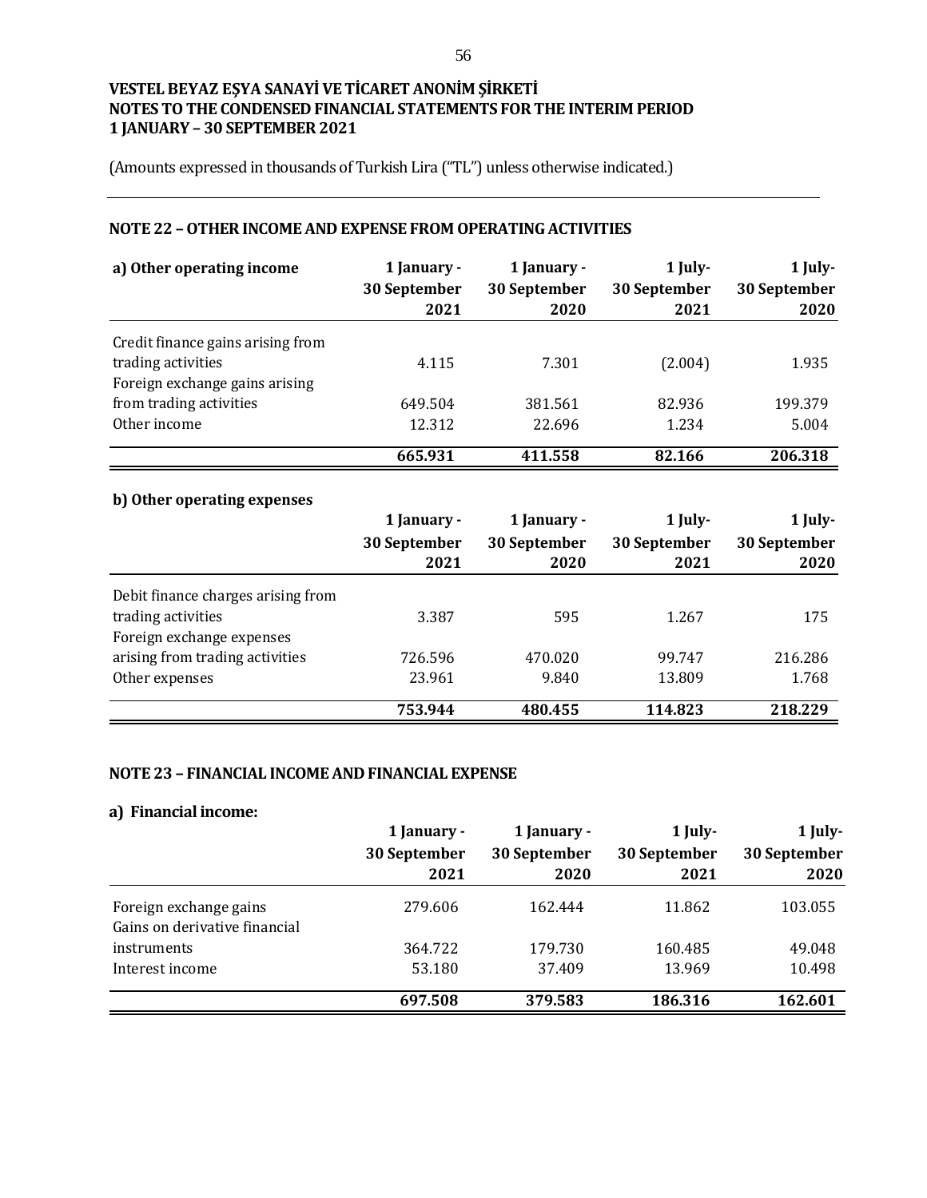**VESTEL BEYAZ EŞYA SANAYİ VE TİCARET ANONİM ŞİRKETİ**
**NOTES TO THE CONDENSED FINANCIAL STATEMENTS FOR THE INTERIM PERIOD**
**1 JANUARY – 30 SEPTEMBER 2021**

(Amounts expressed in thousands of Turkish Lira ("TL") unless otherwise indicated.)

## NOTE 22 – OTHER INCOME AND EXPENSE FROM OPERATING ACTIVITIES

| a) Other operating income | 1 January - 30 September 2021 | 1 January - 30 September 2020 | 1 July- 30 September 2021 | 1 July- 30 September 2020 |
|---|---|---|---|---|
| Credit finance gains arising from trading activities | 4.115 | 7.301 | (2.004) | 1.935 |
| Foreign exchange gains arising from trading activities | 649.504 | 381.561 | 82.936 | 199.379 |
| Other income | 12.312 | 22.696 | 1.234 | 5.004 |
| | **665.931** | **411.558** | **82.166** | **206.318** |

**b) Other operating expenses**

| | 1 January - 30 September 2021 | 1 January - 30 September 2020 | 1 July- 30 September 2021 | 1 July- 30 September 2020 |
|---|---|---|---|---|
| Debit finance charges arising from trading activities | 3.387 | 595 | 1.267 | 175 |
| Foreign exchange expenses arising from trading activities | 726.596 | 470.020 | 99.747 | 216.286 |
| Other expenses | 23.961 | 9.840 | 13.809 | 1.768 |
| | **753.944** | **480.455** | **114.823** | **218.229** |

## NOTE 23 – FINANCIAL INCOME AND FINANCIAL EXPENSE

**a) Financial income:**

| | 1 January - 30 September 2021 | 1 January - 30 September 2020 | 1 July- 30 September 2021 | 1 July- 30 September 2020 |
|---|---|---|---|---|
| Foreign exchange gains | 279.606 | 162.444 | 11.862 | 103.055 |
| Gains on derivative financial instruments | 364.722 | 179.730 | 160.485 | 49.048 |
| Interest income | 53.180 | 37.409 | 13.969 | 10.498 |
| | **697.508** | **379.583** | **186.316** | **162.601** |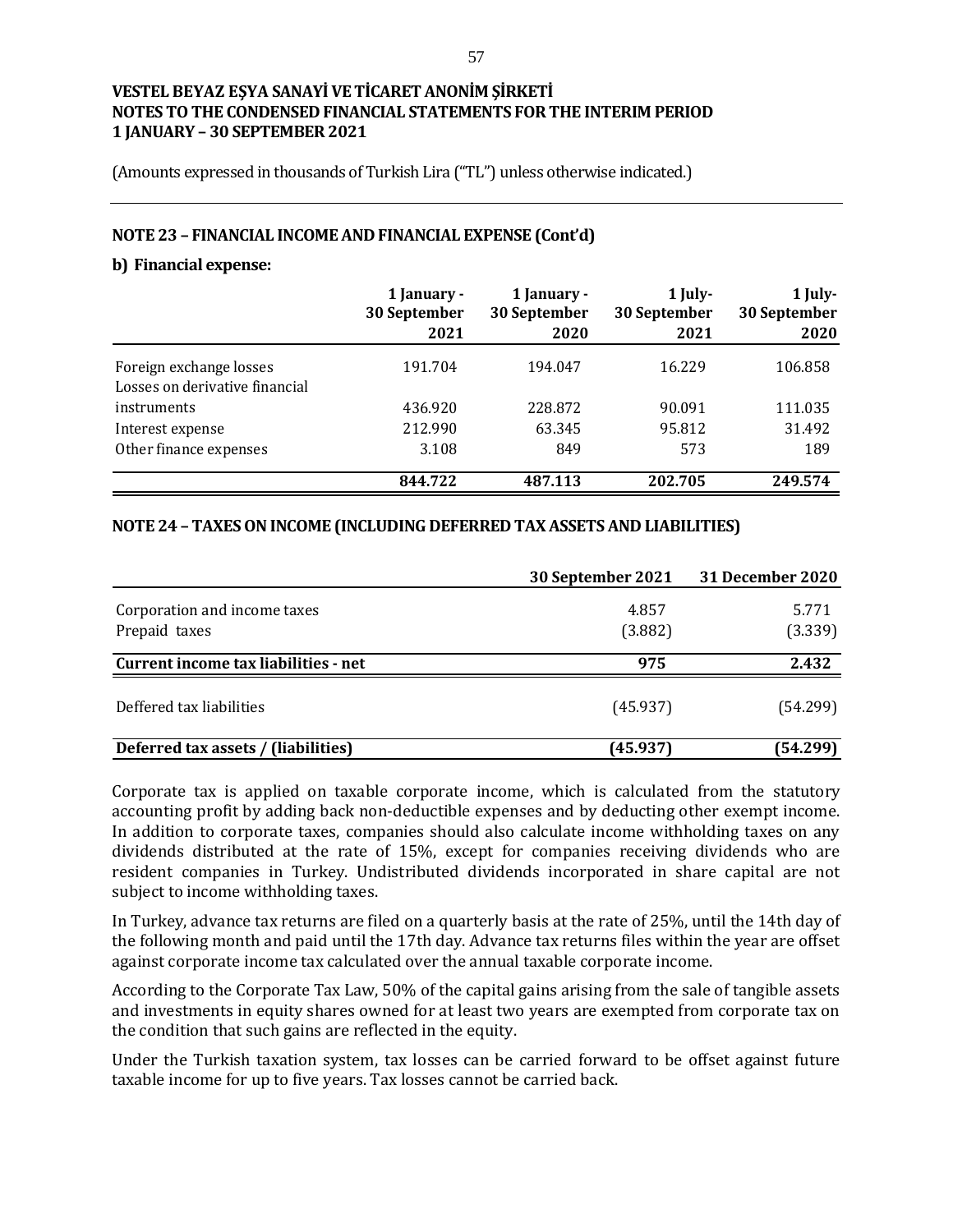**VESTEL BEYAZ EŞYA SANAYİ VE TİCARET ANONİM ŞİRKETİ**
**NOTES TO THE CONDENSED FINANCIAL STATEMENTS FOR THE INTERIM PERIOD**
**1 JANUARY – 30 SEPTEMBER 2021**

(Amounts expressed in thousands of Turkish Lira ("TL") unless otherwise indicated.)

### NOTE 23 – FINANCIAL INCOME AND FINANCIAL EXPENSE (Cont'd)

**b) Financial expense:**

| | 1 January - 30 September 2021 | 1 January - 30 September 2020 | 1 July- 30 September 2021 | 1 July- 30 September 2020 |
|---|---|---|---|---|
| Foreign exchange losses | 191.704 | 194.047 | 16.229 | 106.858 |
| Losses on derivative financial instruments | 436.920 | 228.872 | 90.091 | 111.035 |
| Interest expense | 212.990 | 63.345 | 95.812 | 31.492 |
| Other finance expenses | 3.108 | 849 | 573 | 189 |
| | **844.722** | **487.113** | **202.705** | **249.574** |

### NOTE 24 – TAXES ON INCOME (INCLUDING DEFERRED TAX ASSETS AND LIABILITIES)

| | 30 September 2021 | 31 December 2020 |
|---|---|---|
| Corporation and income taxes | 4.857 | 5.771 |
| Prepaid taxes | (3.882) | (3.339) |
| **Current income tax liabilities - net** | **975** | **2.432** |
| Deffered tax liabilities | (45.937) | (54.299) |
| **Deferred tax assets / (liabilities)** | **(45.937)** | **(54.299)** |

Corporate tax is applied on taxable corporate income, which is calculated from the statutory accounting profit by adding back non-deductible expenses and by deducting other exempt income. In addition to corporate taxes, companies should also calculate income withholding taxes on any dividends distributed at the rate of 15%, except for companies receiving dividends who are resident companies in Turkey. Undistributed dividends incorporated in share capital are not subject to income withholding taxes.

In Turkey, advance tax returns are filed on a quarterly basis at the rate of 25%, until the 14th day of the following month and paid until the 17th day. Advance tax returns files within the year are offset against corporate income tax calculated over the annual taxable corporate income.

According to the Corporate Tax Law, 50% of the capital gains arising from the sale of tangible assets and investments in equity shares owned for at least two years are exempted from corporate tax on the condition that such gains are reflected in the equity.

Under the Turkish taxation system, tax losses can be carried forward to be offset against future taxable income for up to five years. Tax losses cannot be carried back.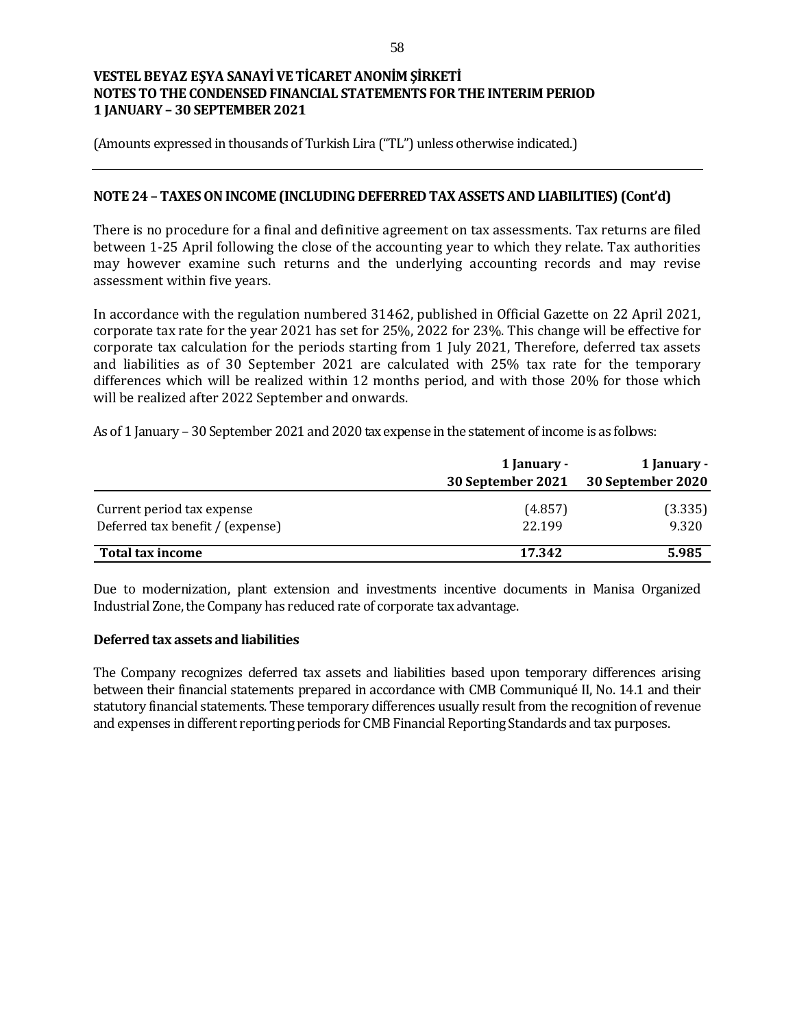VESTEL BEYAZ EŞYA SANAYİ VE TİCARET ANONİM ŞİRKETİ
NOTES TO THE CONDENSED FINANCIAL STATEMENTS FOR THE INTERIM PERIOD
1 JANUARY – 30 SEPTEMBER 2021

(Amounts expressed in thousands of Turkish Lira ("TL") unless otherwise indicated.)

## NOTE 24 – TAXES ON INCOME (INCLUDING DEFERRED TAX ASSETS AND LIABILITIES) (Cont'd)

There is no procedure for a final and definitive agreement on tax assessments. Tax returns are filed between 1-25 April following the close of the accounting year to which they relate. Tax authorities may however examine such returns and the underlying accounting records and may revise assessment within five years.

In accordance with the regulation numbered 31462, published in Official Gazette on 22 April 2021, corporate tax rate for the year 2021 has set for 25%, 2022 for 23%. This change will be effective for corporate tax calculation for the periods starting from 1 July 2021, Therefore, deferred tax assets and liabilities as of 30 September 2021 are calculated with 25% tax rate for the temporary differences which will be realized within 12 months period, and with those 20% for those which will be realized after 2022 September and onwards.

As of 1 January – 30 September 2021 and 2020 tax expense in the statement of income is as follows:

| | 1 January - 30 September 2021 | 1 January - 30 September 2020 |
|---|---|---|
| Current period tax expense | (4.857) | (3.335) |
| Deferred tax benefit / (expense) | 22.199 | 9.320 |
| **Total tax income** | **17.342** | **5.985** |

Due to modernization, plant extension and investments incentive documents in Manisa Organized Industrial Zone, the Company has reduced rate of corporate tax advantage.

### Deferred tax assets and liabilities

The Company recognizes deferred tax assets and liabilities based upon temporary differences arising between their financial statements prepared in accordance with CMB Communiqué II, No. 14.1 and their statutory financial statements. These temporary differences usually result from the recognition of revenue and expenses in different reporting periods for CMB Financial Reporting Standards and tax purposes.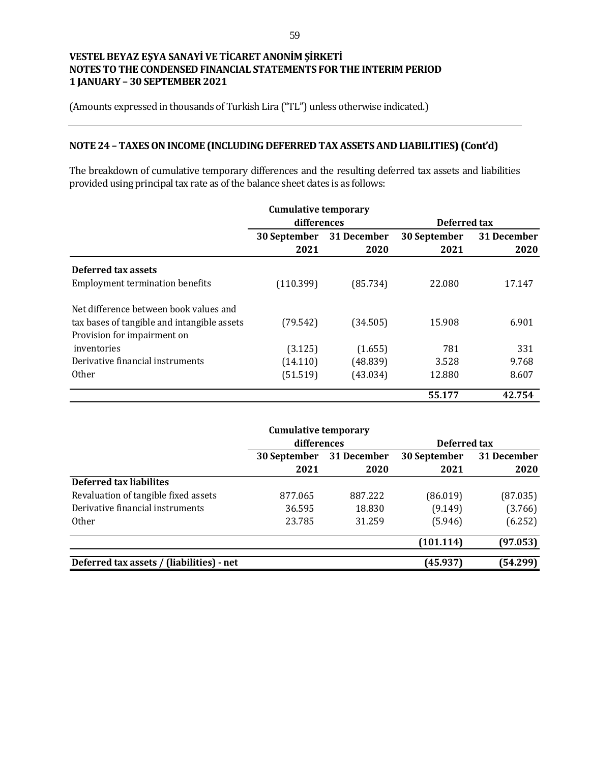**VESTEL BEYAZ EŞYA SANAYİ VE TİCARET ANONİM ŞİRKETİ**
**NOTES TO THE CONDENSED FINANCIAL STATEMENTS FOR THE INTERIM PERIOD**
**1 JANUARY – 30 SEPTEMBER 2021**

(Amounts expressed in thousands of Turkish Lira ("TL") unless otherwise indicated.)

## NOTE 24 – TAXES ON INCOME (INCLUDING DEFERRED TAX ASSETS AND LIABILITIES) (Cont'd)

The breakdown of cumulative temporary differences and the resulting deferred tax assets and liabilities provided using principal tax rate as of the balance sheet dates is as follows:

| | Cumulative temporary differences | | Deferred tax | |
|---|---|---|---|---|
| | 30 September 2021 | 31 December 2020 | 30 September 2021 | 31 December 2020 |
| **Deferred tax assets** | | | | |
| Employment termination benefits | (110.399) | (85.734) | 22.080 | 17.147 |
| Net difference between book values and tax bases of tangible and intangible assets | (79.542) | (34.505) | 15.908 | 6.901 |
| Provision for impairment on inventories | (3.125) | (1.655) | 781 | 331 |
| Derivative financial instruments | (14.110) | (48.839) | 3.528 | 9.768 |
| Other | (51.519) | (43.034) | 12.880 | 8.607 |
| | | | **55.177** | **42.754** |

| | Cumulative temporary differences | | Deferred tax | |
|---|---|---|---|---|
| | 30 September 2021 | 31 December 2020 | 30 September 2021 | 31 December 2020 |
| **Deferred tax liabilites** | | | | |
| Revaluation of tangible fixed assets | 877.065 | 887.222 | (86.019) | (87.035) |
| Derivative financial instruments | 36.595 | 18.830 | (9.149) | (3.766) |
| Other | 23.785 | 31.259 | (5.946) | (6.252) |
| | | | **(101.114)** | **(97.053)** |
| **Deferred tax assets / (liabilities) - net** | | | **(45.937)** | **(54.299)** |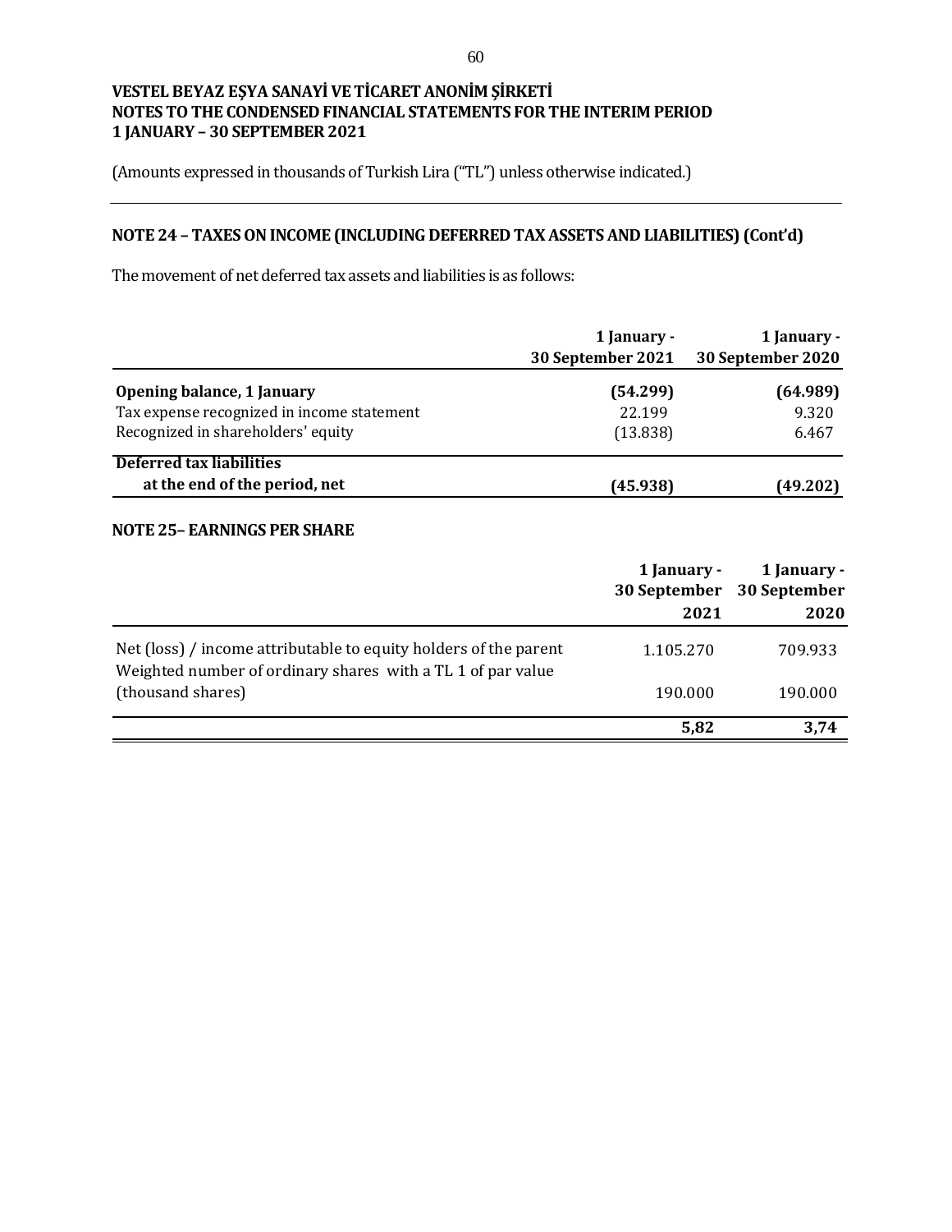**VESTEL BEYAZ EŞYA SANAYİ VE TİCARET ANONİM ŞİRKETİ**
**NOTES TO THE CONDENSED FINANCIAL STATEMENTS FOR THE INTERIM PERIOD**
**1 JANUARY – 30 SEPTEMBER 2021**

(Amounts expressed in thousands of Turkish Lira ("TL") unless otherwise indicated.)

## NOTE 24 – TAXES ON INCOME (INCLUDING DEFERRED TAX ASSETS AND LIABILITIES) (Cont'd)

The movement of net deferred tax assets and liabilities is as follows:

| | 1 January - 30 September 2021 | 1 January - 30 September 2020 |
|---|---|---|
| **Opening balance, 1 January** | **(54.299)** | **(64.989)** |
| Tax expense recognized in income statement | 22.199 | 9.320 |
| Recognized in shareholders' equity | (13.838) | 6.467 |
| **Deferred tax liabilities at the end of the period, net** | **(45.938)** | **(49.202)** |

## NOTE 25– EARNINGS PER SHARE

| | 1 January - 30 September 2021 | 1 January - 30 September 2020 |
|---|---|---|
| Net (loss) / income attributable to equity holders of the parent | 1.105.270 | 709.933 |
| Weighted number of ordinary shares with a TL 1 of par value (thousand shares) | 190.000 | 190.000 |
| | **5,82** | **3,74** |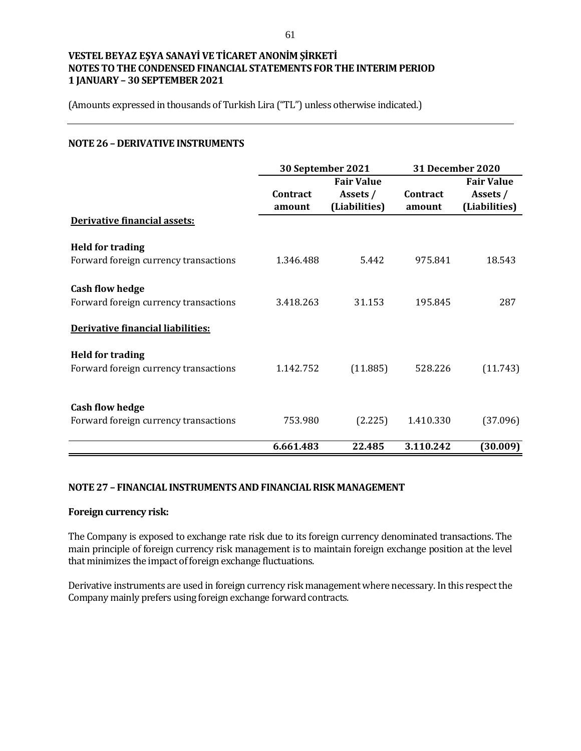**VESTEL BEYAZ EŞYA SANAYİ VE TİCARET ANONİM ŞİRKETİ**
**NOTES TO THE CONDENSED FINANCIAL STATEMENTS FOR THE INTERIM PERIOD**
**1 JANUARY – 30 SEPTEMBER 2021**

(Amounts expressed in thousands of Turkish Lira ("TL") unless otherwise indicated.)

## NOTE 26 – DERIVATIVE INSTRUMENTS

| | 30 September 2021 | | 31 December 2020 | |
|---|---|---|---|---|
| | Contract amount | Fair Value Assets / (Liabilities) | Contract amount | Fair Value Assets / (Liabilities) |
| **Derivative financial assets:** | | | | |
| **Held for trading** | | | | |
| Forward foreign currency transactions | 1.346.488 | 5.442 | 975.841 | 18.543 |
| **Cash flow hedge** | | | | |
| Forward foreign currency transactions | 3.418.263 | 31.153 | 195.845 | 287 |
| **Derivative financial liabilities:** | | | | |
| **Held for trading** | | | | |
| Forward foreign currency transactions | 1.142.752 | (11.885) | 528.226 | (11.743) |
| **Cash flow hedge** | | | | |
| Forward foreign currency transactions | 753.980 | (2.225) | 1.410.330 | (37.096) |
| | **6.661.483** | **22.485** | **3.110.242** | **(30.009)** |

## NOTE 27 – FINANCIAL INSTRUMENTS AND FINANCIAL RISK MANAGEMENT

### Foreign currency risk:

The Company is exposed to exchange rate risk due to its foreign currency denominated transactions. The main principle of foreign currency risk management is to maintain foreign exchange position at the level that minimizes the impact of foreign exchange fluctuations.

Derivative instruments are used in foreign currency risk management where necessary. In this respect the Company mainly prefers using foreign exchange forward contracts.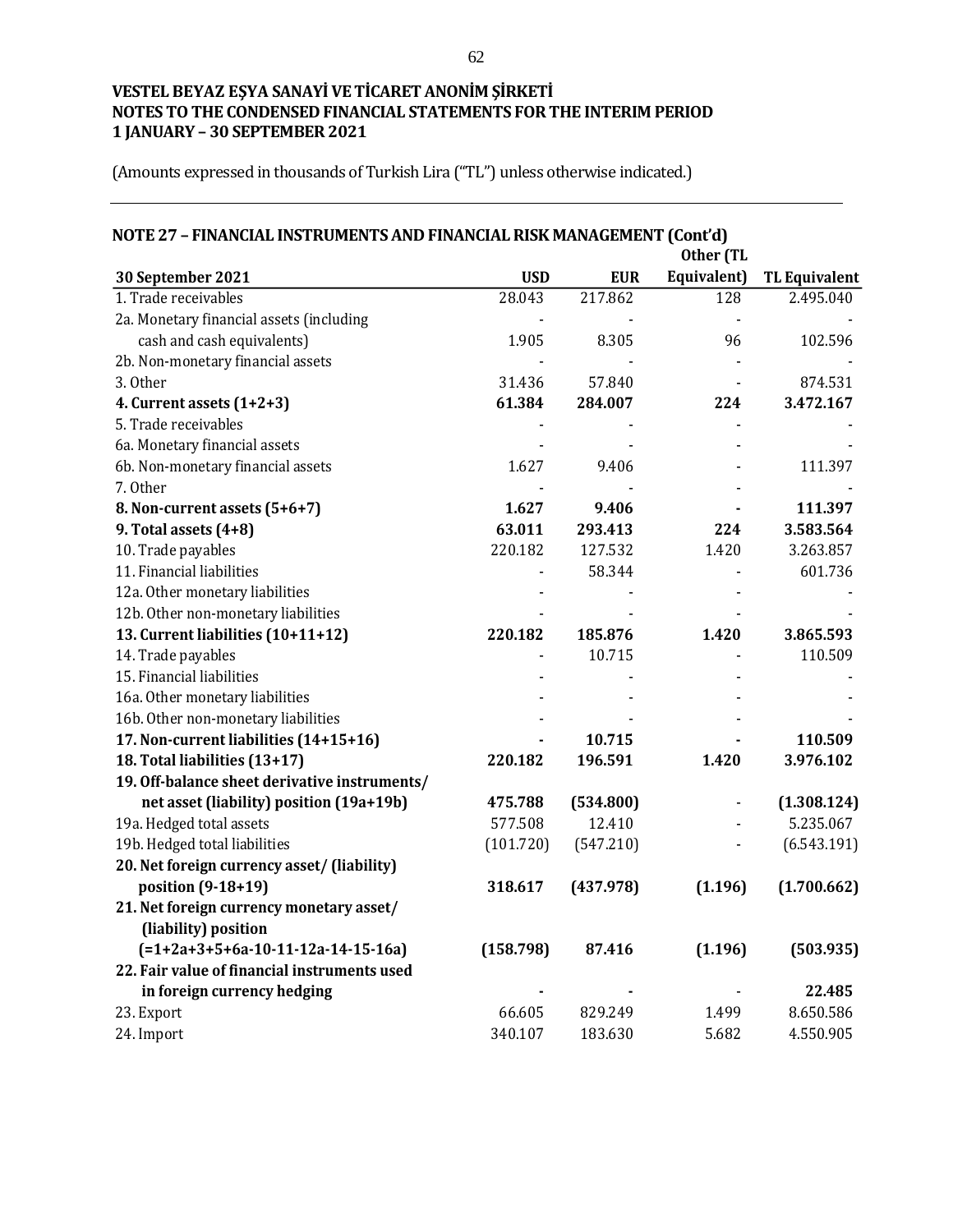**VESTEL BEYAZ EŞYA SANAYİ VE TİCARET ANONİM ŞİRKETİ**
**NOTES TO THE CONDENSED FINANCIAL STATEMENTS FOR THE INTERIM PERIOD**
**1 JANUARY – 30 SEPTEMBER 2021**

(Amounts expressed in thousands of Turkish Lira ("TL") unless otherwise indicated.)

## NOTE 27 – FINANCIAL INSTRUMENTS AND FINANCIAL RISK MANAGEMENT (Cont'd)

| 30 September 2021 | USD | EUR | Other (TL Equivalent) | TL Equivalent |
|---|---|---|---|---|
| 1. Trade receivables | 28.043 | 217.862 | 128 | 2.495.040 |
| 2a. Monetary financial assets (including cash and cash equivalents) | 1.905 | 8.305 | 96 | 102.596 |
| 2b. Non-monetary financial assets | - | - | - | - |
| 3. Other | 31.436 | 57.840 | - | 874.531 |
| **4. Current assets (1+2+3)** | **61.384** | **284.007** | **224** | **3.472.167** |
| 5. Trade receivables | - | - | - | - |
| 6a. Monetary financial assets | - | - | - | - |
| 6b. Non-monetary financial assets | 1.627 | 9.406 | - | 111.397 |
| 7. Other | - | - | - | - |
| **8. Non-current assets (5+6+7)** | **1.627** | **9.406** | **-** | **111.397** |
| **9. Total assets (4+8)** | **63.011** | **293.413** | **224** | **3.583.564** |
| 10. Trade payables | 220.182 | 127.532 | 1.420 | 3.263.857 |
| 11. Financial liabilities | - | 58.344 | - | 601.736 |
| 12a. Other monetary liabilities | - | - | - | - |
| 12b. Other non-monetary liabilities | - | - | - | - |
| **13. Current liabilities (10+11+12)** | **220.182** | **185.876** | **1.420** | **3.865.593** |
| 14. Trade payables | - | 10.715 | - | 110.509 |
| 15. Financial liabilities | - | - | - | - |
| 16a. Other monetary liabilities | - | - | - | - |
| 16b. Other non-monetary liabilities | - | - | - | - |
| **17. Non-current liabilities (14+15+16)** | **-** | **10.715** | **-** | **110.509** |
| **18. Total liabilities (13+17)** | **220.182** | **196.591** | **1.420** | **3.976.102** |
| **19. Off-balance sheet derivative instruments/ net asset (liability) position (19a+19b)** | **475.788** | **(534.800)** | - | **(1.308.124)** |
| 19a. Hedged total assets | 577.508 | 12.410 | - | 5.235.067 |
| 19b. Hedged total liabilities | (101.720) | (547.210) | - | (6.543.191) |
| **20. Net foreign currency asset/ (liability) position (9-18+19)** | **318.617** | **(437.978)** | **(1.196)** | **(1.700.662)** |
| **21. Net foreign currency monetary asset/ (liability) position (=1+2a+3+5+6a-10-11-12a-14-15-16a)** | **(158.798)** | **87.416** | **(1.196)** | **(503.935)** |
| **22. Fair value of financial instruments used in foreign currency hedging** | **-** | **-** | - | **22.485** |
| 23. Export | 66.605 | 829.249 | 1.499 | 8.650.586 |
| 24. Import | 340.107 | 183.630 | 5.682 | 4.550.905 |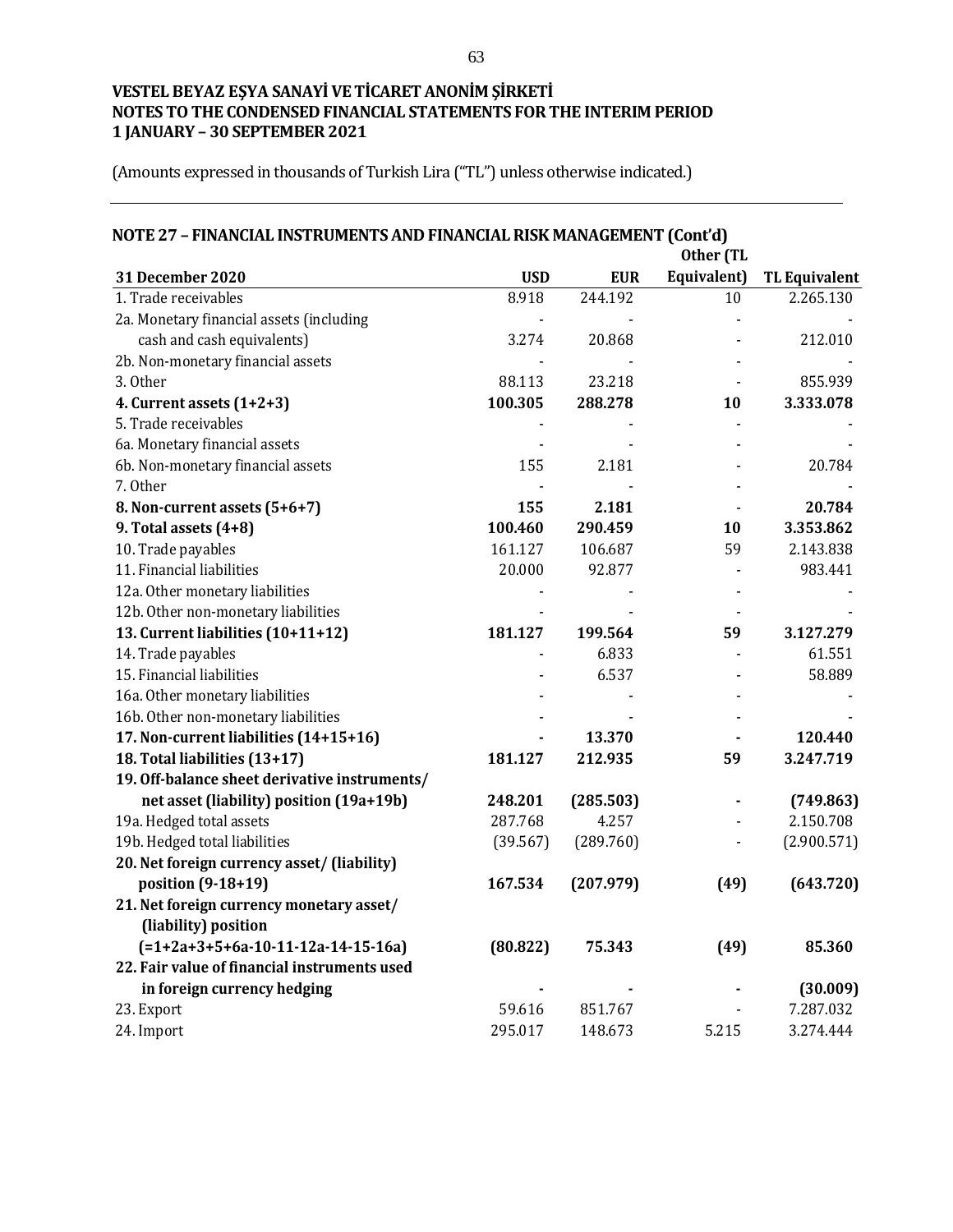**VESTEL BEYAZ EŞYA SANAYİ VE TİCARET ANONİM ŞİRKETİ**
**NOTES TO THE CONDENSED FINANCIAL STATEMENTS FOR THE INTERIM PERIOD**
**1 JANUARY – 30 SEPTEMBER 2021**

(Amounts expressed in thousands of Turkish Lira ("TL") unless otherwise indicated.)

## NOTE 27 – FINANCIAL INSTRUMENTS AND FINANCIAL RISK MANAGEMENT (Cont'd)

| 31 December 2020 | USD | EUR | Other (TL Equivalent) | TL Equivalent |
|---|---|---|---|---|
| 1. Trade receivables | 8.918 | 244.192 | 10 | 2.265.130 |
| 2a. Monetary financial assets (including cash and cash equivalents) | 3.274 | 20.868 | - | 212.010 |
| 2b. Non-monetary financial assets | - | - | - | - |
| 3. Other | 88.113 | 23.218 | - | 855.939 |
| **4. Current assets (1+2+3)** | **100.305** | **288.278** | **10** | **3.333.078** |
| 5. Trade receivables | - | - | - | - |
| 6a. Monetary financial assets | - | - | - | - |
| 6b. Non-monetary financial assets | 155 | 2.181 | - | 20.784 |
| 7. Other | - | - | - | - |
| **8. Non-current assets (5+6+7)** | **155** | **2.181** | - | **20.784** |
| **9. Total assets (4+8)** | **100.460** | **290.459** | **10** | **3.353.862** |
| 10. Trade payables | 161.127 | 106.687 | 59 | 2.143.838 |
| 11. Financial liabilities | 20.000 | 92.877 | - | 983.441 |
| 12a. Other monetary liabilities | - | - | - | - |
| 12b. Other non-monetary liabilities | - | - | - | - |
| **13. Current liabilities (10+11+12)** | **181.127** | **199.564** | **59** | **3.127.279** |
| 14. Trade payables | - | 6.833 | - | 61.551 |
| 15. Financial liabilities | - | 6.537 | - | 58.889 |
| 16a. Other monetary liabilities | - | - | - | - |
| 16b. Other non-monetary liabilities | - | - | - | - |
| **17. Non-current liabilities (14+15+16)** | **-** | **13.370** | **-** | **120.440** |
| **18. Total liabilities (13+17)** | **181.127** | **212.935** | **59** | **3.247.719** |
| **19. Off-balance sheet derivative instruments/ net asset (liability) position (19a+19b)** | **248.201** | **(285.503)** | **-** | **(749.863)** |
| 19a. Hedged total assets | 287.768 | 4.257 | - | 2.150.708 |
| 19b. Hedged total liabilities | (39.567) | (289.760) | - | (2.900.571) |
| **20. Net foreign currency asset/ (liability) position (9-18+19)** | **167.534** | **(207.979)** | **(49)** | **(643.720)** |
| **21. Net foreign currency monetary asset/ (liability) position (=1+2a+3+5+6a-10-11-12a-14-15-16a)** | **(80.822)** | **75.343** | **(49)** | **85.360** |
| **22. Fair value of financial instruments used in foreign currency hedging** | **-** | **-** | **-** | **(30.009)** |
| 23. Export | 59.616 | 851.767 | - | 7.287.032 |
| 24. Import | 295.017 | 148.673 | 5.215 | 3.274.444 |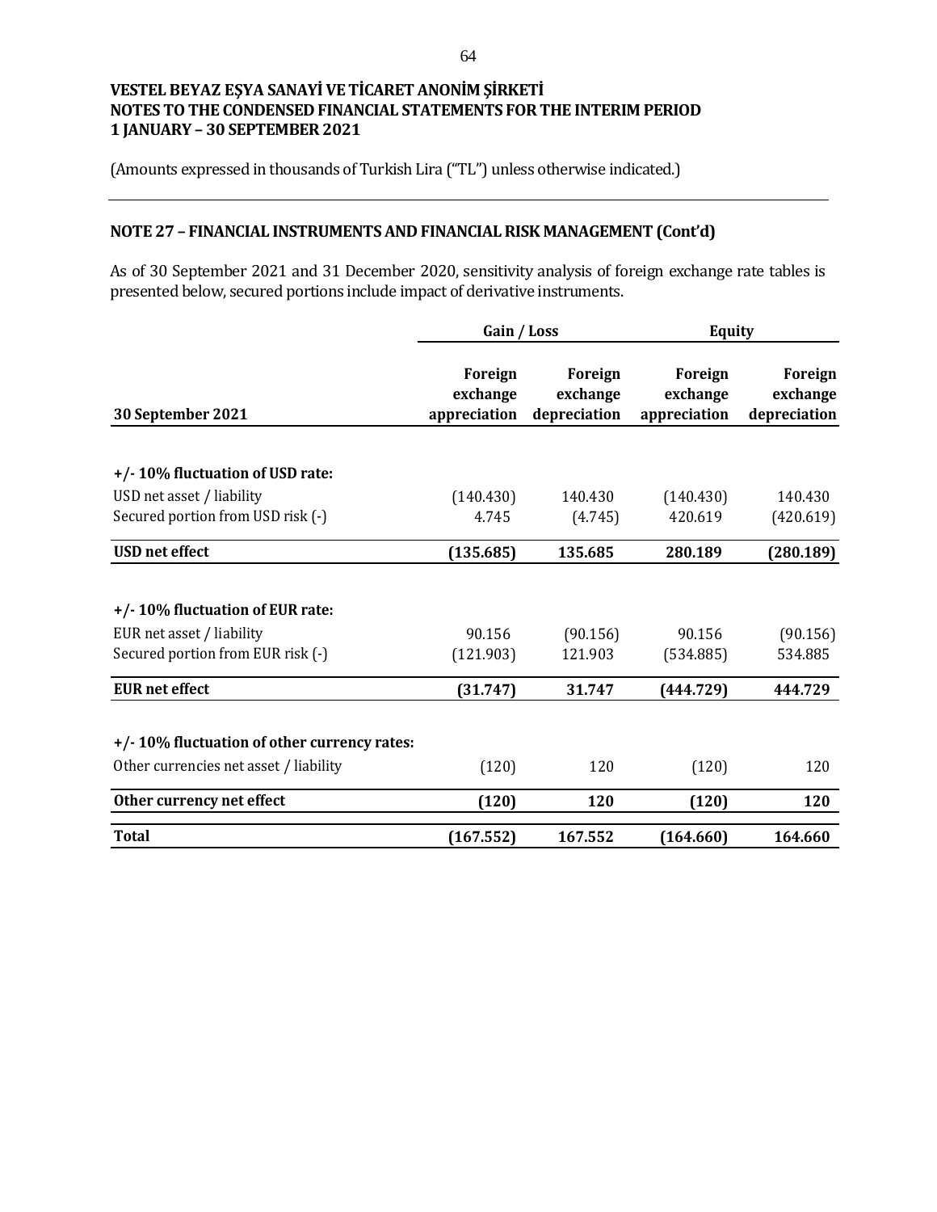**VESTEL BEYAZ EŞYA SANAYİ VE TİCARET ANONİM ŞİRKETİ**
**NOTES TO THE CONDENSED FINANCIAL STATEMENTS FOR THE INTERIM PERIOD**
**1 JANUARY – 30 SEPTEMBER 2021**

(Amounts expressed in thousands of Turkish Lira ("TL") unless otherwise indicated.)

## NOTE 27 – FINANCIAL INSTRUMENTS AND FINANCIAL RISK MANAGEMENT (Cont'd)

As of 30 September 2021 and 31 December 2020, sensitivity analysis of foreign exchange rate tables is presented below, secured portions include impact of derivative instruments.

| | Gain / Loss | | Equity | |
|---|---|---|---|---|
| **30 September 2021** | **Foreign exchange appreciation** | **Foreign exchange depreciation** | **Foreign exchange appreciation** | **Foreign exchange depreciation** |
| **+/- 10% fluctuation of USD rate:** | | | | |
| USD net asset / liability | (140.430) | 140.430 | (140.430) | 140.430 |
| Secured portion from USD risk (-) | 4.745 | (4.745) | 420.619 | (420.619) |
| **USD net effect** | **(135.685)** | **135.685** | **280.189** | **(280.189)** |
| **+/- 10% fluctuation of EUR rate:** | | | | |
| EUR net asset / liability | 90.156 | (90.156) | 90.156 | (90.156) |
| Secured portion from EUR risk (-) | (121.903) | 121.903 | (534.885) | 534.885 |
| **EUR net effect** | **(31.747)** | **31.747** | **(444.729)** | **444.729** |
| **+/- 10% fluctuation of other currency rates:** | | | | |
| Other currencies net asset / liability | (120) | 120 | (120) | 120 |
| **Other currency net effect** | **(120)** | **120** | **(120)** | **120** |
| **Total** | **(167.552)** | **167.552** | **(164.660)** | **164.660** |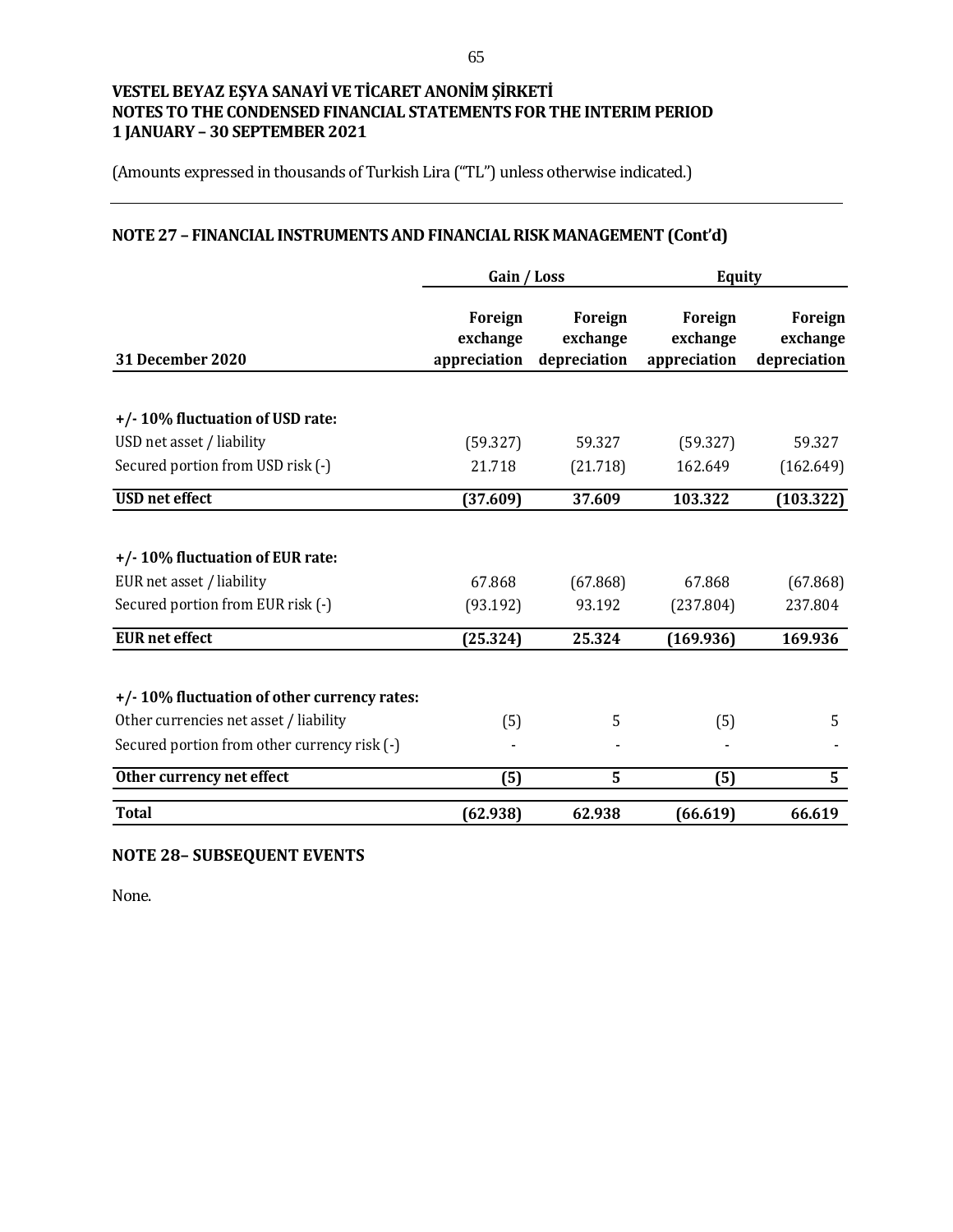**VESTEL BEYAZ EŞYA SANAYİ VE TİCARET ANONİM ŞİRKETİ**
**NOTES TO THE CONDENSED FINANCIAL STATEMENTS FOR THE INTERIM PERIOD**
**1 JANUARY – 30 SEPTEMBER 2021**

(Amounts expressed in thousands of Turkish Lira ("TL") unless otherwise indicated.)

## NOTE 27 – FINANCIAL INSTRUMENTS AND FINANCIAL RISK MANAGEMENT (Cont'd)

| | Gain / Loss | | Equity | |
|---|---|---|---|---|
| **31 December 2020** | **Foreign exchange appreciation** | **Foreign exchange depreciation** | **Foreign exchange appreciation** | **Foreign exchange depreciation** |
| **+/- 10% fluctuation of USD rate:** | | | | |
| USD net asset / liability | (59.327) | 59.327 | (59.327) | 59.327 |
| Secured portion from USD risk (-) | 21.718 | (21.718) | 162.649 | (162.649) |
| **USD net effect** | **(37.609)** | **37.609** | **103.322** | **(103.322)** |
| **+/- 10% fluctuation of EUR rate:** | | | | |
| EUR net asset / liability | 67.868 | (67.868) | 67.868 | (67.868) |
| Secured portion from EUR risk (-) | (93.192) | 93.192 | (237.804) | 237.804 |
| **EUR net effect** | **(25.324)** | **25.324** | **(169.936)** | **169.936** |
| **+/- 10% fluctuation of other currency rates:** | | | | |
| Other currencies net asset / liability | (5) | 5 | (5) | 5 |
| Secured portion from other currency risk (-) | - | - | - | - |
| **Other currency net effect** | **(5)** | **5** | **(5)** | **5** |
| **Total** | **(62.938)** | **62.938** | **(66.619)** | **66.619** |

## NOTE 28– SUBSEQUENT EVENTS

None.